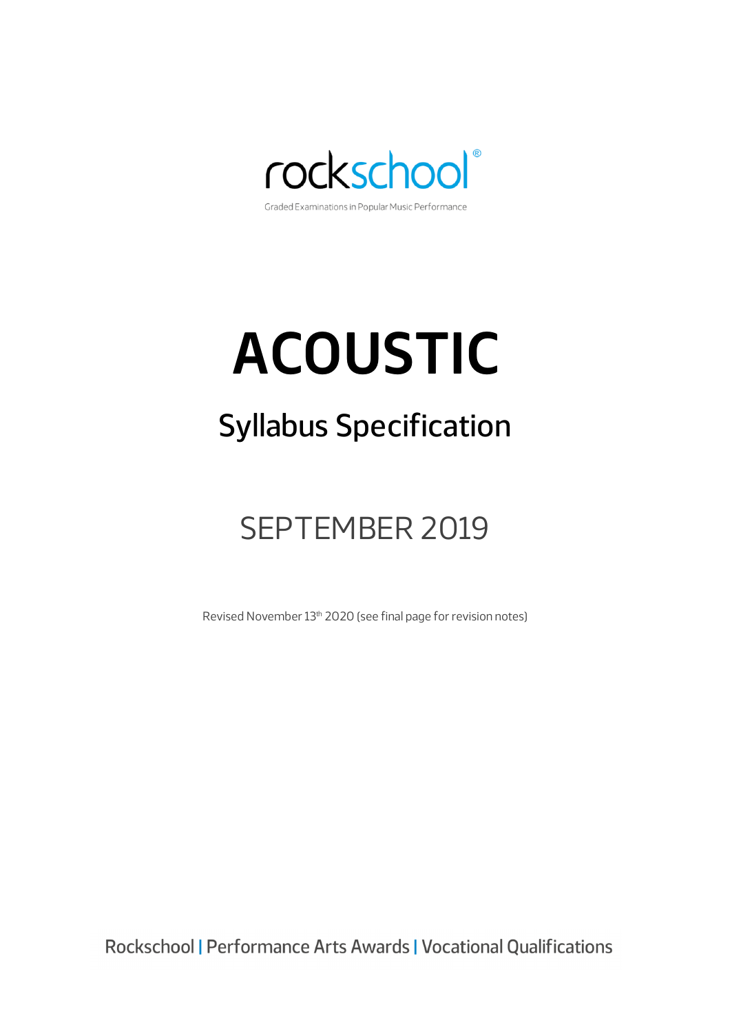rockschool®

Graded Examinations in Popular Music Performance

# ACOUSTIC

## Syllabus Specification

SEPTEMBER 2019

Revised November 13th 2020 (see final page for revision notes)

Rockschool | Performance Arts Awards | Vocational Qualifications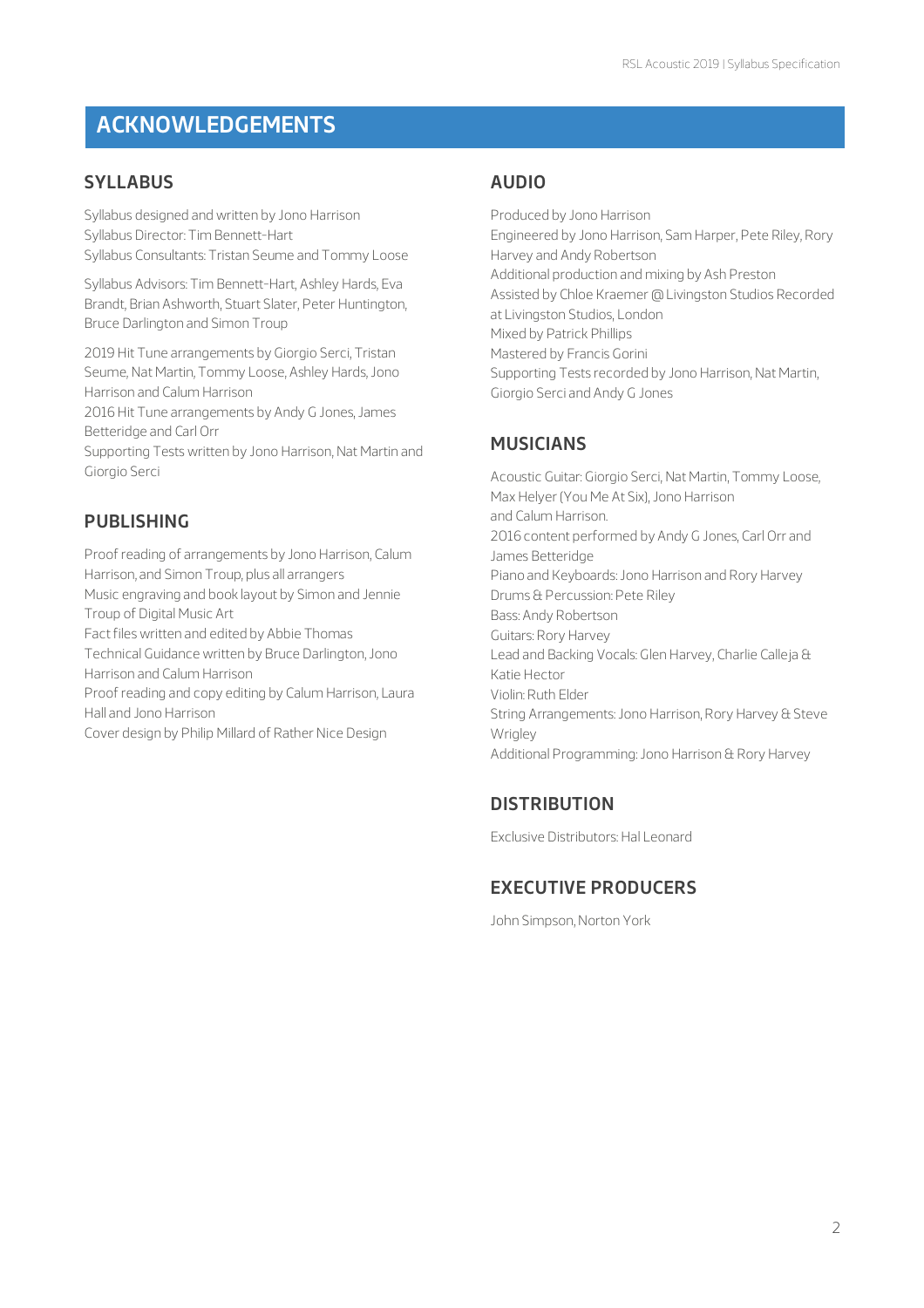# ACKNOWLEDGEMENTS

## SYLLABUS

Syllabus designed and written by Jono Harrison
Syllabus Director: Tim Bennett-Hart
Syllabus Consultants: Tristan Seume and Tommy Loose

Syllabus Advisors: Tim Bennett-Hart, Ashley Hards, Eva Brandt, Brian Ashworth, Stuart Slater, Peter Huntington, Bruce Darlington and Simon Troup

2019 Hit Tune arrangements by Giorgio Serci, Tristan Seume, Nat Martin, Tommy Loose, Ashley Hards, Jono Harrison and Calum Harrison
2016 Hit Tune arrangements by Andy G Jones, James Betteridge and Carl Orr
Supporting Tests written by Jono Harrison, Nat Martin and Giorgio Serci

## PUBLISHING

Proof reading of arrangements by Jono Harrison, Calum Harrison, and Simon Troup, plus all arrangers
Music engraving and book layout by Simon and Jennie Troup of Digital Music Art
Fact files written and edited by Abbie Thomas
Technical Guidance written by Bruce Darlington, Jono Harrison and Calum Harrison
Proof reading and copy editing by Calum Harrison, Laura Hall and Jono Harrison
Cover design by Philip Millard of Rather Nice Design

## AUDIO

Produced by Jono Harrison
Engineered by Jono Harrison, Sam Harper, Pete Riley, Rory Harvey and Andy Robertson
Additional production and mixing by Ash Preston
Assisted by Chloe Kraemer @ Livingston Studios Recorded at Livingston Studios, London
Mixed by Patrick Phillips
Mastered by Francis Gorini
Supporting Tests recorded by Jono Harrison, Nat Martin, Giorgio Serci and Andy G Jones

## MUSICIANS

Acoustic Guitar: Giorgio Serci, Nat Martin, Tommy Loose, Max Helyer (You Me At Six), Jono Harrison and Calum Harrison.
2016 content performed by Andy G Jones, Carl Orr and James Betteridge
Piano and Keyboards: Jono Harrison and Rory Harvey
Drums & Percussion: Pete Riley
Bass: Andy Robertson
Guitars: Rory Harvey
Lead and Backing Vocals: Glen Harvey, Charlie Calleja & Katie Hector
Violin: Ruth Elder
String Arrangements: Jono Harrison, Rory Harvey & Steve Wrigley
Additional Programming: Jono Harrison & Rory Harvey

## DISTRIBUTION

Exclusive Distributors: Hal Leonard

## EXECUTIVE PRODUCERS

John Simpson, Norton York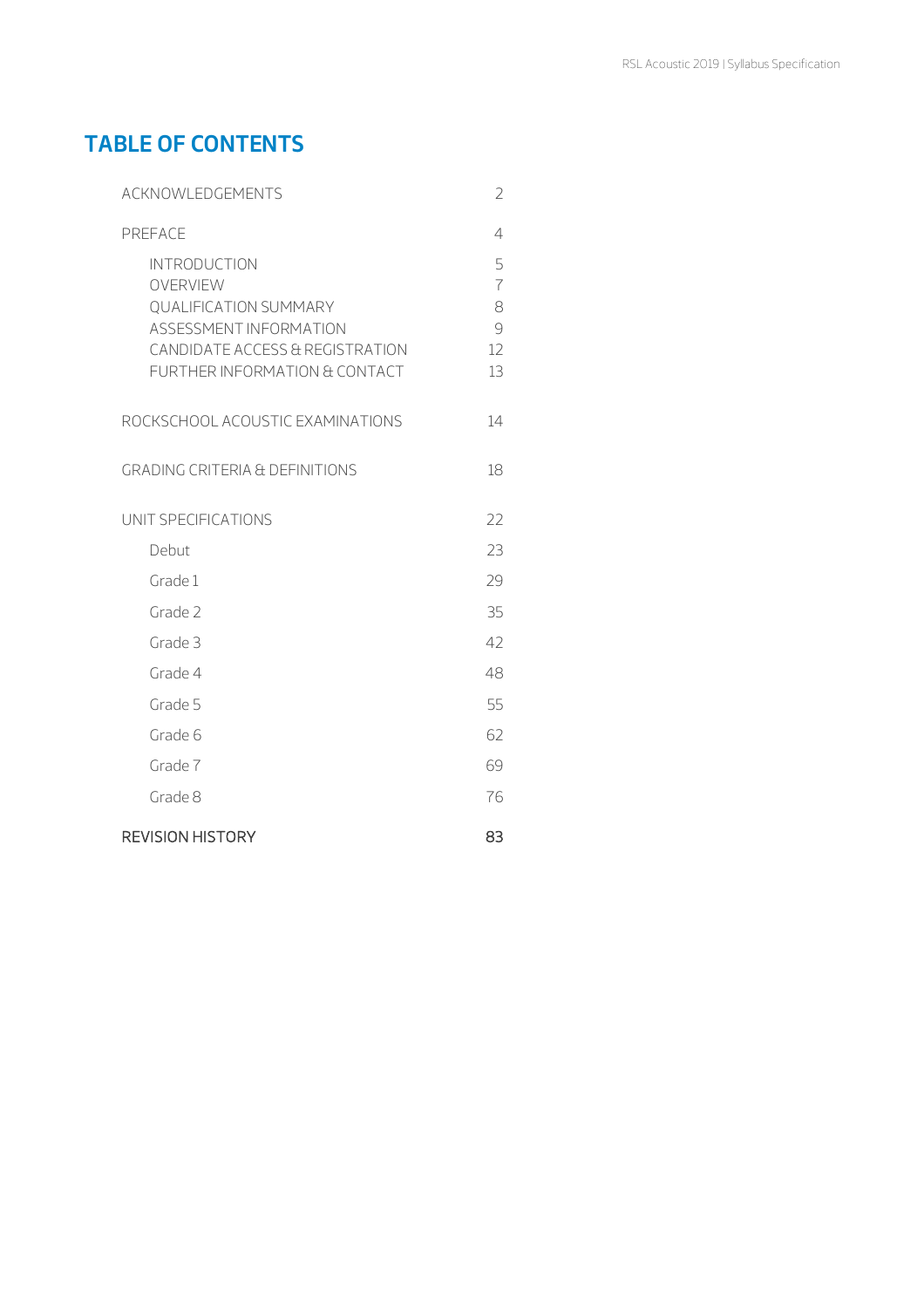# TABLE OF CONTENTS

| | |
|---|---|
| ACKNOWLEDGEMENTS | 2 |
| PREFACE | 4 |
| INTRODUCTION | 5 |
| OVERVIEW | 7 |
| QUALIFICATION SUMMARY | 8 |
| ASSESSMENT INFORMATION | 9 |
| CANDIDATE ACCESS & REGISTRATION | 12 |
| FURTHER INFORMATION & CONTACT | 13 |
| ROCKSCHOOL ACOUSTIC EXAMINATIONS | 14 |
| GRADING CRITERIA & DEFINITIONS | 18 |
| UNIT SPECIFICATIONS | 22 |
| Debut | 23 |
| Grade 1 | 29 |
| Grade 2 | 35 |
| Grade 3 | 42 |
| Grade 4 | 48 |
| Grade 5 | 55 |
| Grade 6 | 62 |
| Grade 7 | 69 |
| Grade 8 | 76 |
| REVISION HISTORY | 83 |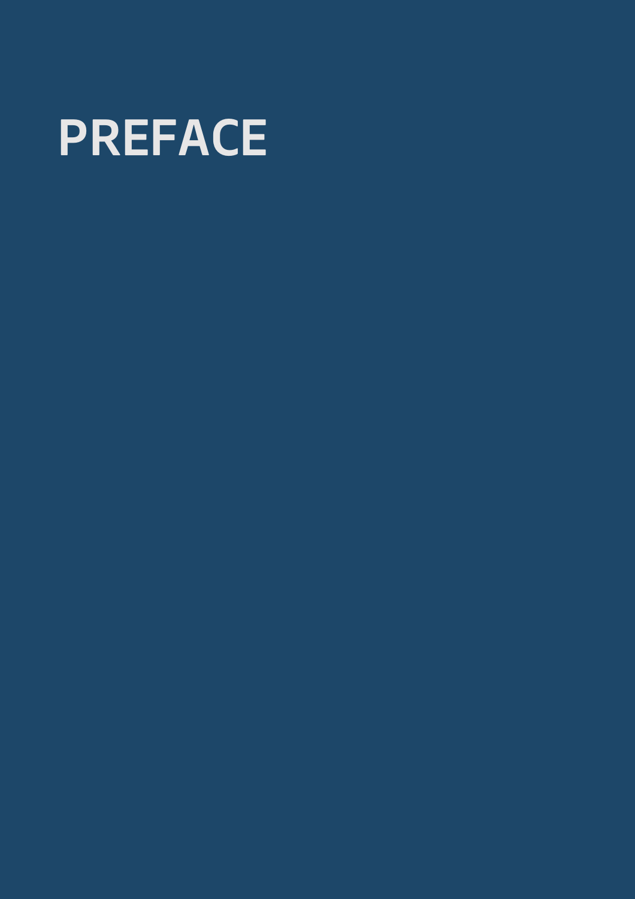# PREFACE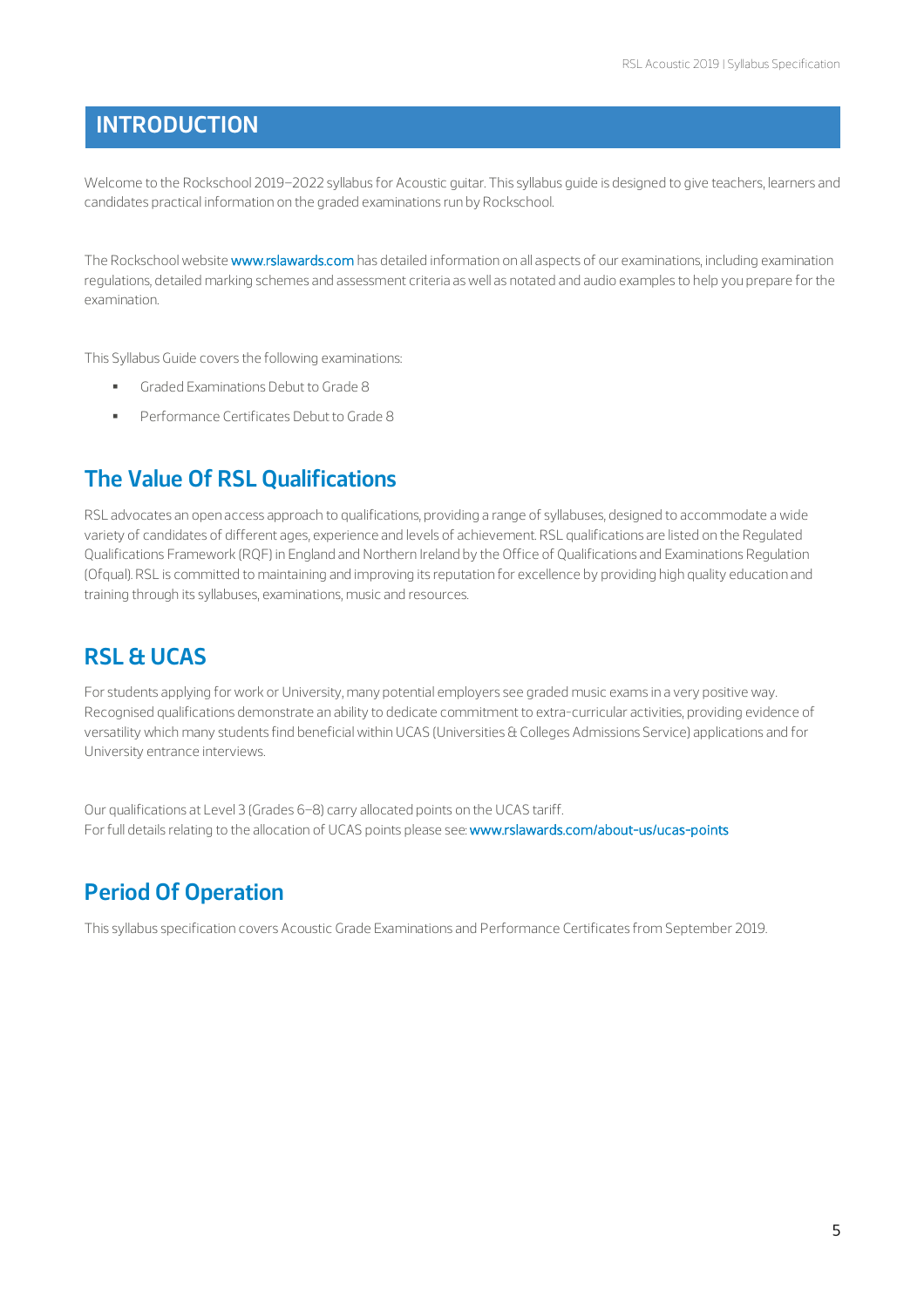# INTRODUCTION

Welcome to the Rockschool 2019–2022 syllabus for Acoustic guitar. This syllabus guide is designed to give teachers, learners and candidates practical information on the graded examinations run by Rockschool.

The Rockschool website www.rslawards.com has detailed information on all aspects of our examinations, including examination regulations, detailed marking schemes and assessment criteria as well as notated and audio examples to help you prepare for the examination.

This Syllabus Guide covers the following examinations:

- Graded Examinations Debut to Grade 8
- Performance Certificates Debut to Grade 8

## The Value Of RSL Qualifications

RSL advocates an open access approach to qualifications, providing a range of syllabuses, designed to accommodate a wide variety of candidates of different ages, experience and levels of achievement. RSL qualifications are listed on the Regulated Qualifications Framework (RQF) in England and Northern Ireland by the Office of Qualifications and Examinations Regulation (Ofqual). RSL is committed to maintaining and improving its reputation for excellence by providing high quality education and training through its syllabuses, examinations, music and resources.

## RSL & UCAS

For students applying for work or University, many potential employers see graded music exams in a very positive way. Recognised qualifications demonstrate an ability to dedicate commitment to extra-curricular activities, providing evidence of versatility which many students find beneficial within UCAS (Universities & Colleges Admissions Service) applications and for University entrance interviews.

Our qualifications at Level 3 (Grades 6–8) carry allocated points on the UCAS tariff.
For full details relating to the allocation of UCAS points please see: www.rslawards.com/about-us/ucas-points

## Period Of Operation

This syllabus specification covers Acoustic Grade Examinations and Performance Certificates from September 2019.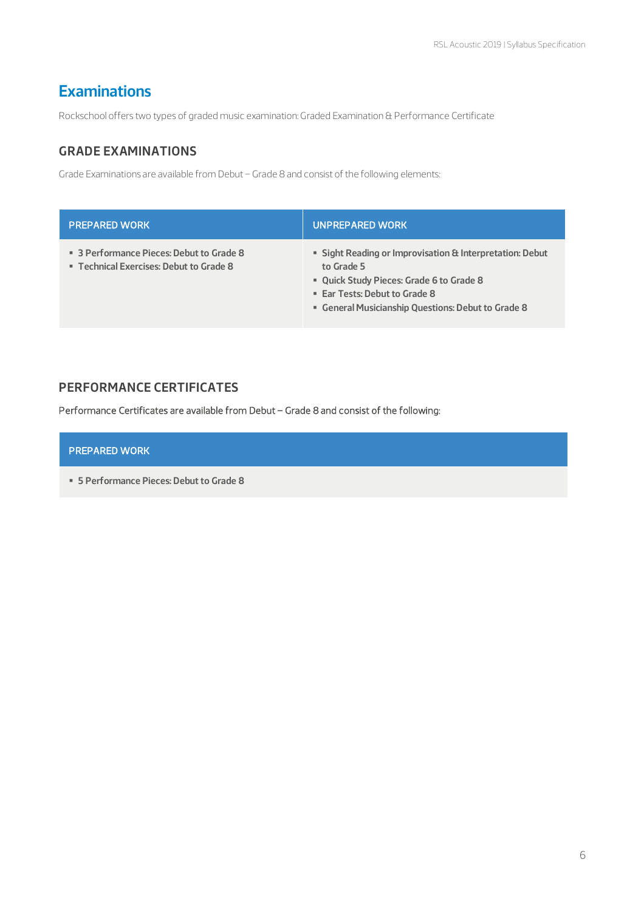# Examinations

Rockschool offers two types of graded music examination: Graded Examination & Performance Certificate

## GRADE EXAMINATIONS

Grade Examinations are available from Debut – Grade 8 and consist of the following elements:

| PREPARED WORK | UNPREPARED WORK |
|---|---|
| ▪ **3 Performance Pieces: Debut to Grade 8**<br>▪ **Technical Exercises: Debut to Grade 8** | ▪ **Sight Reading or Improvisation & Interpretation: Debut to Grade 5**<br>▪ **Quick Study Pieces: Grade 6 to Grade 8**<br>▪ **Ear Tests: Debut to Grade 8**<br>▪ **General Musicianship Questions: Debut to Grade 8** |

## PERFORMANCE CERTIFICATES

Performance Certificates are available from Debut – Grade 8 and consist of the following:

| PREPARED WORK |
|---|
| ▪ **5 Performance Pieces: Debut to Grade 8** |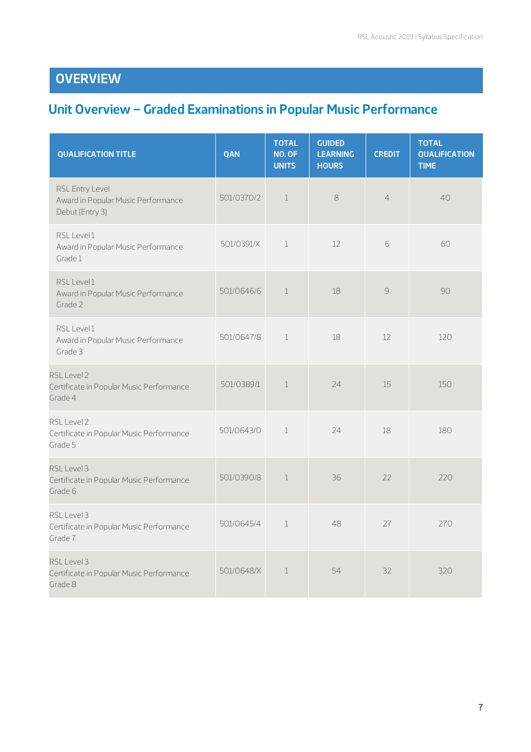# OVERVIEW

## Unit Overview – Graded Examinations in Popular Music Performance

| QUALIFICATION TITLE | QAN | TOTAL NO. OF UNITS | GUIDED LEARNING HOURS | CREDIT | TOTAL QUALIFICATION TIME |
|---|---|---|---|---|---|
| RSL Entry Level Award in Popular Music Performance Debut (Entry 3) | 501/0370/2 | 1 | 8 | 4 | 40 |
| RSL Level 1 Award in Popular Music Performance Grade 1 | 501/0391/X | 1 | 12 | 6 | 60 |
| RSL Level 1 Award in Popular Music Performance Grade 2 | 501/0646/6 | 1 | 18 | 9 | 90 |
| RSL Level 1 Award in Popular Music Performance Grade 3 | 501/0647/8 | 1 | 18 | 12 | 120 |
| RSL Level 2 Certificate in Popular Music Performance Grade 4 | 501/0389/1 | 1 | 24 | 15 | 150 |
| RSL Level 2 Certificate in Popular Music Performance Grade 5 | 501/0643/0 | 1 | 24 | 18 | 180 |
| RSL Level 3 Certificate in Popular Music Performance Grade 6 | 501/0390/8 | 1 | 36 | 22 | 220 |
| RSL Level 3 Certificate in Popular Music Performance Grade 7 | 501/0645/4 | 1 | 48 | 27 | 270 |
| RSL Level 3 Certificate in Popular Music Performance Grade 8 | 501/0648/X | 1 | 54 | 32 | 320 |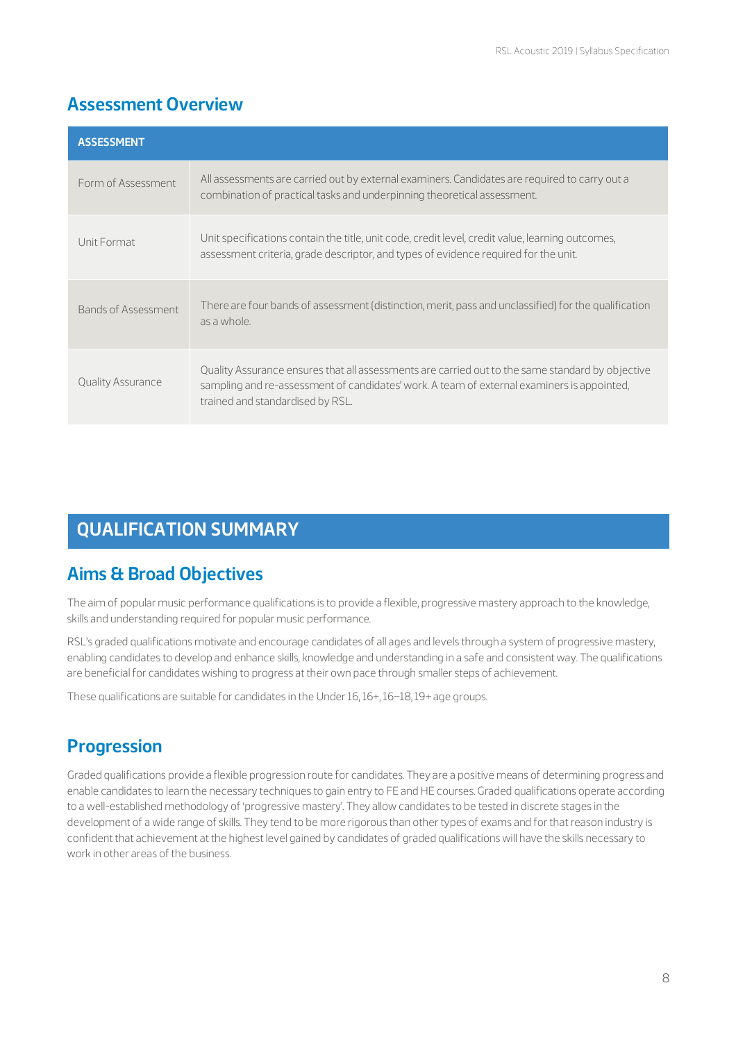## Assessment Overview

| ASSESSMENT | |
|---|---|
| Form of Assessment | All assessments are carried out by external examiners. Candidates are required to carry out a combination of practical tasks and underpinning theoretical assessment. |
| Unit Format | Unit specifications contain the title, unit code, credit level, credit value, learning outcomes, assessment criteria, grade descriptor, and types of evidence required for the unit. |
| Bands of Assessment | There are four bands of assessment (distinction, merit, pass and unclassified) for the qualification as a whole. |
| Quality Assurance | Quality Assurance ensures that all assessments are carried out to the same standard by objective sampling and re-assessment of candidates' work. A team of external examiners is appointed, trained and standardised by RSL. |

# QUALIFICATION SUMMARY

## Aims & Broad Objectives

The aim of popular music performance qualifications is to provide a flexible, progressive mastery approach to the knowledge, skills and understanding required for popular music performance.

RSL's graded qualifications motivate and encourage candidates of all ages and levels through a system of progressive mastery, enabling candidates to develop and enhance skills, knowledge and understanding in a safe and consistent way. The qualifications are beneficial for candidates wishing to progress at their own pace through smaller steps of achievement.

These qualifications are suitable for candidates in the Under 16, 16+, 16–18, 19+ age groups.

## Progression

Graded qualifications provide a flexible progression route for candidates. They are a positive means of determining progress and enable candidates to learn the necessary techniques to gain entry to FE and HE courses. Graded qualifications operate according to a well-established methodology of 'progressive mastery'. They allow candidates to be tested in discrete stages in the development of a wide range of skills. They tend to be more rigorous than other types of exams and for that reason industry is confident that achievement at the highest level gained by candidates of graded qualifications will have the skills necessary to work in other areas of the business.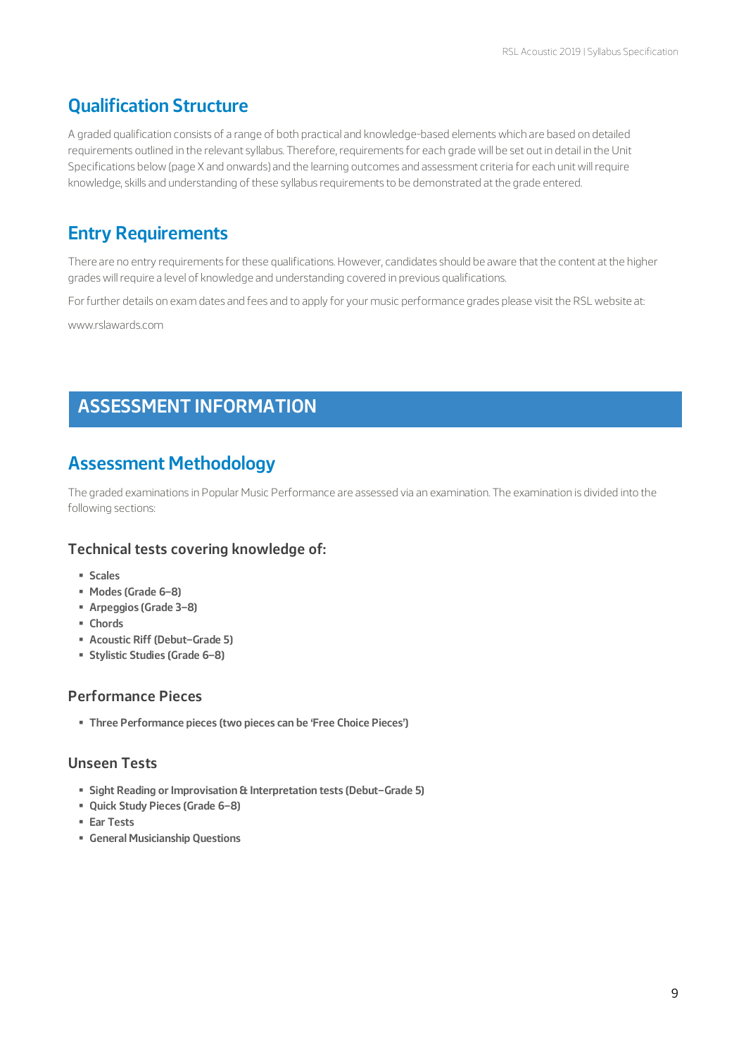## Qualification Structure

A graded qualification consists of a range of both practical and knowledge-based elements which are based on detailed requirements outlined in the relevant syllabus. Therefore, requirements for each grade will be set out in detail in the Unit Specifications below (page X and onwards) and the learning outcomes and assessment criteria for each unit will require knowledge, skills and understanding of these syllabus requirements to be demonstrated at the grade entered.

## Entry Requirements

There are no entry requirements for these qualifications. However, candidates should be aware that the content at the higher grades will require a level of knowledge and understanding covered in previous qualifications.

For further details on exam dates and fees and to apply for your music performance grades please visit the RSL website at:

www.rslawards.com

# ASSESSMENT INFORMATION

## Assessment Methodology

The graded examinations in Popular Music Performance are assessed via an examination. The examination is divided into the following sections:

### Technical tests covering knowledge of:

- **Scales**
- **Modes (Grade 6–8)**
- **Arpeggios (Grade 3–8)**
- **Chords**
- **Acoustic Riff (Debut–Grade 5)**
- **Stylistic Studies (Grade 6–8)**

### Performance Pieces

- **Three Performance pieces (two pieces can be 'Free Choice Pieces')**

### Unseen Tests

- **Sight Reading or Improvisation & Interpretation tests (Debut–Grade 5)**
- **Quick Study Pieces (Grade 6–8)**
- **Ear Tests**
- **General Musicianship Questions**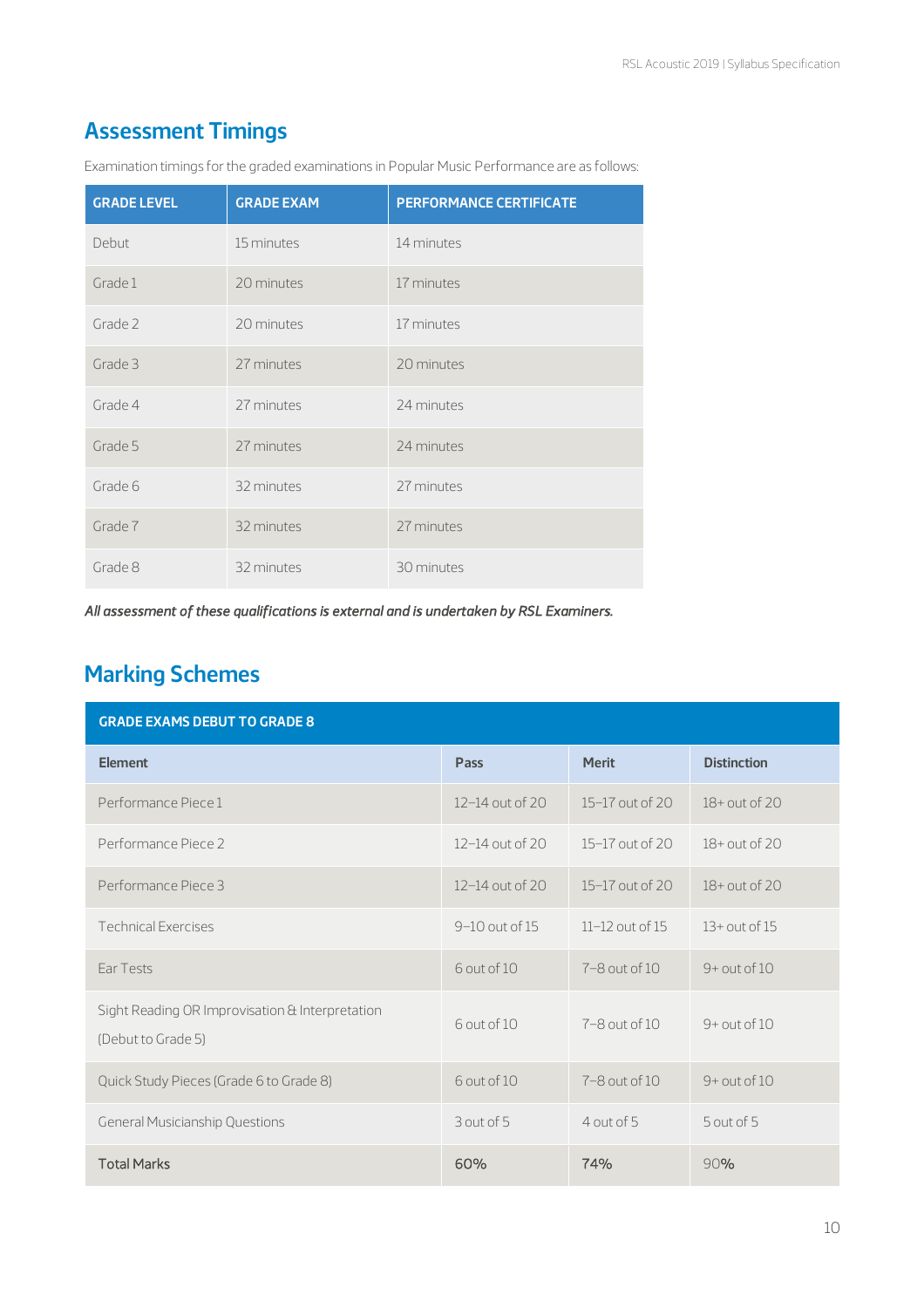## Assessment Timings

Examination timings for the graded examinations in Popular Music Performance are as follows:

| GRADE LEVEL | GRADE EXAM | PERFORMANCE CERTIFICATE |
|---|---|---|
| Debut | 15 minutes | 14 minutes |
| Grade 1 | 20 minutes | 17 minutes |
| Grade 2 | 20 minutes | 17 minutes |
| Grade 3 | 27 minutes | 20 minutes |
| Grade 4 | 27 minutes | 24 minutes |
| Grade 5 | 27 minutes | 24 minutes |
| Grade 6 | 32 minutes | 27 minutes |
| Grade 7 | 32 minutes | 27 minutes |
| Grade 8 | 32 minutes | 30 minutes |

***All assessment of these qualifications is external and is undertaken by RSL Examiners.***

## Marking Schemes

| GRADE EXAMS DEBUT TO GRADE 8 | | | |
|---|---|---|---|
| **Element** | **Pass** | **Merit** | **Distinction** |
| Performance Piece 1 | 12–14 out of 20 | 15–17 out of 20 | 18+ out of 20 |
| Performance Piece 2 | 12–14 out of 20 | 15–17 out of 20 | 18+ out of 20 |
| Performance Piece 3 | 12–14 out of 20 | 15–17 out of 20 | 18+ out of 20 |
| Technical Exercises | 9–10 out of 15 | 11–12 out of 15 | 13+ out of 15 |
| Ear Tests | 6 out of 10 | 7–8 out of 10 | 9+ out of 10 |
| Sight Reading OR Improvisation & Interpretation (Debut to Grade 5) | 6 out of 10 | 7–8 out of 10 | 9+ out of 10 |
| Quick Study Pieces (Grade 6 to Grade 8) | 6 out of 10 | 7–8 out of 10 | 9+ out of 10 |
| General Musicianship Questions | 3 out of 5 | 4 out of 5 | 5 out of 5 |
| Total Marks | 60% | 74% | 90% |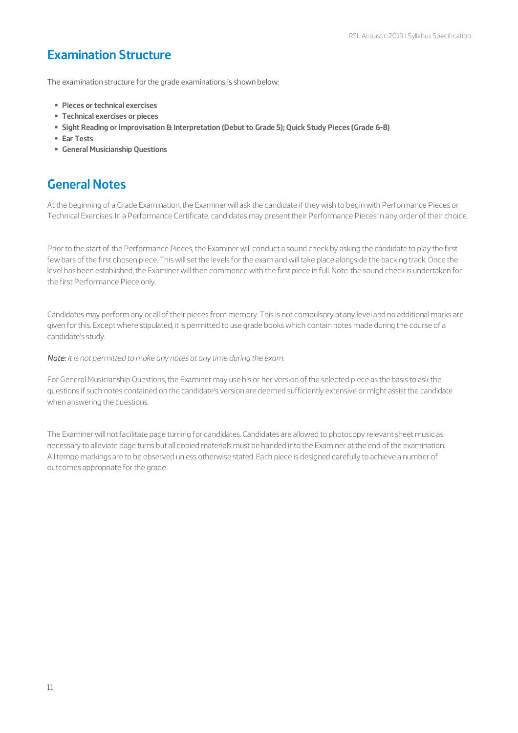## Examination Structure

The examination structure for the grade examinations is shown below:

- **Pieces or technical exercises**
- **Technical exercises or pieces**
- **Sight Reading or Improvisation & Interpretation (Debut to Grade 5); Quick Study Pieces (Grade 6-8)**
- **Ear Tests**
- **General Musicianship Questions**

## General Notes

At the beginning of a Grade Examination, the Examiner will ask the candidate if they wish to begin with Performance Pieces or Technical Exercises. In a Performance Certificate, candidates may present their Performance Pieces in any order of their choice.

Prior to the start of the Performance Pieces, the Examiner will conduct a sound check by asking the candidate to play the first few bars of the first chosen piece. This will set the levels for the exam and will take place alongside the backing track. Once the level has been established, the Examiner will then commence with the first piece in full. Note: the sound check is undertaken for the first Performance Piece only.

Candidates may perform any or all of their pieces from memory. This is not compulsory at any level and no additional marks are given for this. Except where stipulated, it is permitted to use grade books which contain notes made during the course of a candidate's study.

*Note: It is not permitted to make any notes at any time during the exam.*

For General Musicianship Questions, the Examiner may use his or her version of the selected piece as the basis to ask the questions if such notes contained on the candidate's version are deemed sufficiently extensive or might assist the candidate when answering the questions.

The Examiner will not facilitate page turning for candidates. Candidates are allowed to photocopy relevant sheet music as necessary to alleviate page turns but all copied materials must be handed into the Examiner at the end of the examination. All tempo markings are to be observed unless otherwise stated. Each piece is designed carefully to achieve a number of outcomes appropriate for the grade.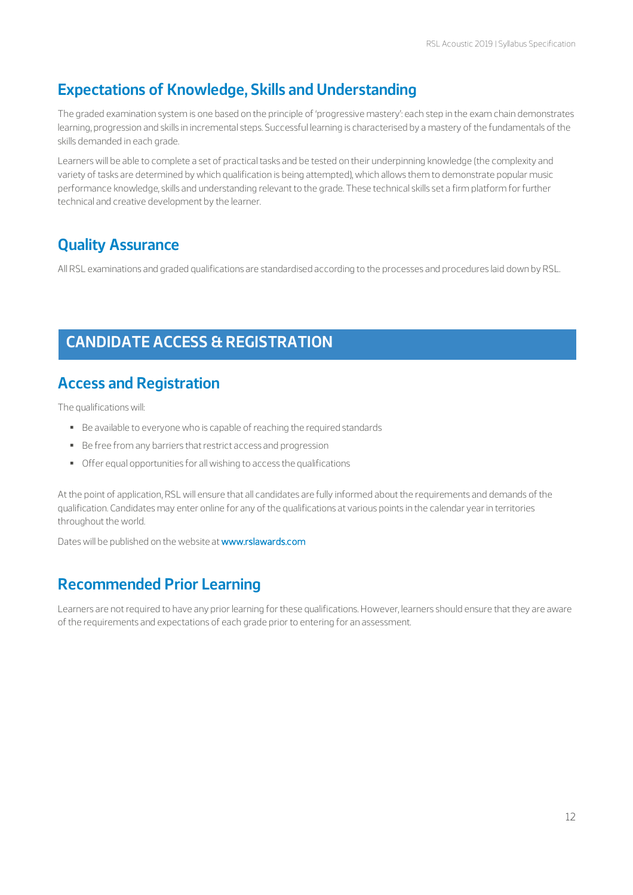## Expectations of Knowledge, Skills and Understanding

The graded examination system is one based on the principle of 'progressive mastery': each step in the exam chain demonstrates learning, progression and skills in incremental steps. Successful learning is characterised by a mastery of the fundamentals of the skills demanded in each grade.

Learners will be able to complete a set of practical tasks and be tested on their underpinning knowledge (the complexity and variety of tasks are determined by which qualification is being attempted), which allows them to demonstrate popular music performance knowledge, skills and understanding relevant to the grade. These technical skills set a firm platform for further technical and creative development by the learner.

## Quality Assurance

All RSL examinations and graded qualifications are standardised according to the processes and procedures laid down by RSL.

# CANDIDATE ACCESS & REGISTRATION

## Access and Registration

The qualifications will:

- Be available to everyone who is capable of reaching the required standards
- Be free from any barriers that restrict access and progression
- Offer equal opportunities for all wishing to access the qualifications

At the point of application, RSL will ensure that all candidates are fully informed about the requirements and demands of the qualification. Candidates may enter online for any of the qualifications at various points in the calendar year in territories throughout the world.

Dates will be published on the website at www.rslawards.com

## Recommended Prior Learning

Learners are not required to have any prior learning for these qualifications. However, learners should ensure that they are aware of the requirements and expectations of each grade prior to entering for an assessment.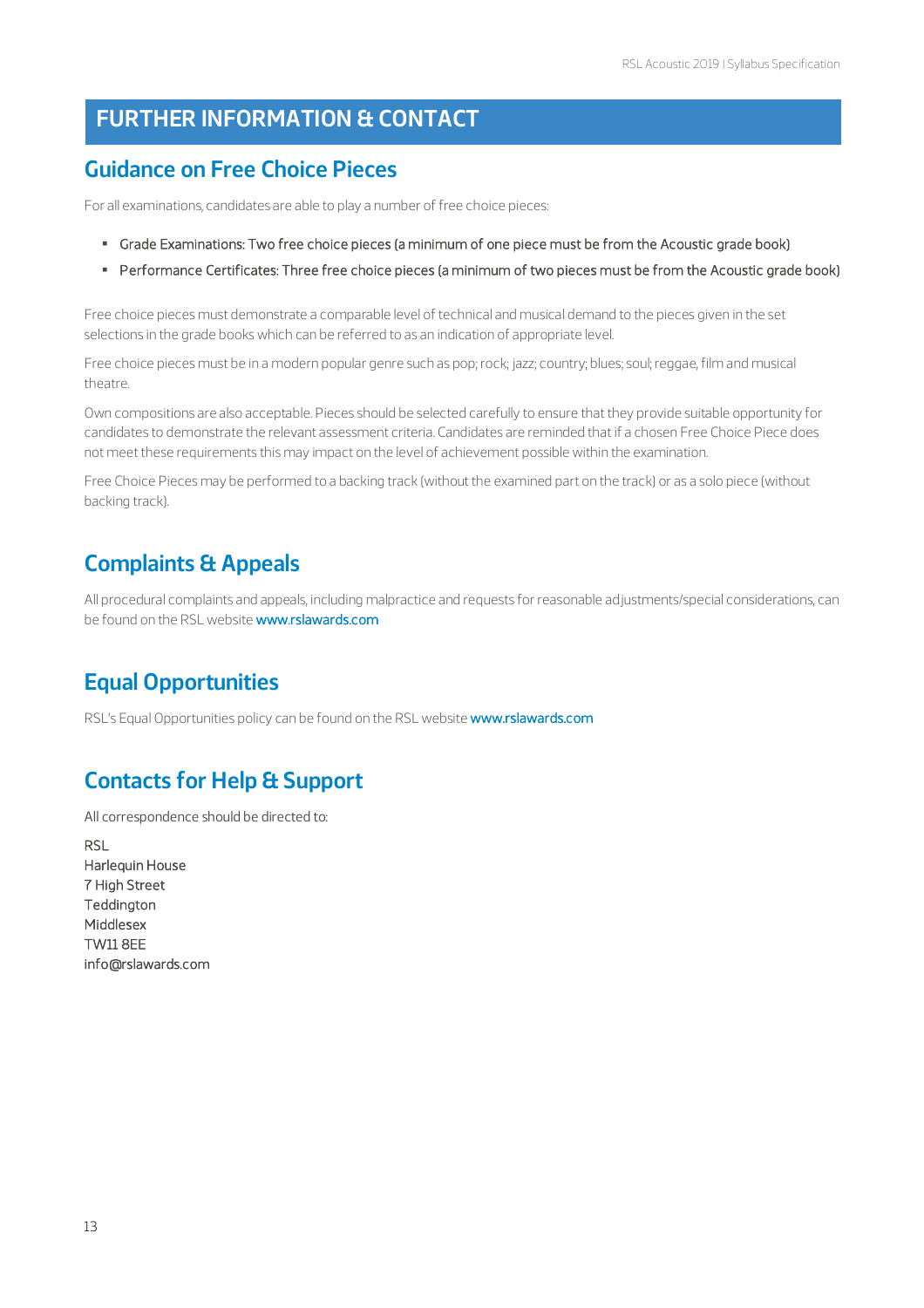# FURTHER INFORMATION & CONTACT

## Guidance on Free Choice Pieces

For all examinations, candidates are able to play a number of free choice pieces:

- Grade Examinations: Two free choice pieces (a minimum of one piece must be from the Acoustic grade book)
- Performance Certificates: Three free choice pieces (a minimum of two pieces must be from the Acoustic grade book)

Free choice pieces must demonstrate a comparable level of technical and musical demand to the pieces given in the set selections in the grade books which can be referred to as an indication of appropriate level.

Free choice pieces must be in a modern popular genre such as pop; rock; jazz; country; blues; soul; reggae, film and musical theatre.

Own compositions are also acceptable. Pieces should be selected carefully to ensure that they provide suitable opportunity for candidates to demonstrate the relevant assessment criteria. Candidates are reminded that if a chosen Free Choice Piece does not meet these requirements this may impact on the level of achievement possible within the examination.

Free Choice Pieces may be performed to a backing track (without the examined part on the track) or as a solo piece (without backing track).

## Complaints & Appeals

All procedural complaints and appeals, including malpractice and requests for reasonable adjustments/special considerations, can be found on the RSL website www.rslawards.com

## Equal Opportunities

RSL's Equal Opportunities policy can be found on the RSL website www.rslawards.com

## Contacts for Help & Support

All correspondence should be directed to:

RSL
Harlequin House
7 High Street
Teddington
Middlesex
TW11 8EE
info@rslawards.com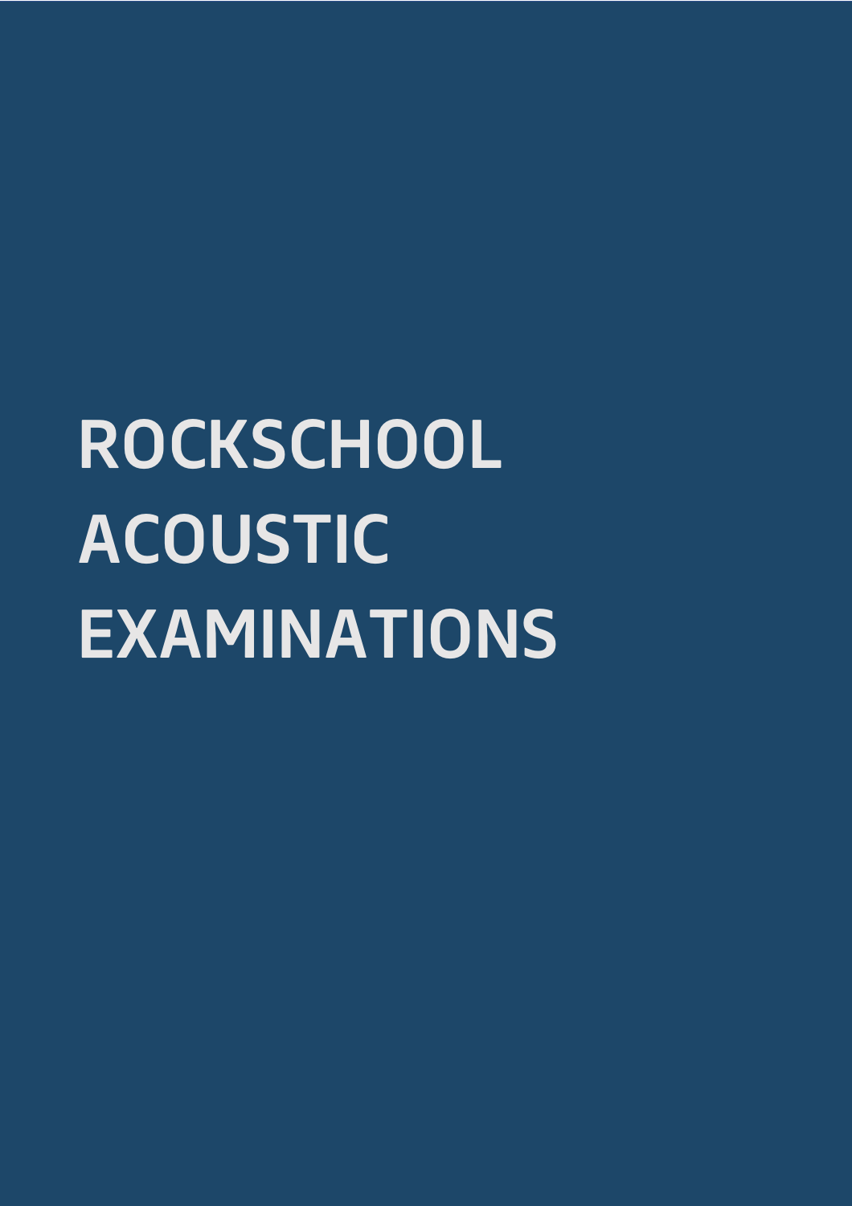# ROCKSCHOOL ACOUSTIC EXAMINATIONS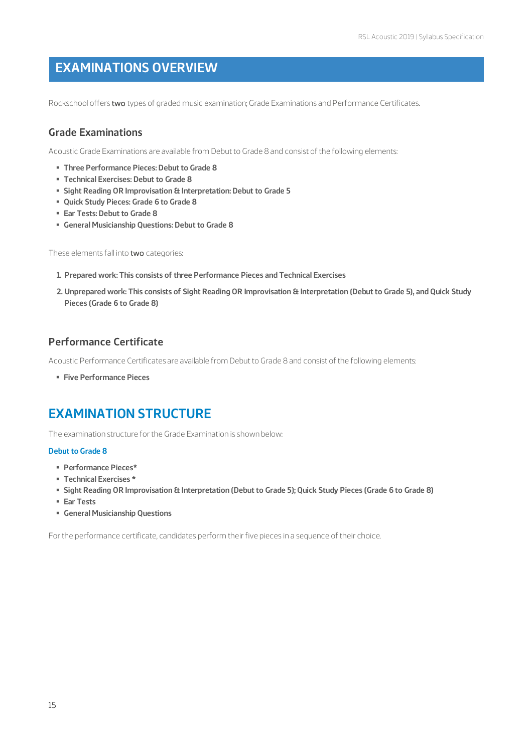# EXAMINATIONS OVERVIEW

Rockschool offers **two** types of graded music examination; Grade Examinations and Performance Certificates.

## Grade Examinations

Acoustic Grade Examinations are available from Debut to Grade 8 and consist of the following elements:

- **Three Performance Pieces: Debut to Grade 8**
- **Technical Exercises: Debut to Grade 8**
- **Sight Reading OR Improvisation & Interpretation: Debut to Grade 5**
- **Quick Study Pieces: Grade 6 to Grade 8**
- **Ear Tests: Debut to Grade 8**
- **General Musicianship Questions: Debut to Grade 8**

These elements fall into **two** categories:

1. **Prepared work: This consists of three Performance Pieces and Technical Exercises**
2. **Unprepared work: This consists of Sight Reading OR Improvisation & Interpretation (Debut to Grade 5), and Quick Study Pieces (Grade 6 to Grade 8)**

## Performance Certificate

Acoustic Performance Certificates are available from Debut to Grade 8 and consist of the following elements:

- **Five Performance Pieces**

# EXAMINATION STRUCTURE

The examination structure for the Grade Examination is shown below:

**Debut to Grade 8**

- **Performance Pieces***
- **Technical Exercises ***
- **Sight Reading OR Improvisation & Interpretation (Debut to Grade 5); Quick Study Pieces (Grade 6 to Grade 8)**
- **Ear Tests**
- **General Musicianship Questions**

For the performance certificate, candidates perform their five pieces in a sequence of their choice.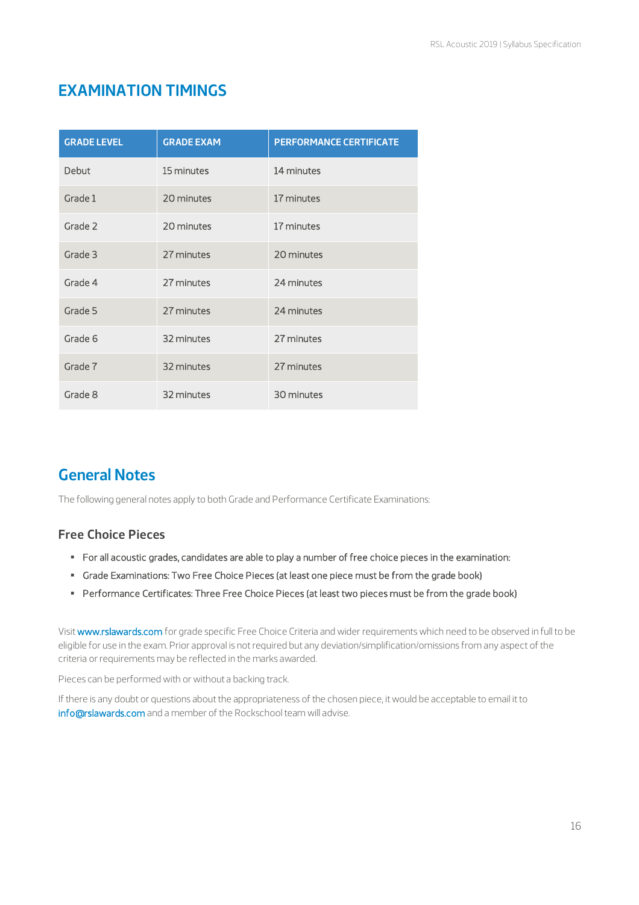# EXAMINATION TIMINGS

| GRADE LEVEL | GRADE EXAM | PERFORMANCE CERTIFICATE |
|---|---|---|
| Debut | 15 minutes | 14 minutes |
| Grade 1 | 20 minutes | 17 minutes |
| Grade 2 | 20 minutes | 17 minutes |
| Grade 3 | 27 minutes | 20 minutes |
| Grade 4 | 27 minutes | 24 minutes |
| Grade 5 | 27 minutes | 24 minutes |
| Grade 6 | 32 minutes | 27 minutes |
| Grade 7 | 32 minutes | 27 minutes |
| Grade 8 | 32 minutes | 30 minutes |

## General Notes

The following general notes apply to both Grade and Performance Certificate Examinations:

### Free Choice Pieces

- For all acoustic grades, candidates are able to play a number of free choice pieces in the examination:
- Grade Examinations: Two Free Choice Pieces (at least one piece must be from the grade book)
- Performance Certificates: Three Free Choice Pieces (at least two pieces must be from the grade book)

Visit www.rslawards.com for grade specific Free Choice Criteria and wider requirements which need to be observed in full to be eligible for use in the exam. Prior approval is not required but any deviation/simplification/omissions from any aspect of the criteria or requirements may be reflected in the marks awarded.

Pieces can be performed with or without a backing track.

If there is any doubt or questions about the appropriateness of the chosen piece, it would be acceptable to email it to info@rslawards.com and a member of the Rockschool team will advise.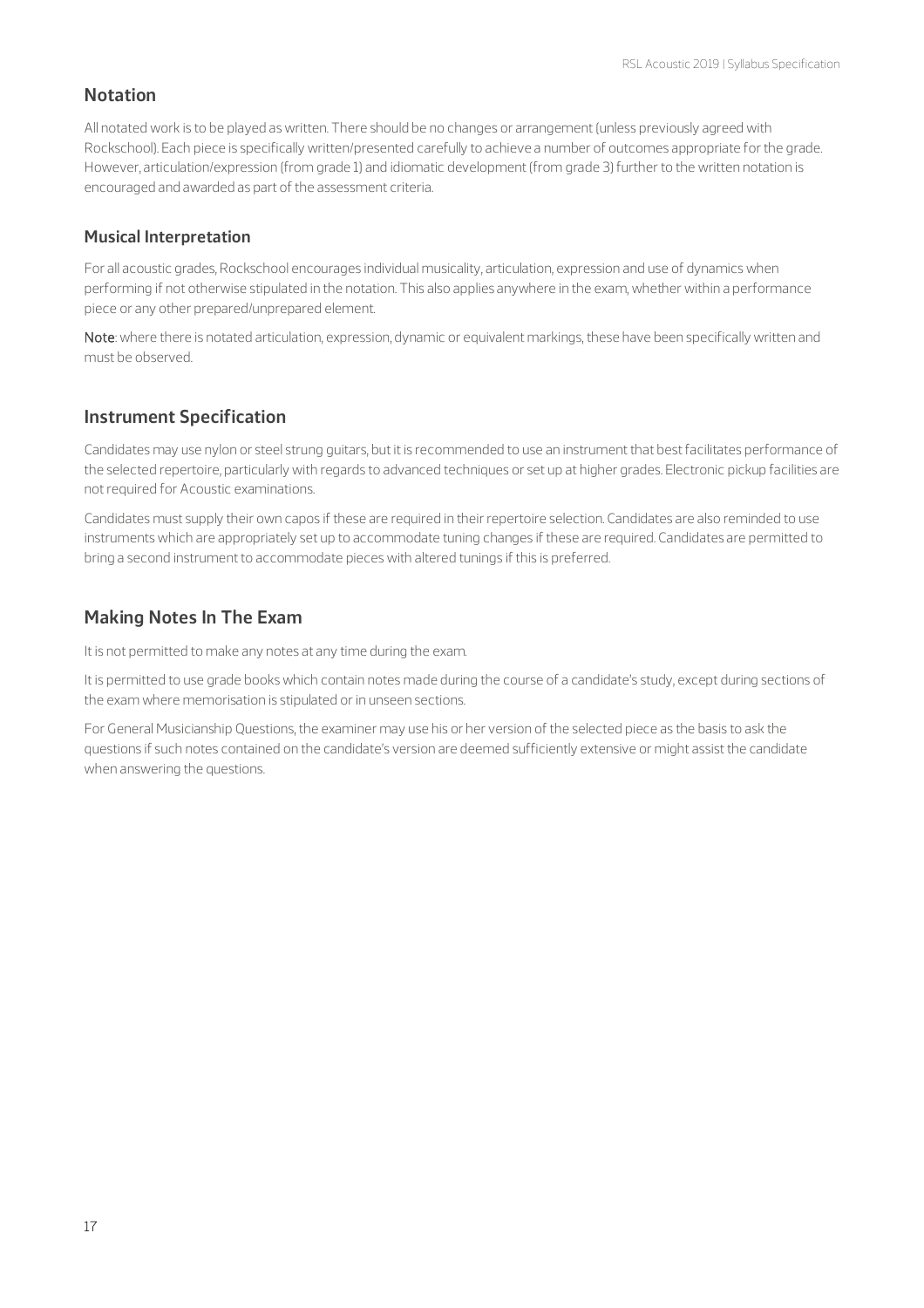## Notation

All notated work is to be played as written. There should be no changes or arrangement (unless previously agreed with Rockschool). Each piece is specifically written/presented carefully to achieve a number of outcomes appropriate for the grade. However, articulation/expression (from grade 1) and idiomatic development (from grade 3) further to the written notation is encouraged and awarded as part of the assessment criteria.

### Musical Interpretation

For all acoustic grades, Rockschool encourages individual musicality, articulation, expression and use of dynamics when performing if not otherwise stipulated in the notation. This also applies anywhere in the exam, whether within a performance piece or any other prepared/unprepared element.

**Note**: where there is notated articulation, expression, dynamic or equivalent markings, these have been specifically written and must be observed.

## Instrument Specification

Candidates may use nylon or steel strung guitars, but it is recommended to use an instrument that best facilitates performance of the selected repertoire, particularly with regards to advanced techniques or set up at higher grades. Electronic pickup facilities are not required for Acoustic examinations.

Candidates must supply their own capos if these are required in their repertoire selection. Candidates are also reminded to use instruments which are appropriately set up to accommodate tuning changes if these are required. Candidates are permitted to bring a second instrument to accommodate pieces with altered tunings if this is preferred.

## Making Notes In The Exam

It is not permitted to make any notes at any time during the exam.

It is permitted to use grade books which contain notes made during the course of a candidate's study, except during sections of the exam where memorisation is stipulated or in unseen sections.

For General Musicianship Questions, the examiner may use his or her version of the selected piece as the basis to ask the questions if such notes contained on the candidate's version are deemed sufficiently extensive or might assist the candidate when answering the questions.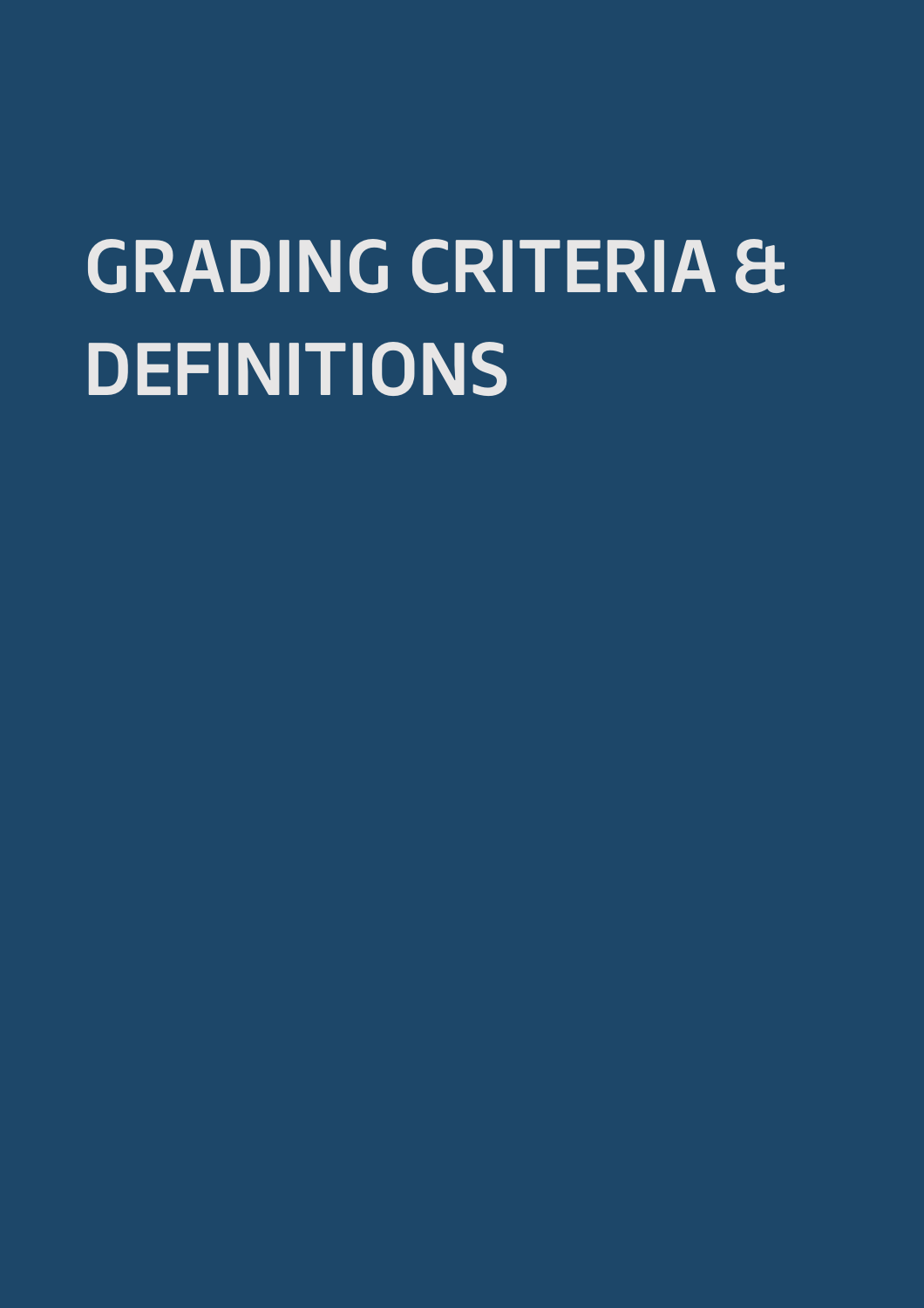# GRADING CRITERIA & DEFINITIONS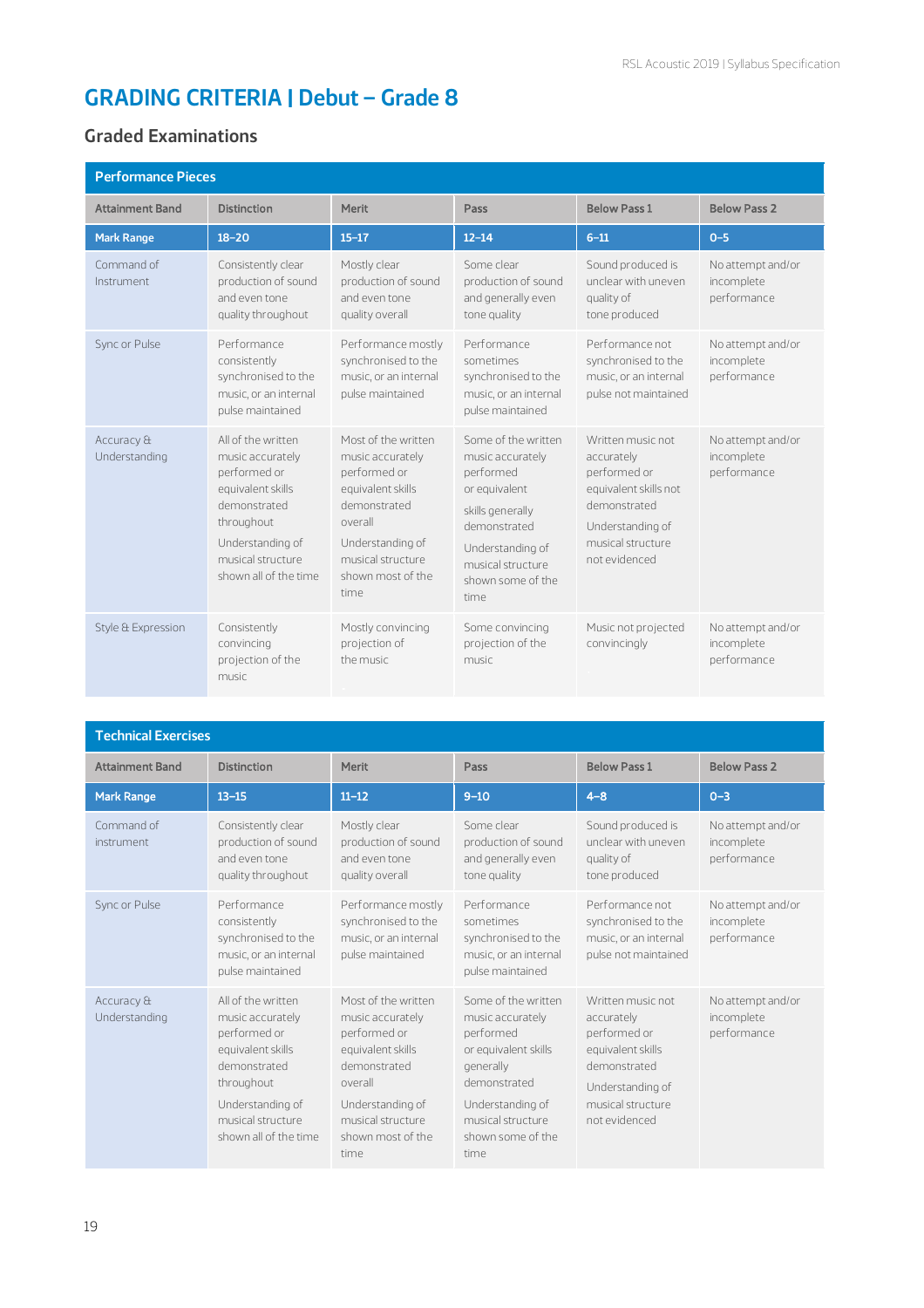# GRADING CRITERIA | Debut – Grade 8

## Graded Examinations

| Performance Pieces | | | | | |
|---|---|---|---|---|---|
| **Attainment Band** | **Distinction** | **Merit** | **Pass** | **Below Pass 1** | **Below Pass 2** |
| **Mark Range** | **18–20** | **15–17** | **12–14** | **6–11** | **0–5** |
| Command of Instrument | Consistently clear production of sound and even tone quality throughout | Mostly clear production of sound and even tone quality overall | Some clear production of sound and generally even tone quality | Sound produced is unclear with uneven quality of tone produced | No attempt and/or incomplete performance |
| Sync or Pulse | Performance consistently synchronised to the music, or an internal pulse maintained | Performance mostly synchronised to the music, or an internal pulse maintained | Performance sometimes synchronised to the music, or an internal pulse maintained | Performance not synchronised to the music, or an internal pulse not maintained | No attempt and/or incomplete performance |
| Accuracy & Understanding | All of the written music accurately performed or equivalent skills demonstrated throughout<br><br>Understanding of musical structure shown all of the time | Most of the written music accurately performed or equivalent skills demonstrated overall<br><br>Understanding of musical structure shown most of the time | Some of the written music accurately performed or equivalent skills generally demonstrated<br><br>Understanding of musical structure shown some of the time | Written music not accurately performed or equivalent skills not demonstrated<br><br>Understanding of musical structure not evidenced | No attempt and/or incomplete performance |
| Style & Expression | Consistently convincing projection of the music | Mostly convincing projection of the music | Some convincing projection of the music | Music not projected convincingly | No attempt and/or incomplete performance |

| Technical Exercises | | | | | |
|---|---|---|---|---|---|
| **Attainment Band** | **Distinction** | **Merit** | **Pass** | **Below Pass 1** | **Below Pass 2** |
| **Mark Range** | **13–15** | **11–12** | **9–10** | **4–8** | **0–3** |
| Command of instrument | Consistently clear production of sound and even tone quality throughout | Mostly clear production of sound and even tone quality overall | Some clear production of sound and generally even tone quality | Sound produced is unclear with uneven quality of tone produced | No attempt and/or incomplete performance |
| Sync or Pulse | Performance consistently synchronised to the music, or an internal pulse maintained | Performance mostly synchronised to the music, or an internal pulse maintained | Performance sometimes synchronised to the music, or an internal pulse maintained | Performance not synchronised to the music, or an internal pulse not maintained | No attempt and/or incomplete performance |
| Accuracy & Understanding | All of the written music accurately performed or equivalent skills demonstrated throughout<br><br>Understanding of musical structure shown all of the time | Most of the written music accurately performed or equivalent skills demonstrated overall<br><br>Understanding of musical structure shown most of the time | Some of the written music accurately performed or equivalent skills generally demonstrated<br><br>Understanding of musical structure shown some of the time | Written music not accurately performed or equivalent skills demonstrated<br><br>Understanding of musical structure not evidenced | No attempt and/or incomplete performance |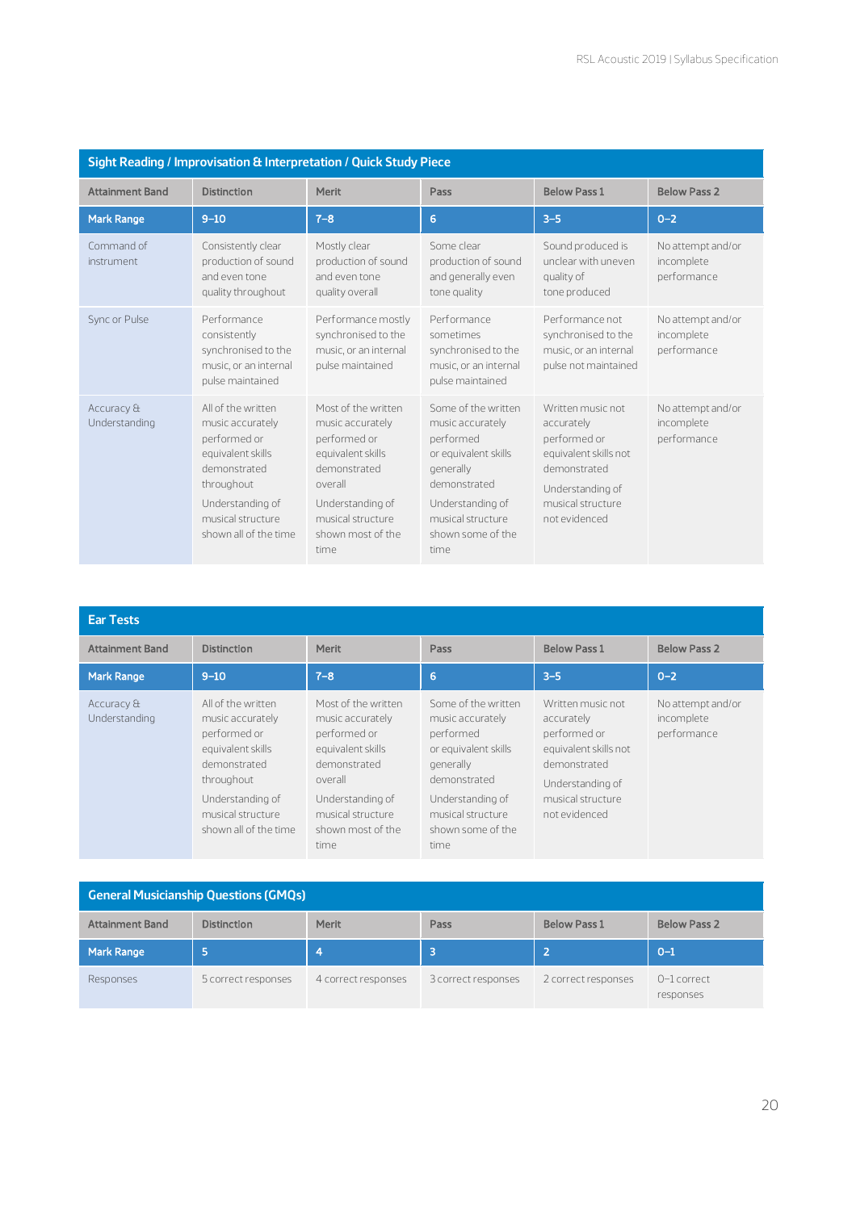## Sight Reading / Improvisation & Interpretation / Quick Study Piece

| Attainment Band | Distinction | Merit | Pass | Below Pass 1 | Below Pass 2 |
|---|---|---|---|---|---|
| **Mark Range** | **9–10** | **7–8** | **6** | **3–5** | **0–2** |
| Command of instrument | Consistently clear production of sound and even tone quality throughout | Mostly clear production of sound and even tone quality overall | Some clear production of sound and generally even tone quality | Sound produced is unclear with uneven quality of tone produced | No attempt and/or incomplete performance |
| Sync or Pulse | Performance consistently synchronised to the music, or an internal pulse maintained | Performance mostly synchronised to the music, or an internal pulse maintained | Performance sometimes synchronised to the music, or an internal pulse maintained | Performance not synchronised to the music, or an internal pulse not maintained | No attempt and/or incomplete performance |
| Accuracy & Understanding | All of the written music accurately performed or equivalent skills demonstrated throughout<br><br>Understanding of musical structure shown all of the time | Most of the written music accurately performed or equivalent skills demonstrated overall<br><br>Understanding of musical structure shown most of the time | Some of the written music accurately performed or equivalent skills generally demonstrated<br><br>Understanding of musical structure shown some of the time | Written music not accurately performed or equivalent skills not demonstrated<br><br>Understanding of musical structure not evidenced | No attempt and/or incomplete performance |

## Ear Tests

| Attainment Band | Distinction | Merit | Pass | Below Pass 1 | Below Pass 2 |
|---|---|---|---|---|---|
| **Mark Range** | **9–10** | **7–8** | **6** | **3–5** | **0–2** |
| Accuracy & Understanding | All of the written music accurately performed or equivalent skills demonstrated throughout<br><br>Understanding of musical structure shown all of the time | Most of the written music accurately performed or equivalent skills demonstrated overall<br><br>Understanding of musical structure shown most of the time | Some of the written music accurately performed or equivalent skills generally demonstrated<br><br>Understanding of musical structure shown some of the time | Written music not accurately performed or equivalent skills not demonstrated<br><br>Understanding of musical structure not evidenced | No attempt and/or incomplete performance |

## General Musicianship Questions (GMQs)

| Attainment Band | Distinction | Merit | Pass | Below Pass 1 | Below Pass 2 |
|---|---|---|---|---|---|
| **Mark Range** | **5** | **4** | **3** | **2** | **0–1** |
| Responses | 5 correct responses | 4 correct responses | 3 correct responses | 2 correct responses | 0–1 correct responses |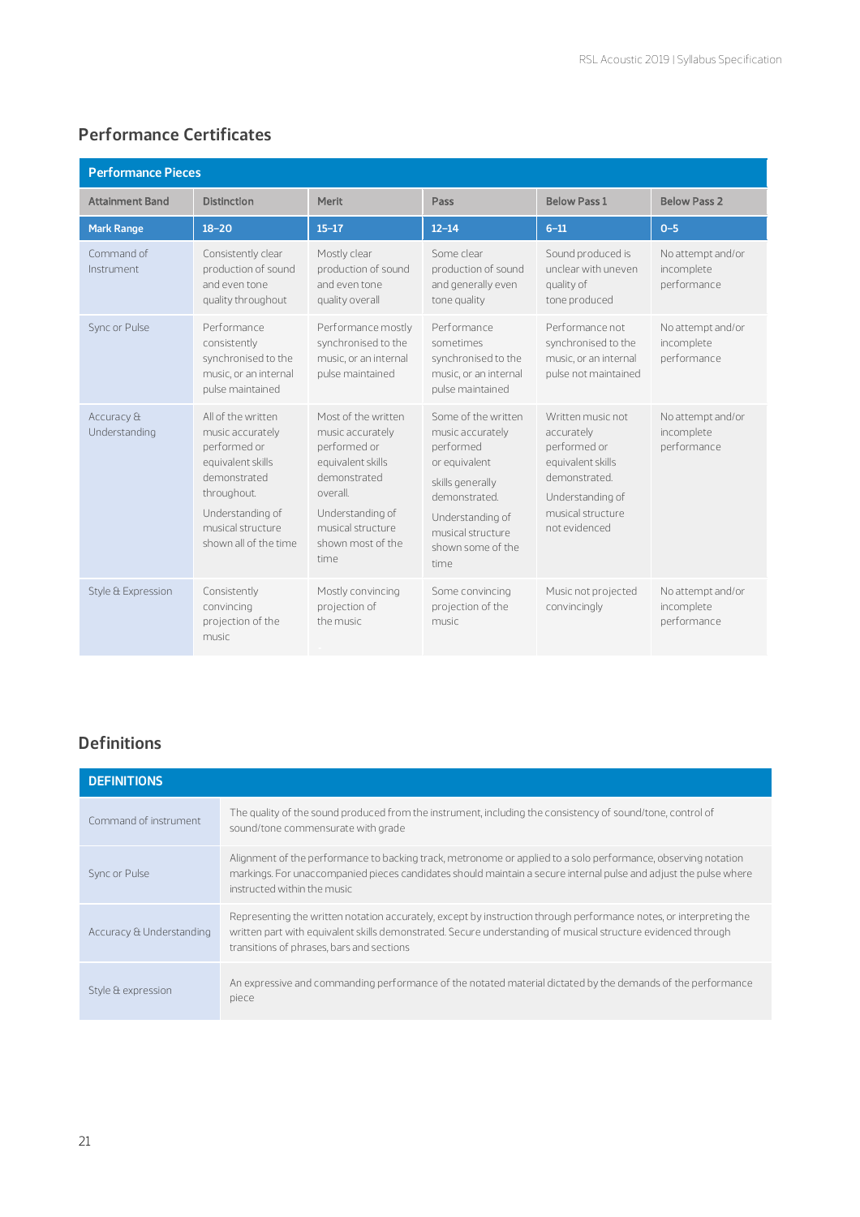## Performance Certificates

| Performance Pieces | | | | | |
|---|---|---|---|---|---|
| **Attainment Band** | **Distinction** | **Merit** | **Pass** | **Below Pass 1** | **Below Pass 2** |
| **Mark Range** | **18–20** | **15–17** | **12–14** | **6–11** | **0–5** |
| Command of Instrument | Consistently clear production of sound and even tone quality throughout | Mostly clear production of sound and even tone quality overall | Some clear production of sound and generally even tone quality | Sound produced is unclear with uneven quality of tone produced | No attempt and/or incomplete performance |
| Sync or Pulse | Performance consistently synchronised to the music, or an internal pulse maintained | Performance mostly synchronised to the music, or an internal pulse maintained | Performance sometimes synchronised to the music, or an internal pulse maintained | Performance not synchronised to the music, or an internal pulse not maintained | No attempt and/or incomplete performance |
| Accuracy & Understanding | All of the written music accurately performed or equivalent skills demonstrated throughout. Understanding of musical structure shown all of the time | Most of the written music accurately performed or equivalent skills demonstrated overall. Understanding of musical structure shown most of the time | Some of the written music accurately performed or equivalent skills generally demonstrated. Understanding of musical structure shown some of the time | Written music not accurately performed or equivalent skills demonstrated. Understanding of musical structure not evidenced | No attempt and/or incomplete performance |
| Style & Expression | Consistently convincing projection of the music | Mostly convincing projection of the music | Some convincing projection of the music | Music not projected convincingly | No attempt and/or incomplete performance |

## Definitions

| DEFINITIONS | |
|---|---|
| Command of instrument | The quality of the sound produced from the instrument, including the consistency of sound/tone, control of sound/tone commensurate with grade |
| Sync or Pulse | Alignment of the performance to backing track, metronome or applied to a solo performance, observing notation markings. For unaccompanied pieces candidates should maintain a secure internal pulse and adjust the pulse where instructed within the music |
| Accuracy & Understanding | Representing the written notation accurately, except by instruction through performance notes, or interpreting the written part with equivalent skills demonstrated. Secure understanding of musical structure evidenced through transitions of phrases, bars and sections |
| Style & expression | An expressive and commanding performance of the notated material dictated by the demands of the performance piece |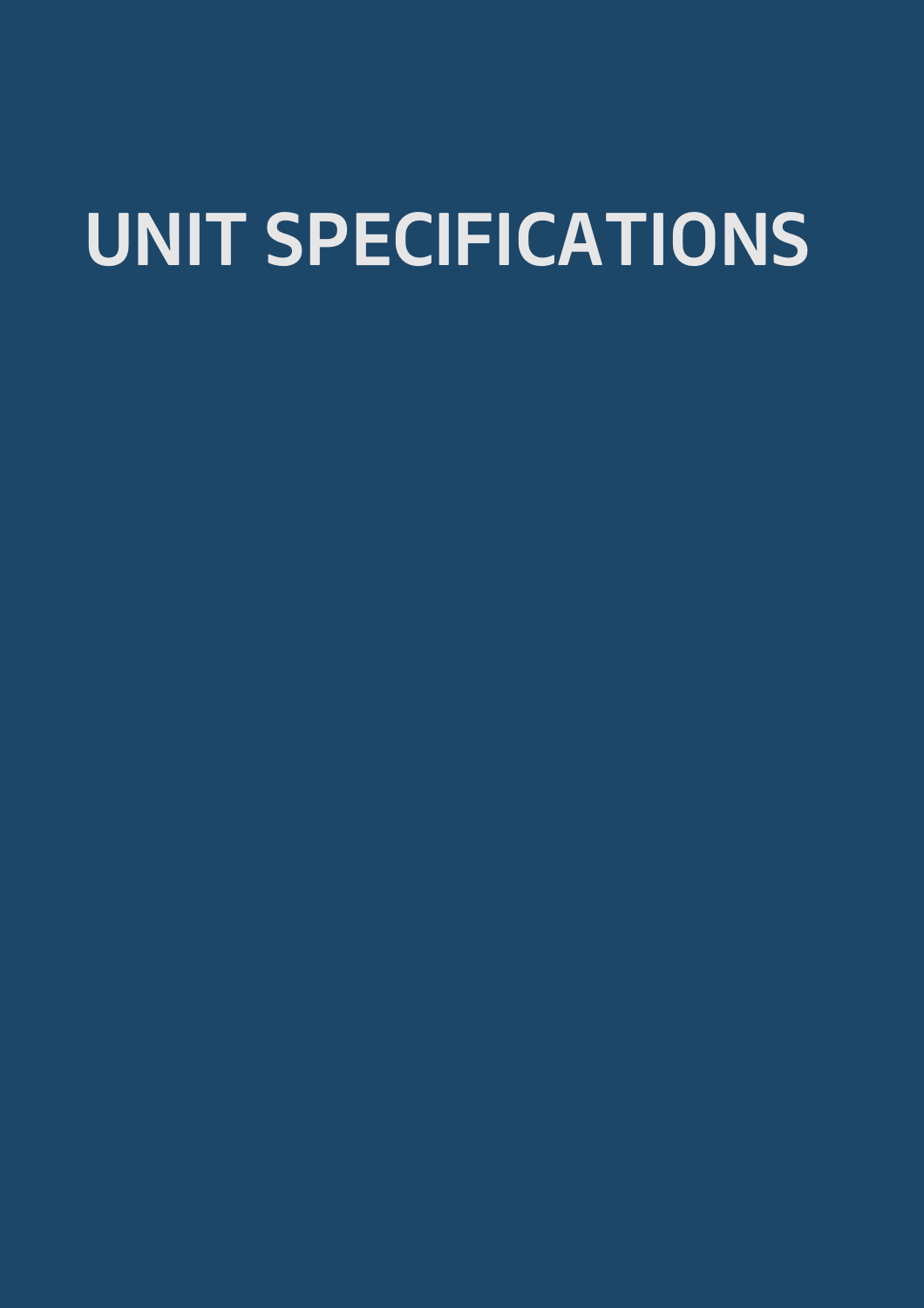# UNIT SPECIFICATIONS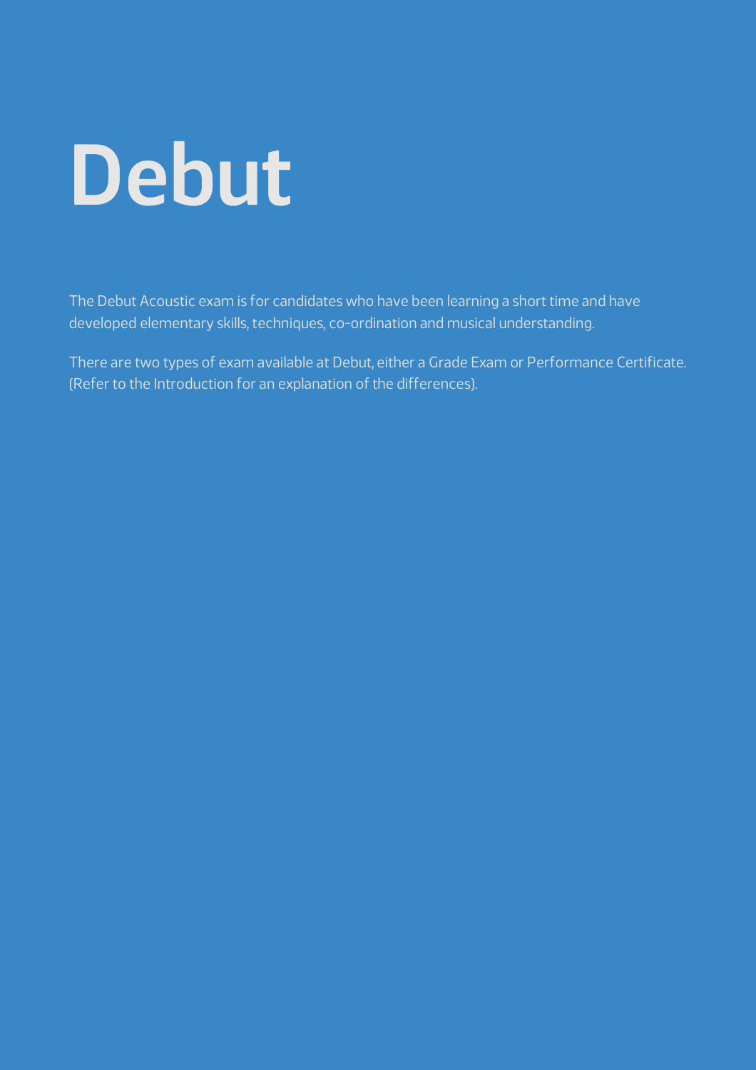# Debut

The Debut Acoustic exam is for candidates who have been learning a short time and have developed elementary skills, techniques, co-ordination and musical understanding.

There are two types of exam available at Debut, either a Grade Exam or Performance Certificate. (Refer to the Introduction for an explanation of the differences).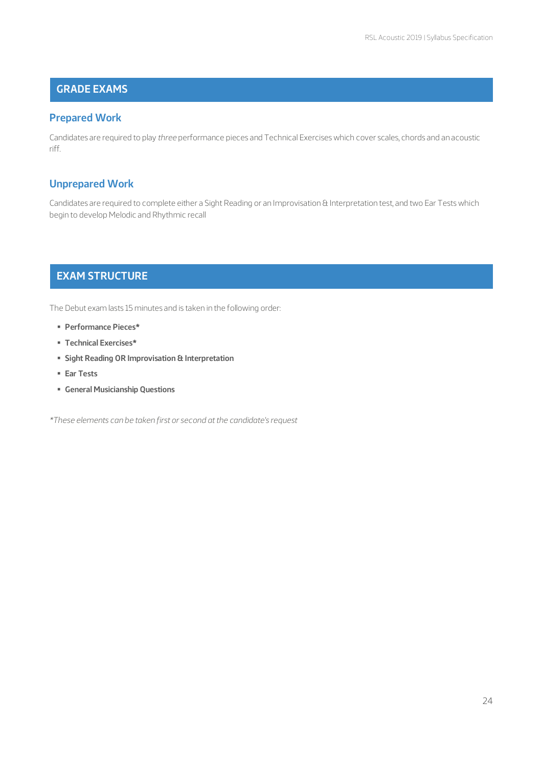## GRADE EXAMS

### Prepared Work

Candidates are required to play *three* performance pieces and Technical Exercises which cover scales, chords and an acoustic riff.

### Unprepared Work

Candidates are required to complete either a Sight Reading or an Improvisation & Interpretation test, and two Ear Tests which begin to develop Melodic and Rhythmic recall

## EXAM STRUCTURE

The Debut exam lasts 15 minutes and is taken in the following order:

- **Performance Pieces***
- **Technical Exercises***
- **Sight Reading OR Improvisation & Interpretation**
- **Ear Tests**
- **General Musicianship Questions**

*\*These elements can be taken first or second at the candidate's request*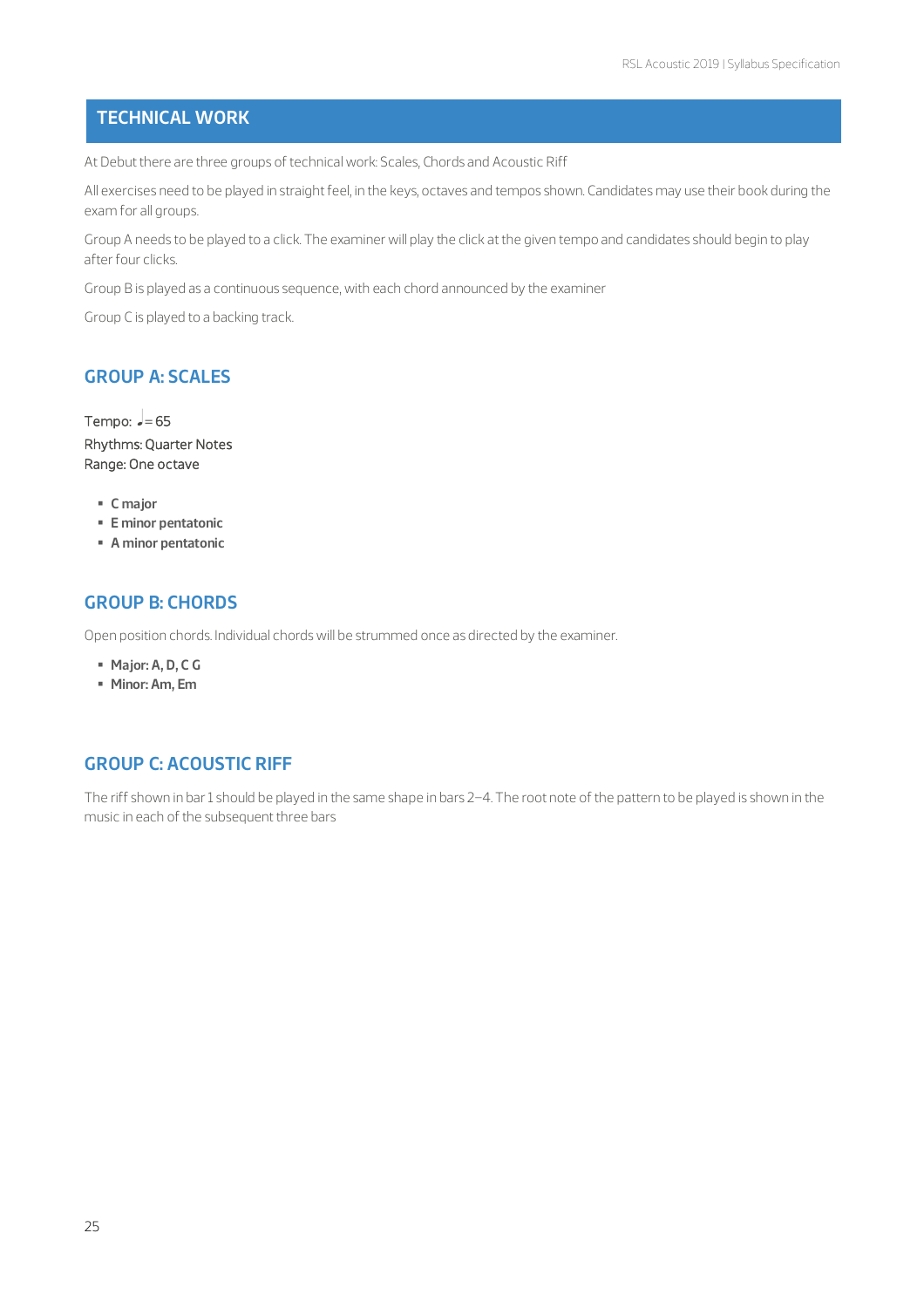## TECHNICAL WORK

At Debut there are three groups of technical work: Scales, Chords and Acoustic Riff

All exercises need to be played in straight feel, in the keys, octaves and tempos shown. Candidates may use their book during the exam for all groups.

Group A needs to be played to a click. The examiner will play the click at the given tempo and candidates should begin to play after four clicks.

Group B is played as a continuous sequence, with each chord announced by the examiner

Group C is played to a backing track.

### GROUP A: SCALES

Tempo: ♩= 65
Rhythms: Quarter Notes
Range: One octave

- **C major**
- **E minor pentatonic**
- **A minor pentatonic**

### GROUP B: CHORDS

Open position chords. Individual chords will be strummed once as directed by the examiner.

- **Major: A, D, C G**
- **Minor: Am, Em**

### GROUP C: ACOUSTIC RIFF

The riff shown in bar 1 should be played in the same shape in bars 2–4. The root note of the pattern to be played is shown in the music in each of the subsequent three bars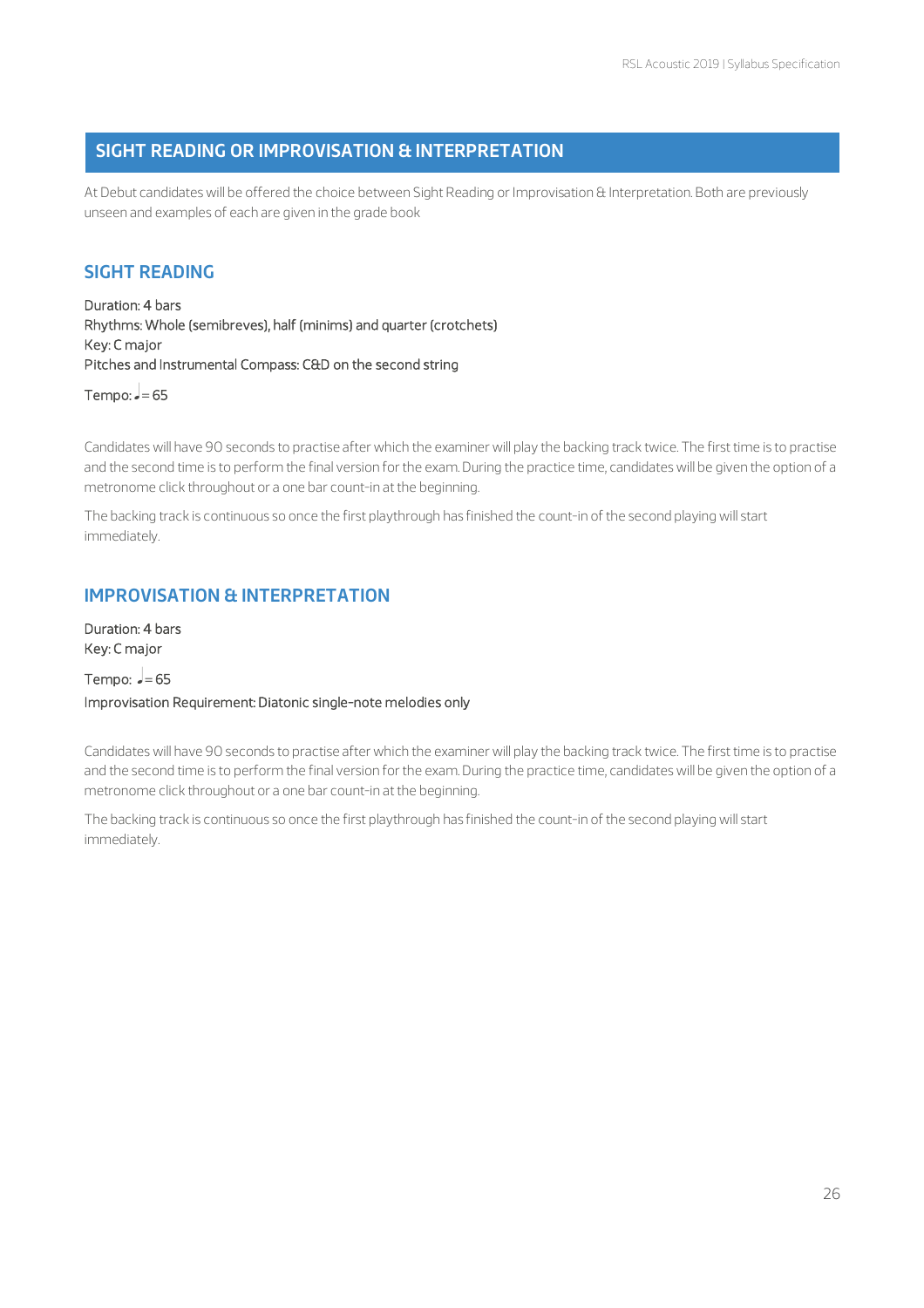## SIGHT READING OR IMPROVISATION & INTERPRETATION

At Debut candidates will be offered the choice between Sight Reading or Improvisation & Interpretation. Both are previously unseen and examples of each are given in the grade book

### SIGHT READING

Duration: 4 bars
Rhythms: Whole (semibreves), half (minims) and quarter (crotchets)
Key: C major
Pitches and Instrumental Compass: C&D on the second string

Tempo: ♩= 65

Candidates will have 90 seconds to practise after which the examiner will play the backing track twice. The first time is to practise and the second time is to perform the final version for the exam. During the practice time, candidates will be given the option of a metronome click throughout or a one bar count-in at the beginning.

The backing track is continuous so once the first playthrough has finished the count-in of the second playing will start immediately.

### IMPROVISATION & INTERPRETATION

Duration: 4 bars
Key: C major

Tempo: ♩= 65
Improvisation Requirement: Diatonic single-note melodies only

Candidates will have 90 seconds to practise after which the examiner will play the backing track twice. The first time is to practise and the second time is to perform the final version for the exam. During the practice time, candidates will be given the option of a metronome click throughout or a one bar count-in at the beginning.

The backing track is continuous so once the first playthrough has finished the count-in of the second playing will start immediately.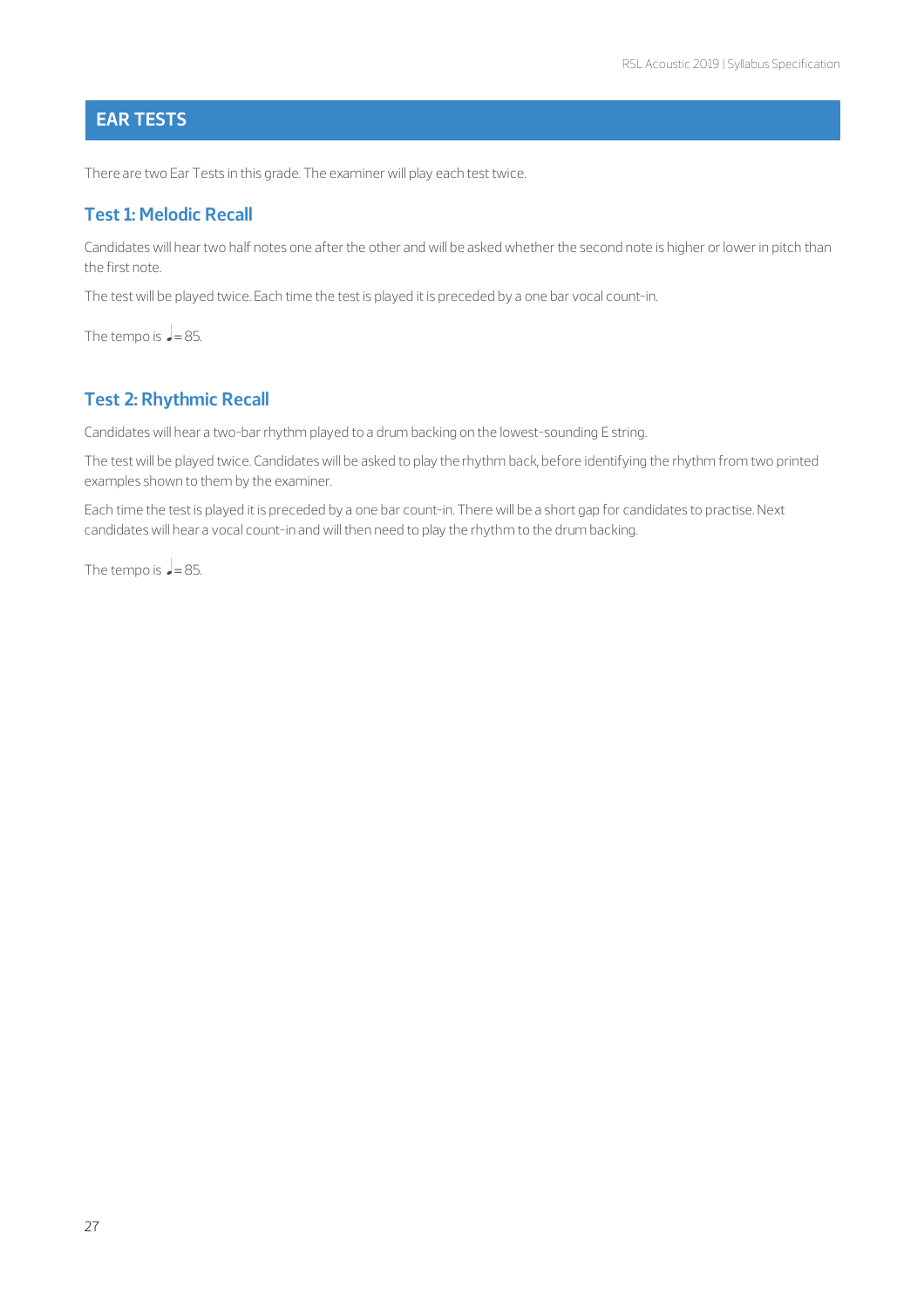## EAR TESTS

There are two Ear Tests in this grade. The examiner will play each test twice.

### Test 1: Melodic Recall

Candidates will hear two half notes one after the other and will be asked whether the second note is higher or lower in pitch than the first note.

The test will be played twice. Each time the test is played it is preceded by a one bar vocal count-in.

The tempo is ♩= 85.

### Test 2: Rhythmic Recall

Candidates will hear a two-bar rhythm played to a drum backing on the lowest-sounding E string.

The test will be played twice. Candidates will be asked to play the rhythm back, before identifying the rhythm from two printed examples shown to them by the examiner.

Each time the test is played it is preceded by a one bar count-in. There will be a short gap for candidates to practise. Next candidates will hear a vocal count-in and will then need to play the rhythm to the drum backing.

The tempo is ♩= 85.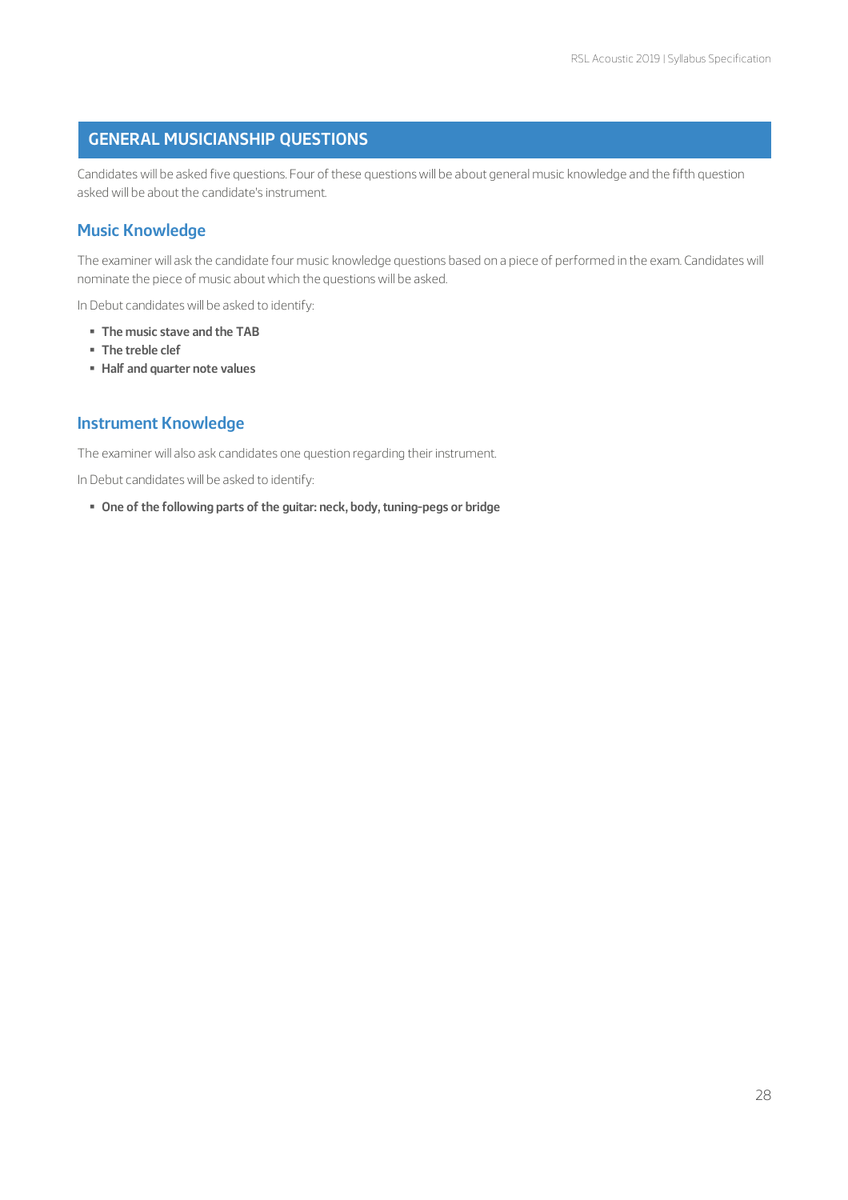## GENERAL MUSICIANSHIP QUESTIONS

Candidates will be asked five questions. Four of these questions will be about general music knowledge and the fifth question asked will be about the candidate's instrument.

### Music Knowledge

The examiner will ask the candidate four music knowledge questions based on a piece of performed in the exam. Candidates will nominate the piece of music about which the questions will be asked.

In Debut candidates will be asked to identify:

- **The music stave and the TAB**
- **The treble clef**
- **Half and quarter note values**

### Instrument Knowledge

The examiner will also ask candidates one question regarding their instrument.

In Debut candidates will be asked to identify:

- **One of the following parts of the guitar: neck, body, tuning-pegs or bridge**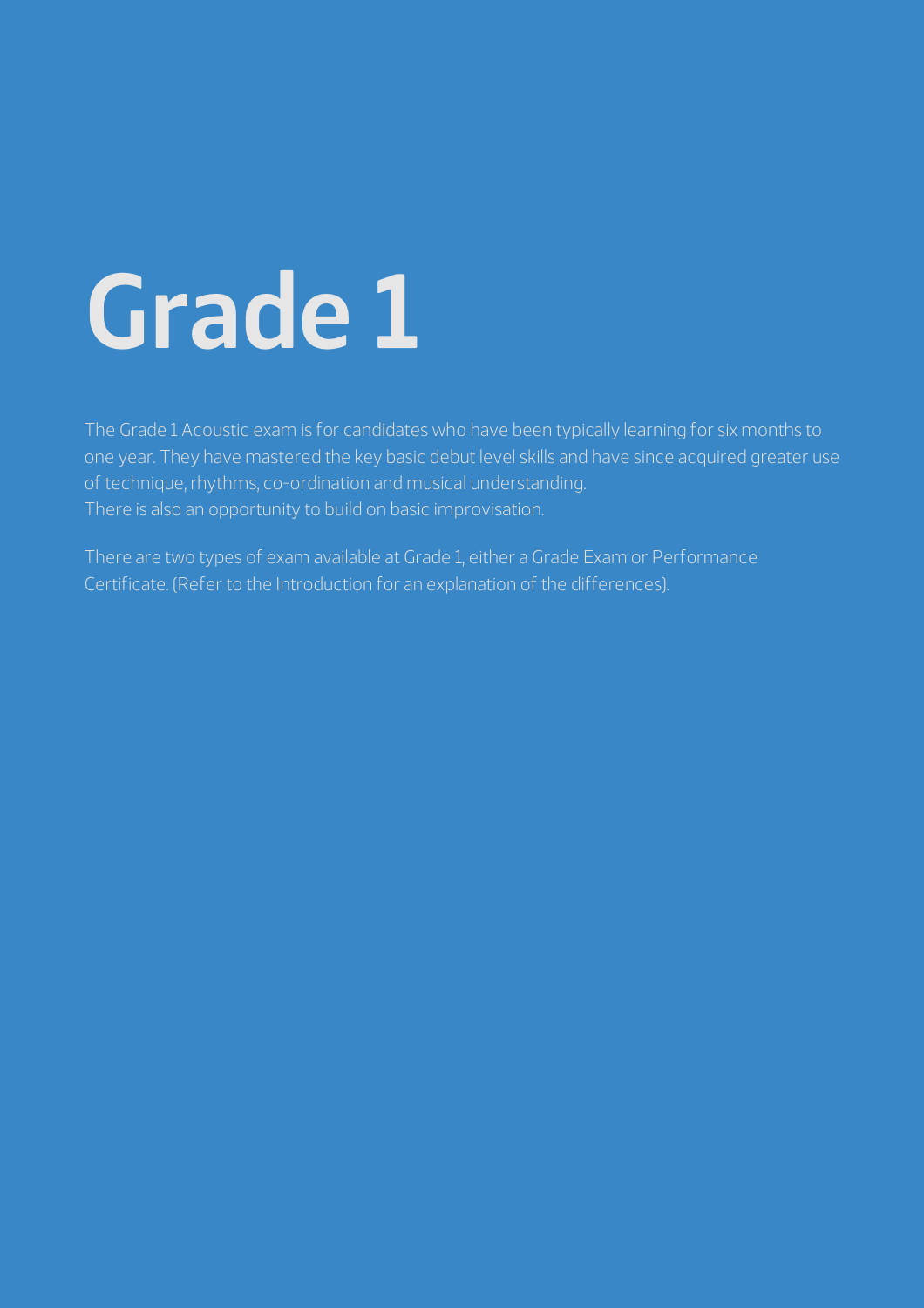# Grade 1

The Grade 1 Acoustic exam is for candidates who have been typically learning for six months to one year. They have mastered the key basic debut level skills and have since acquired greater use of technique, rhythms, co-ordination and musical understanding.
There is also an opportunity to build on basic improvisation.

There are two types of exam available at Grade 1, either a Grade Exam or Performance Certificate. (Refer to the Introduction for an explanation of the differences).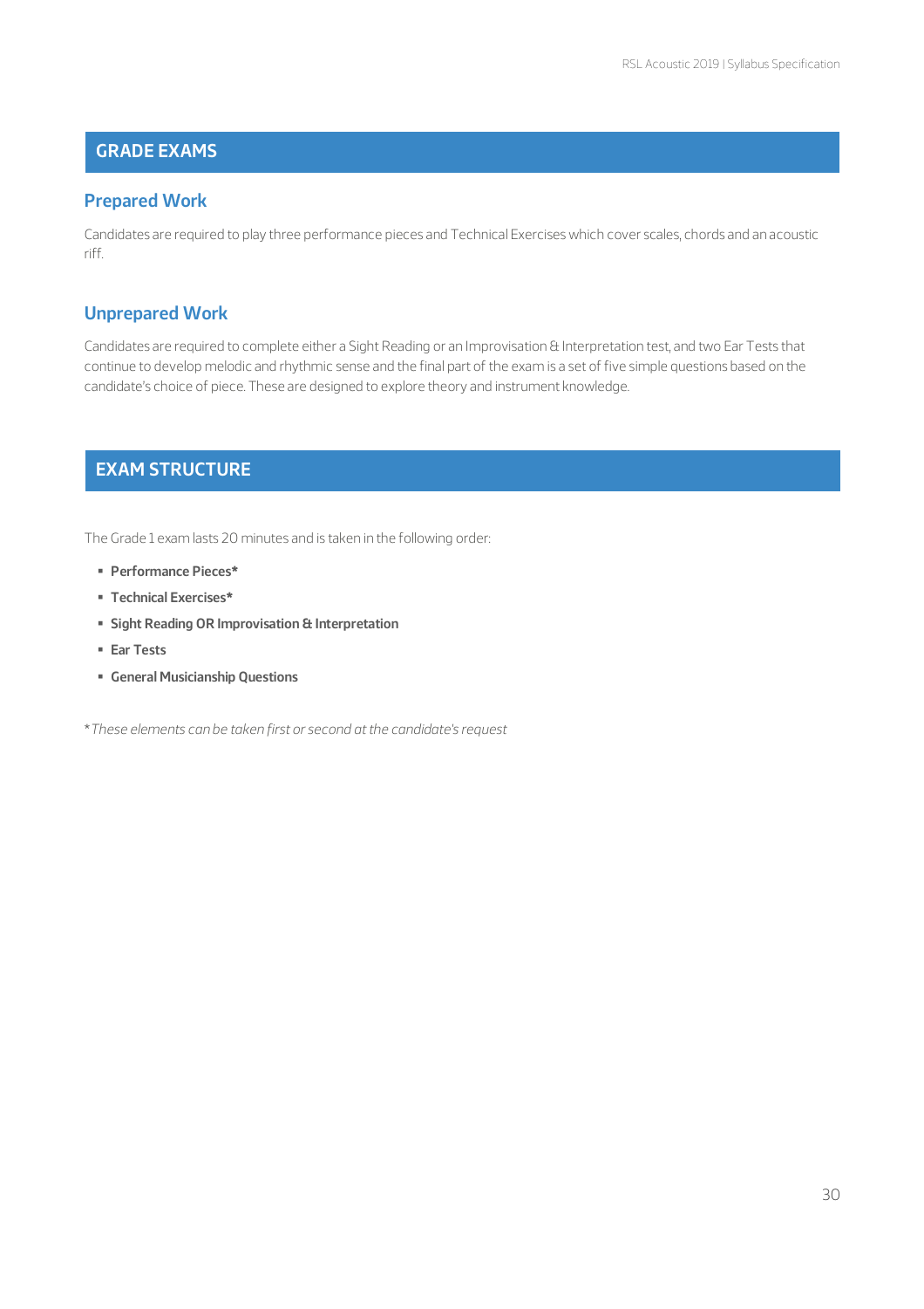## GRADE EXAMS

### Prepared Work

Candidates are required to play three performance pieces and Technical Exercises which cover scales, chords and an acoustic riff.

### Unprepared Work

Candidates are required to complete either a Sight Reading or an Improvisation & Interpretation test, and two Ear Tests that continue to develop melodic and rhythmic sense and the final part of the exam is a set of five simple questions based on the candidate's choice of piece. These are designed to explore theory and instrument knowledge.

## EXAM STRUCTURE

The Grade 1 exam lasts 20 minutes and is taken in the following order:

- **Performance Pieces***
- **Technical Exercises***
- **Sight Reading OR Improvisation & Interpretation**
- **Ear Tests**
- **General Musicianship Questions**

**These elements can be taken first or second at the candidate's request*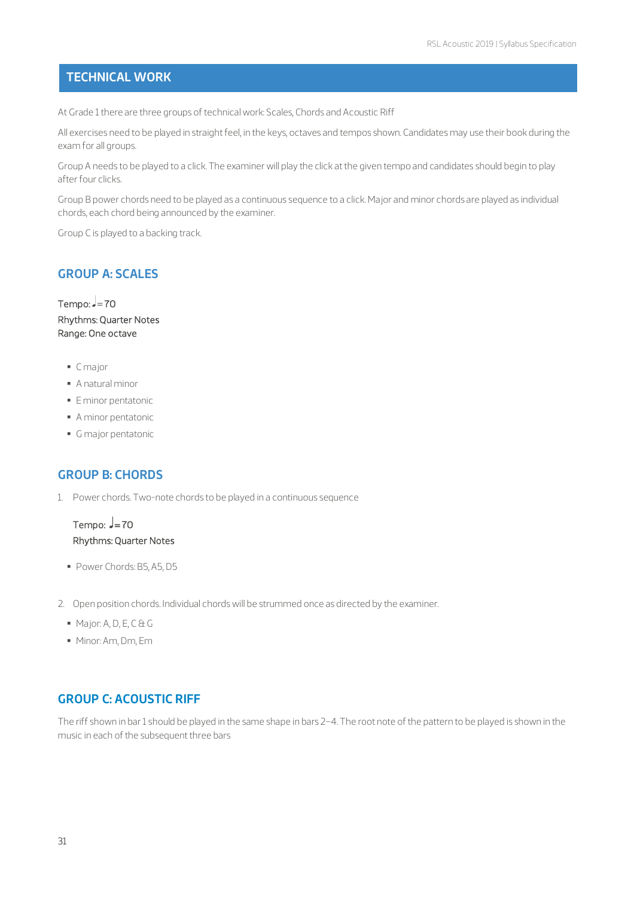## TECHNICAL WORK

At Grade 1 there are three groups of technical work: Scales, Chords and Acoustic Riff

All exercises need to be played in straight feel, in the keys, octaves and tempos shown. Candidates may use their book during the exam for all groups.

Group A needs to be played to a click. The examiner will play the click at the given tempo and candidates should begin to play after four clicks.

Group B power chords need to be played as a continuous sequence to a click. Major and minor chords are played as individual chords, each chord being announced by the examiner.

Group C is played to a backing track.

### GROUP A: SCALES

Tempo: ♩= 70
Rhythms: Quarter Notes
Range: One octave

- C major
- A natural minor
- E minor pentatonic
- A minor pentatonic
- G major pentatonic

### GROUP B: CHORDS

1. Power chords. Two-note chords to be played in a continuous sequence

   Tempo: ♩=70
   Rhythms: Quarter Notes

- Power Chords: B5, A5, D5

2. Open position chords. Individual chords will be strummed once as directed by the examiner.

- Major: A, D, E, C & G
- Minor: Am, Dm, Em

### GROUP C: ACOUSTIC RIFF

The riff shown in bar 1 should be played in the same shape in bars 2–4. The root note of the pattern to be played is shown in the music in each of the subsequent three bars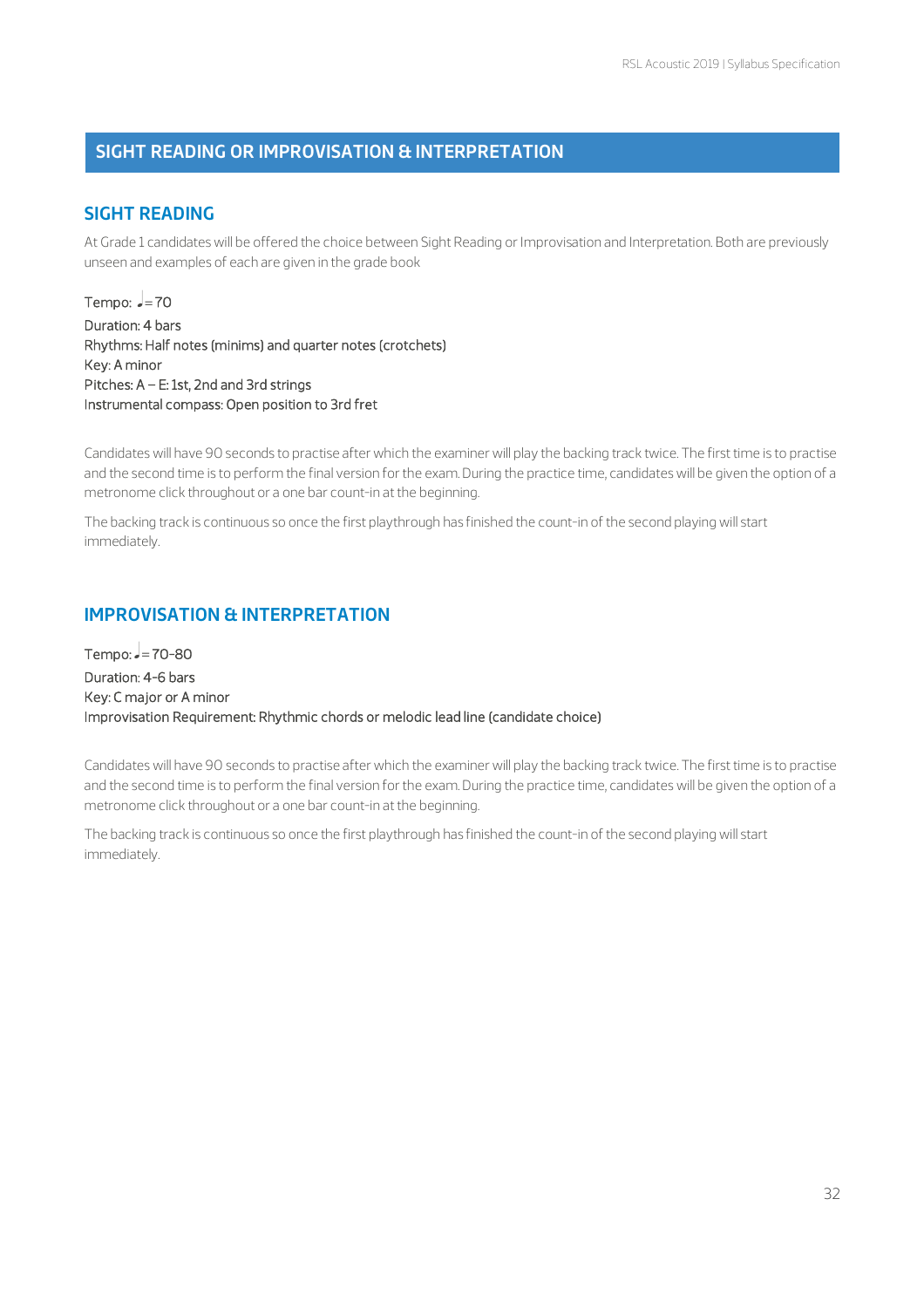## SIGHT READING OR IMPROVISATION & INTERPRETATION

### SIGHT READING

At Grade 1 candidates will be offered the choice between Sight Reading or Improvisation and Interpretation. Both are previously unseen and examples of each are given in the grade book

Tempo: ♩= 70  
Duration: 4 bars  
Rhythms: Half notes (minims) and quarter notes (crotchets)  
Key: A minor  
Pitches: A – E: 1st, 2nd and 3rd strings  
Instrumental compass: Open position to 3rd fret

Candidates will have 90 seconds to practise after which the examiner will play the backing track twice. The first time is to practise and the second time is to perform the final version for the exam. During the practice time, candidates will be given the option of a metronome click throughout or a one bar count-in at the beginning.

The backing track is continuous so once the first playthrough has finished the count-in of the second playing will start immediately.

### IMPROVISATION & INTERPRETATION

Tempo: ♩= 70-80  
Duration: 4-6 bars  
Key: C major or A minor  
Improvisation Requirement: Rhythmic chords or melodic lead line (candidate choice)

Candidates will have 90 seconds to practise after which the examiner will play the backing track twice. The first time is to practise and the second time is to perform the final version for the exam. During the practice time, candidates will be given the option of a metronome click throughout or a one bar count-in at the beginning.

The backing track is continuous so once the first playthrough has finished the count-in of the second playing will start immediately.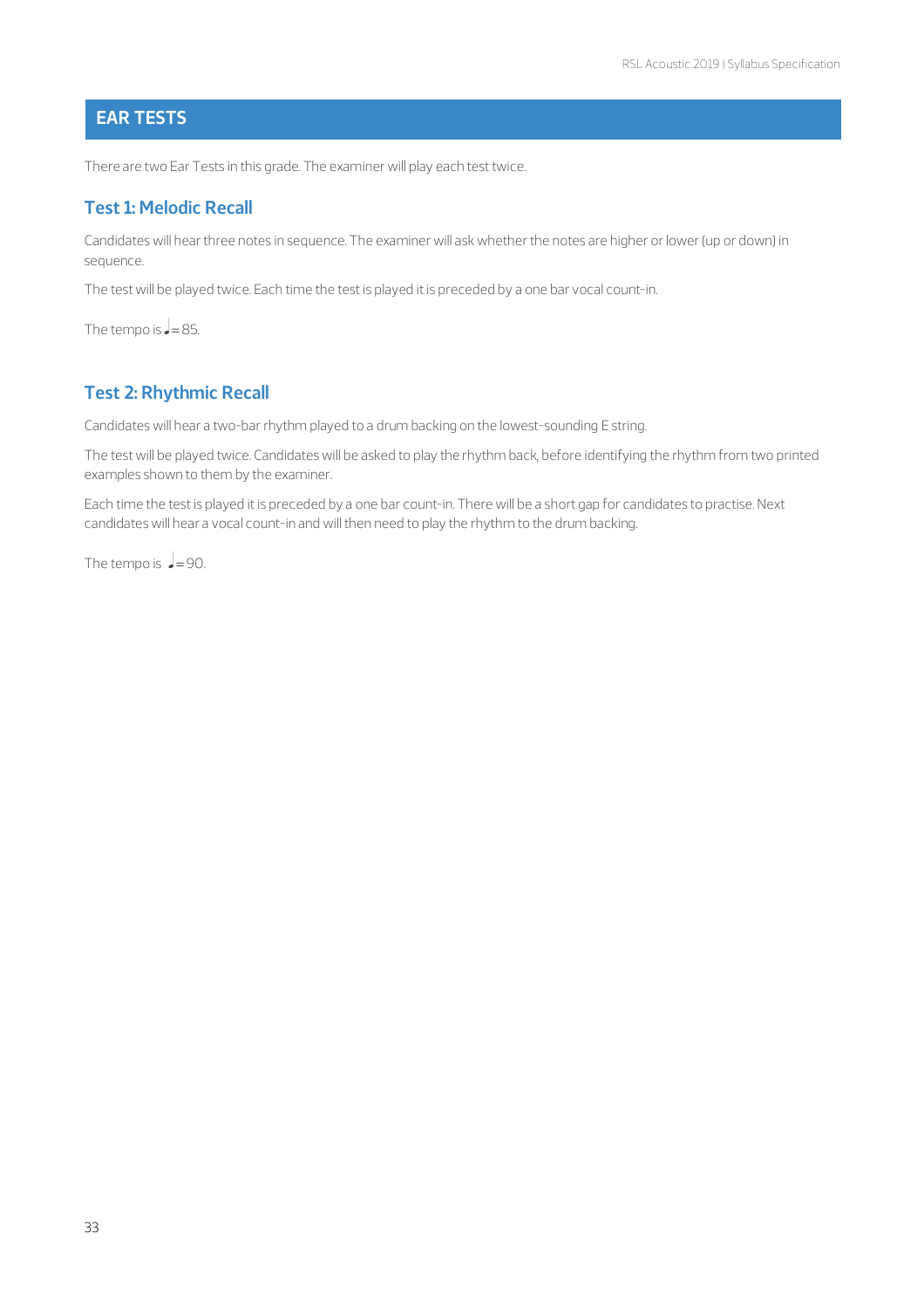## EAR TESTS

There are two Ear Tests in this grade. The examiner will play each test twice.

### Test 1: Melodic Recall

Candidates will hear three notes in sequence. The examiner will ask whether the notes are higher or lower (up or down) in sequence.

The test will be played twice. Each time the test is played it is preceded by a one bar vocal count-in.

The tempo is ♩= 85.

### Test 2: Rhythmic Recall

Candidates will hear a two-bar rhythm played to a drum backing on the lowest-sounding E string.

The test will be played twice. Candidates will be asked to play the rhythm back, before identifying the rhythm from two printed examples shown to them by the examiner.

Each time the test is played it is preceded by a one bar count-in. There will be a short gap for candidates to practise. Next candidates will hear a vocal count-in and will then need to play the rhythm to the drum backing.

The tempo is ♩= 90.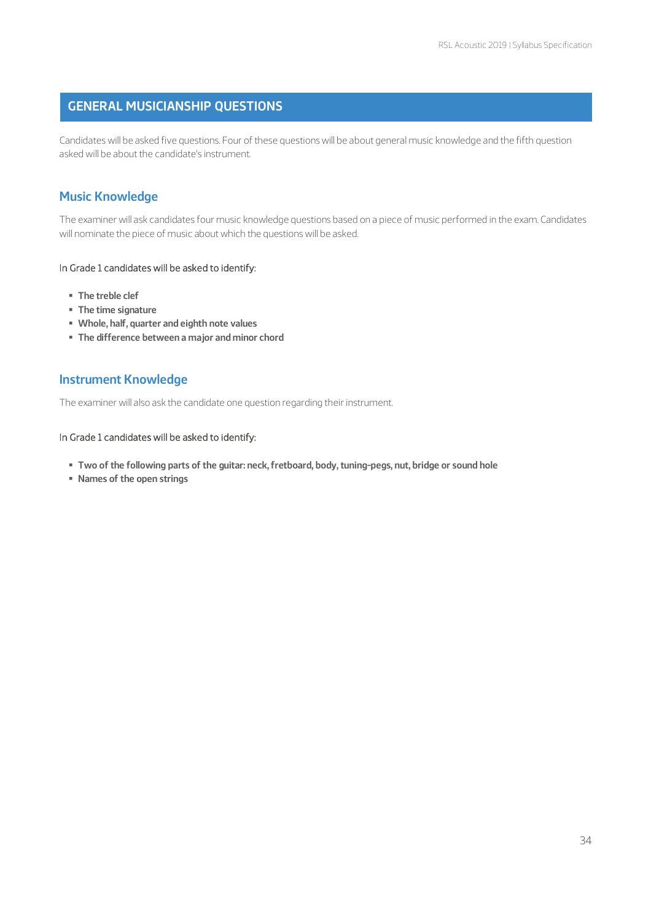## GENERAL MUSICIANSHIP QUESTIONS

Candidates will be asked five questions. Four of these questions will be about general music knowledge and the fifth question asked will be about the candidate's instrument.

### Music Knowledge

The examiner will ask candidates four music knowledge questions based on a piece of music performed in the exam. Candidates will nominate the piece of music about which the questions will be asked.

In Grade 1 candidates will be asked to identify:

- **The treble clef**
- **The time signature**
- **Whole, half, quarter and eighth note values**
- **The difference between a major and minor chord**

### Instrument Knowledge

The examiner will also ask the candidate one question regarding their instrument.

In Grade 1 candidates will be asked to identify:

- **Two of the following parts of the guitar: neck, fretboard, body, tuning-pegs, nut, bridge or sound hole**
- **Names of the open strings**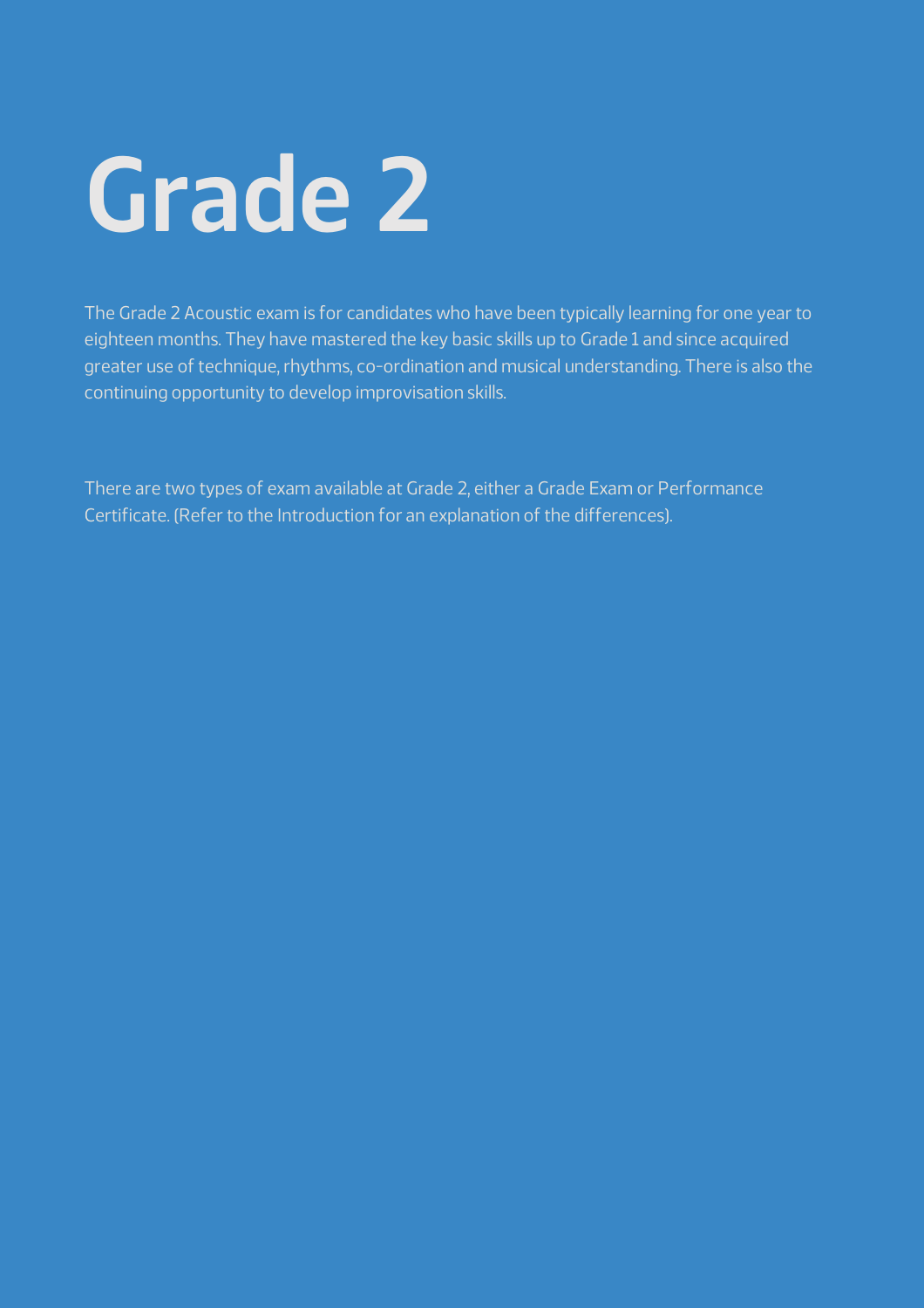# Grade 2

The Grade 2 Acoustic exam is for candidates who have been typically learning for one year to eighteen months. They have mastered the key basic skills up to Grade 1 and since acquired greater use of technique, rhythms, co-ordination and musical understanding. There is also the continuing opportunity to develop improvisation skills.

There are two types of exam available at Grade 2, either a Grade Exam or Performance Certificate. (Refer to the Introduction for an explanation of the differences).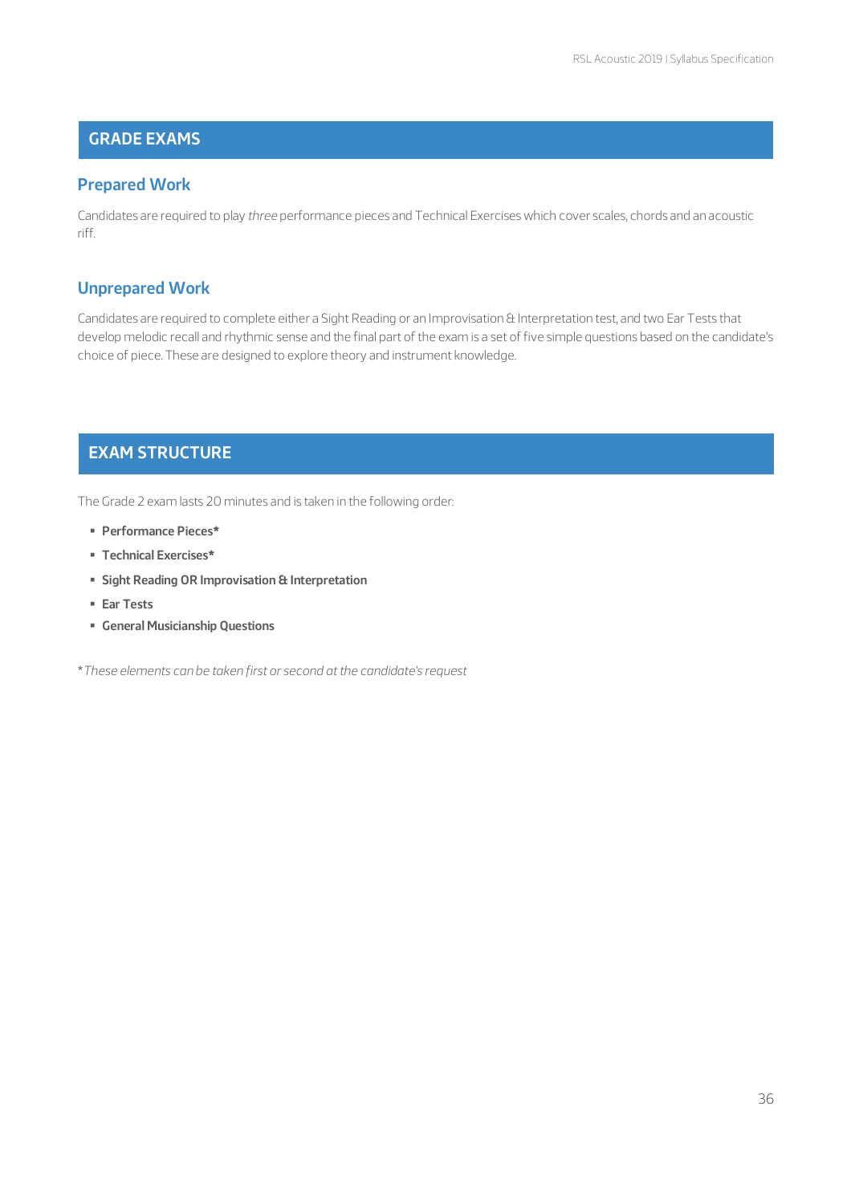## GRADE EXAMS

### Prepared Work

Candidates are required to play *three* performance pieces and Technical Exercises which cover scales, chords and an acoustic riff.

### Unprepared Work

Candidates are required to complete either a Sight Reading or an Improvisation & Interpretation test, and two Ear Tests that develop melodic recall and rhythmic sense and the final part of the exam is a set of five simple questions based on the candidate's choice of piece. These are designed to explore theory and instrument knowledge.

## EXAM STRUCTURE

The Grade 2 exam lasts 20 minutes and is taken in the following order:

- **Performance Pieces***
- **Technical Exercises***
- **Sight Reading OR Improvisation & Interpretation**
- **Ear Tests**
- **General Musicianship Questions**

*\*These elements can be taken first or second at the candidate's request*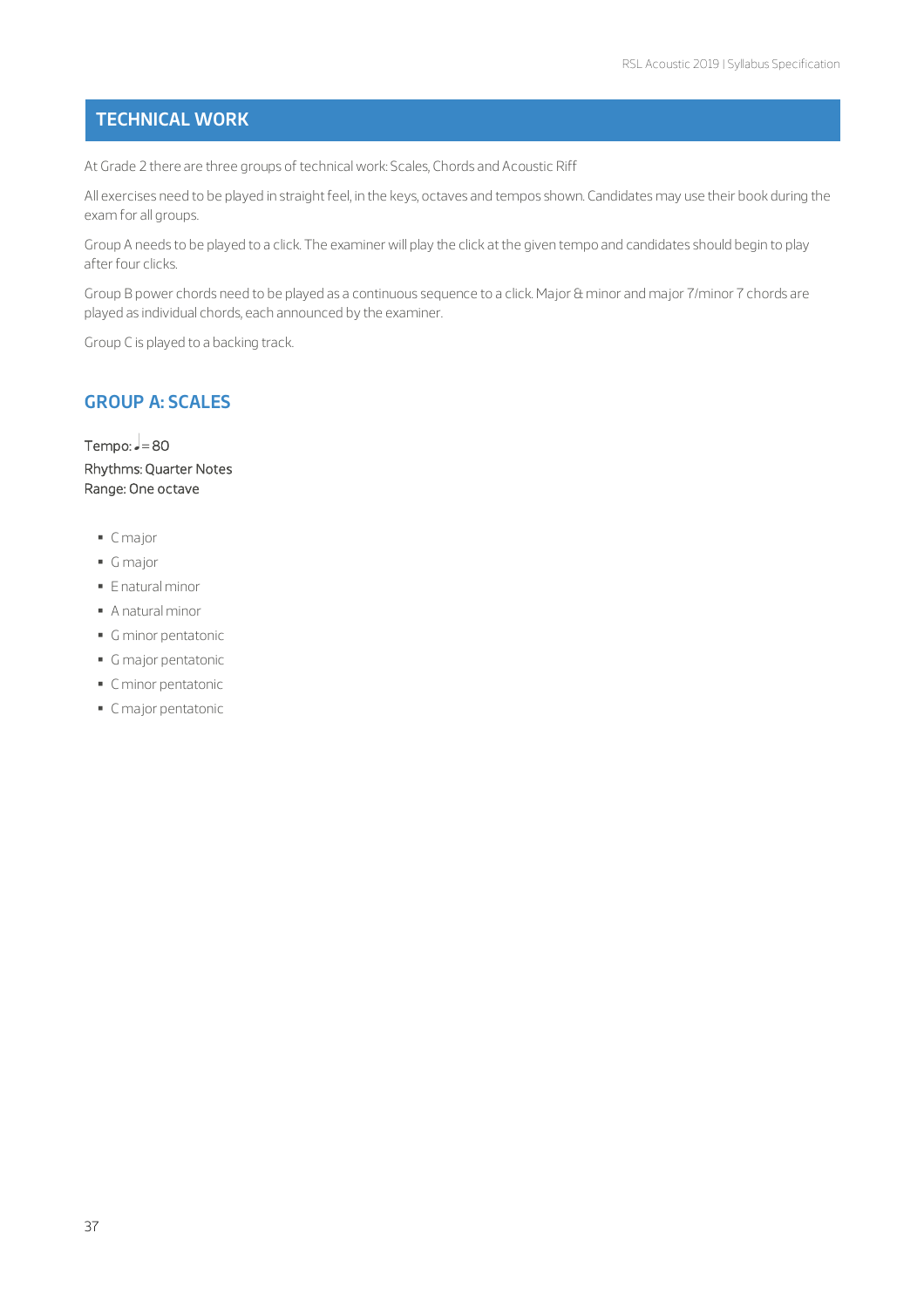## TECHNICAL WORK

At Grade 2 there are three groups of technical work: Scales, Chords and Acoustic Riff

All exercises need to be played in straight feel, in the keys, octaves and tempos shown. Candidates may use their book during the exam for all groups.

Group A needs to be played to a click. The examiner will play the click at the given tempo and candidates should begin to play after four clicks.

Group B power chords need to be played as a continuous sequence to a click. Major & minor and major 7/minor 7 chords are played as individual chords, each announced by the examiner.

Group C is played to a backing track.

### GROUP A: SCALES

Tempo: ♩= 80
Rhythms: Quarter Notes
Range: One octave

- C major
- G major
- E natural minor
- A natural minor
- G minor pentatonic
- G major pentatonic
- C minor pentatonic
- C major pentatonic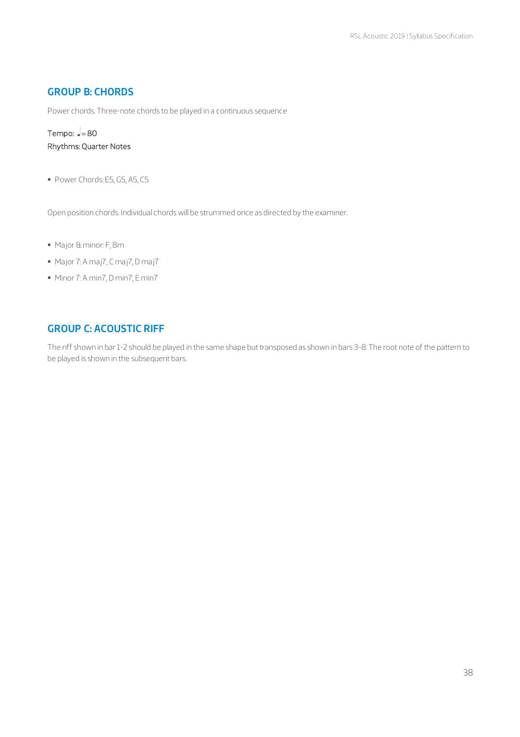## GROUP B: CHORDS

Power chords. Three-note chords to be played in a continuous sequence

Tempo: ♩= 80
Rhythms: Quarter Notes

- Power Chords: E5, G5, A5, C5

Open position chords. Individual chords will be strummed once as directed by the examiner.

- Major & minor: F, Bm
- Major 7: A maj7, C maj7, D maj7
- Minor 7: A min7, D min7, E min7

## GROUP C: ACOUSTIC RIFF

The riff shown in bar 1-2 should be played in the same shape but transposed as shown in bars 3-8. The root note of the pattern to be played is shown in the subsequent bars.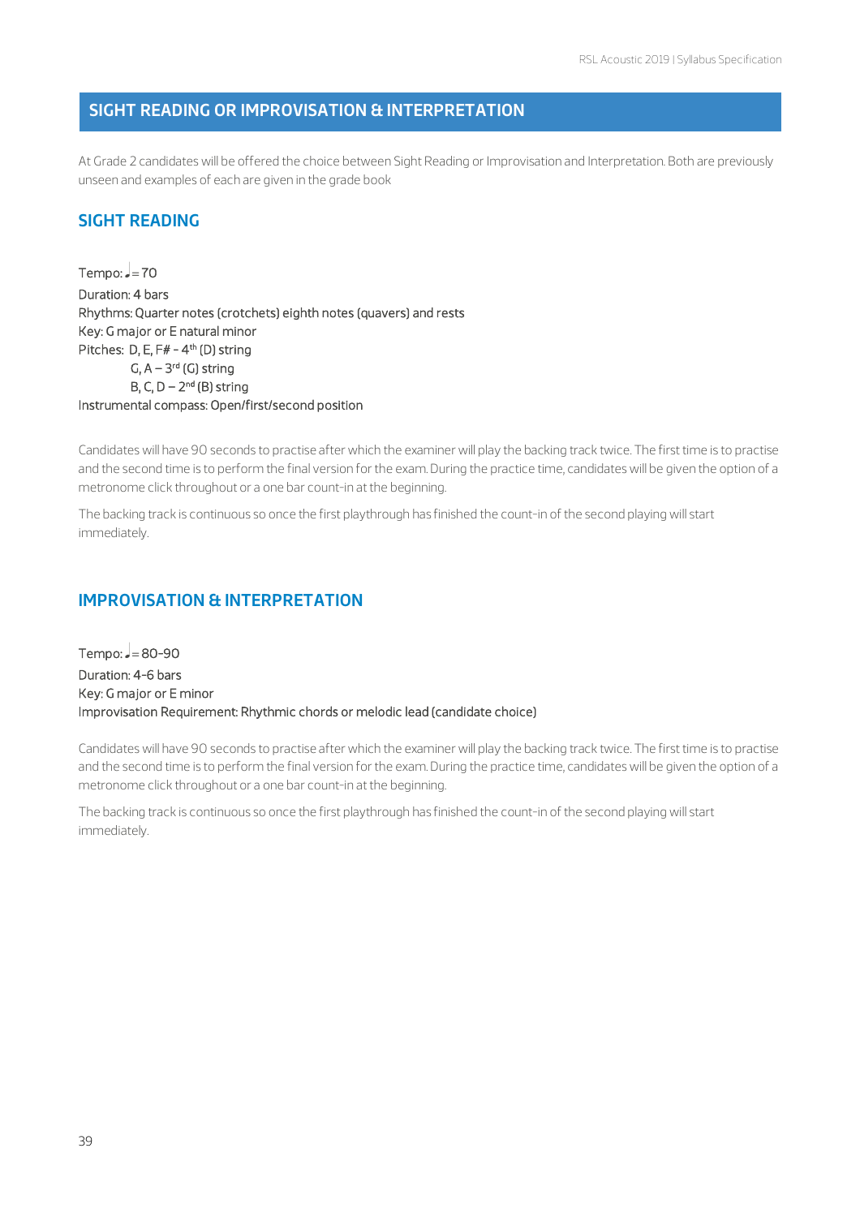## SIGHT READING OR IMPROVISATION & INTERPRETATION

At Grade 2 candidates will be offered the choice between Sight Reading or Improvisation and Interpretation. Both are previously unseen and examples of each are given in the grade book

### SIGHT READING

Tempo: ♩= 70
Duration: 4 bars
Rhythms: Quarter notes (crotchets) eighth notes (quavers) and rests
Key: G major or E natural minor
Pitches: D, E, F# - 4th (D) string
G, A – 3rd (G) string
B, C, D – 2nd (B) string
Instrumental compass: Open/first/second position

Candidates will have 90 seconds to practise after which the examiner will play the backing track twice. The first time is to practise and the second time is to perform the final version for the exam. During the practice time, candidates will be given the option of a metronome click throughout or a one bar count-in at the beginning.

The backing track is continuous so once the first playthrough has finished the count-in of the second playing will start immediately.

### IMPROVISATION & INTERPRETATION

Tempo: ♩= 80-90
Duration: 4-6 bars
Key: G major or E minor
Improvisation Requirement: Rhythmic chords or melodic lead (candidate choice)

Candidates will have 90 seconds to practise after which the examiner will play the backing track twice. The first time is to practise and the second time is to perform the final version for the exam. During the practice time, candidates will be given the option of a metronome click throughout or a one bar count-in at the beginning.

The backing track is continuous so once the first playthrough has finished the count-in of the second playing will start immediately.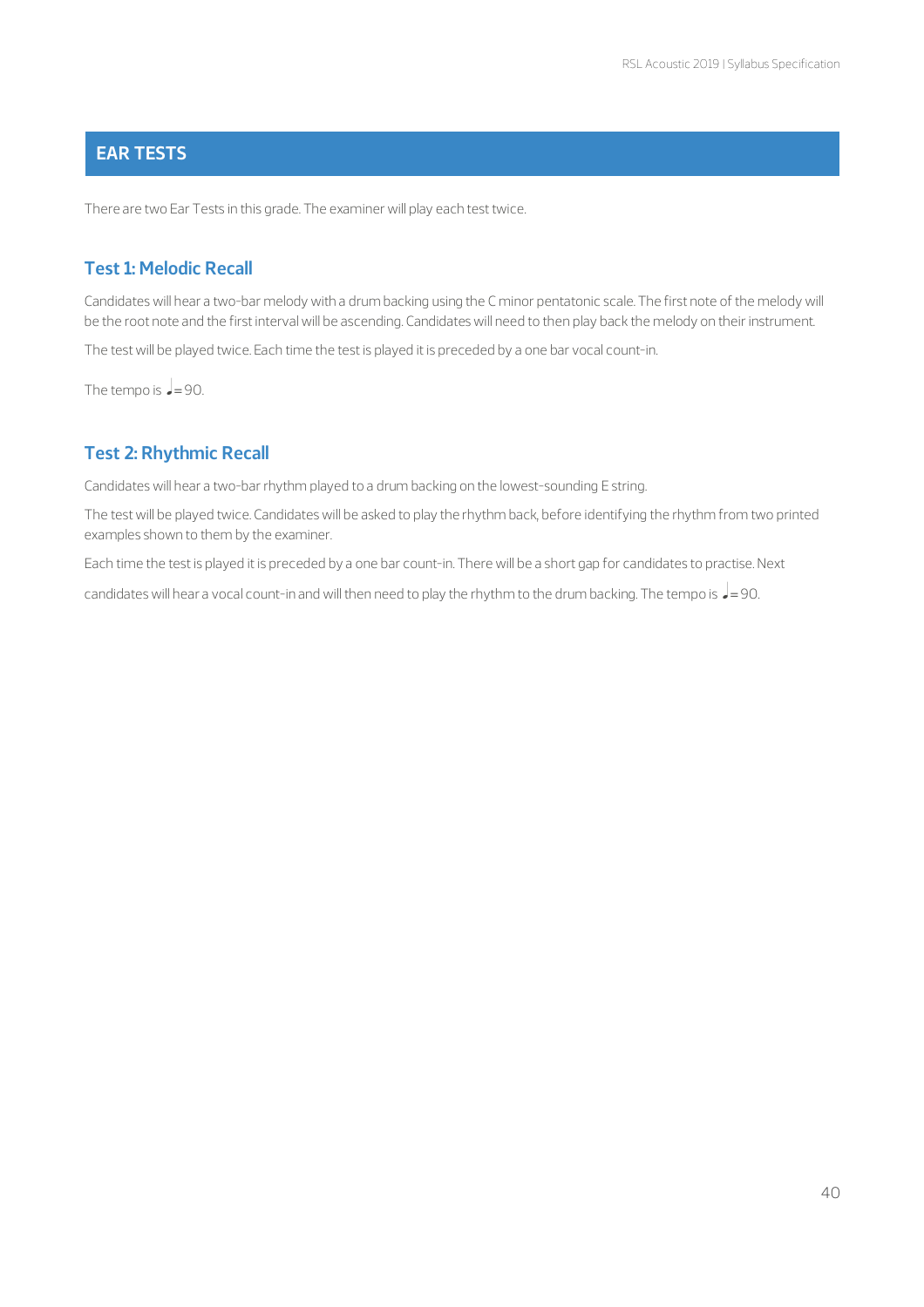## EAR TESTS

There are two Ear Tests in this grade. The examiner will play each test twice.

### Test 1: Melodic Recall

Candidates will hear a two-bar melody with a drum backing using the C minor pentatonic scale. The first note of the melody will be the root note and the first interval will be ascending. Candidates will need to then play back the melody on their instrument.

The test will be played twice. Each time the test is played it is preceded by a one bar vocal count-in.

The tempo is ♩=90.

### Test 2: Rhythmic Recall

Candidates will hear a two-bar rhythm played to a drum backing on the lowest-sounding E string.

The test will be played twice. Candidates will be asked to play the rhythm back, before identifying the rhythm from two printed examples shown to them by the examiner.

Each time the test is played it is preceded by a one bar count-in. There will be a short gap for candidates to practise. Next candidates will hear a vocal count-in and will then need to play the rhythm to the drum backing. The tempo is ♩=90.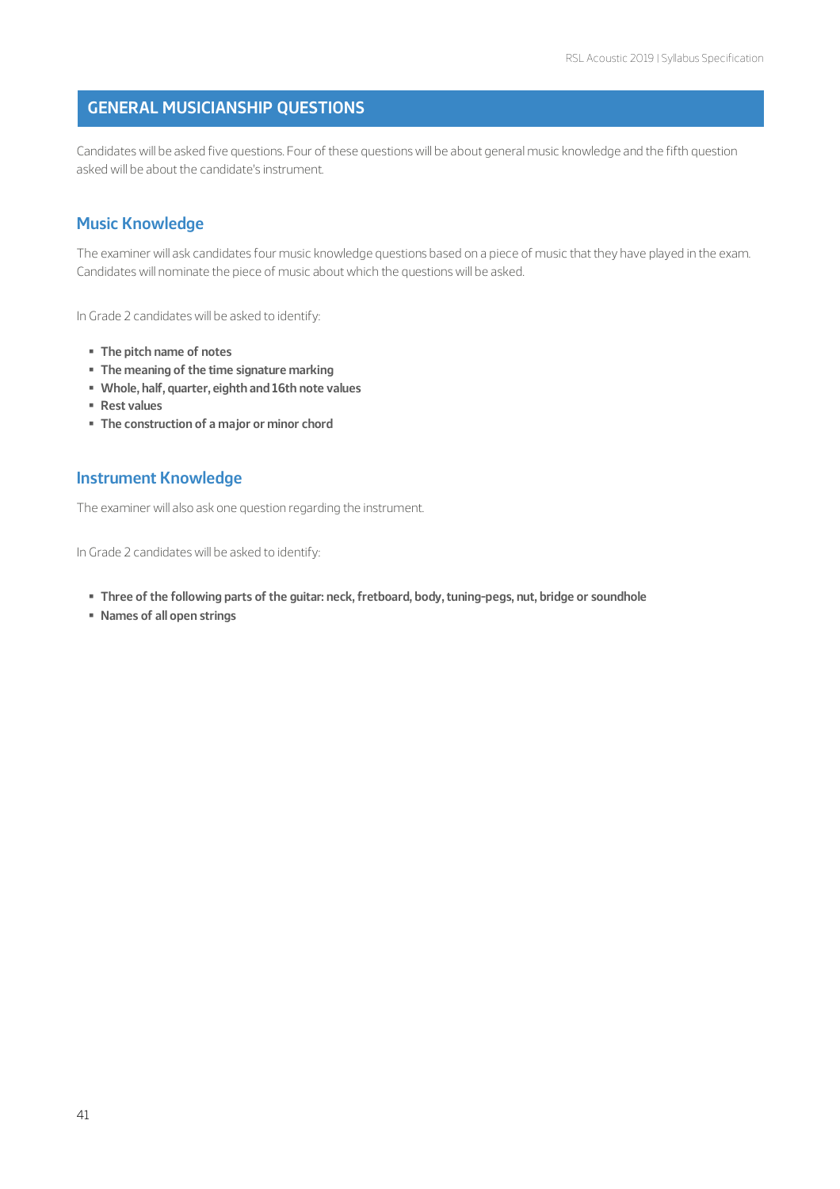## GENERAL MUSICIANSHIP QUESTIONS

Candidates will be asked five questions. Four of these questions will be about general music knowledge and the fifth question asked will be about the candidate's instrument.

### Music Knowledge

The examiner will ask candidates four music knowledge questions based on a piece of music that they have played in the exam. Candidates will nominate the piece of music about which the questions will be asked.

In Grade 2 candidates will be asked to identify:

- **The pitch name of notes**
- **The meaning of the time signature marking**
- **Whole, half, quarter, eighth and 16th note values**
- **Rest values**
- **The construction of a major or minor chord**

### Instrument Knowledge

The examiner will also ask one question regarding the instrument.

In Grade 2 candidates will be asked to identify:

- **Three of the following parts of the guitar: neck, fretboard, body, tuning-pegs, nut, bridge or soundhole**
- **Names of all open strings**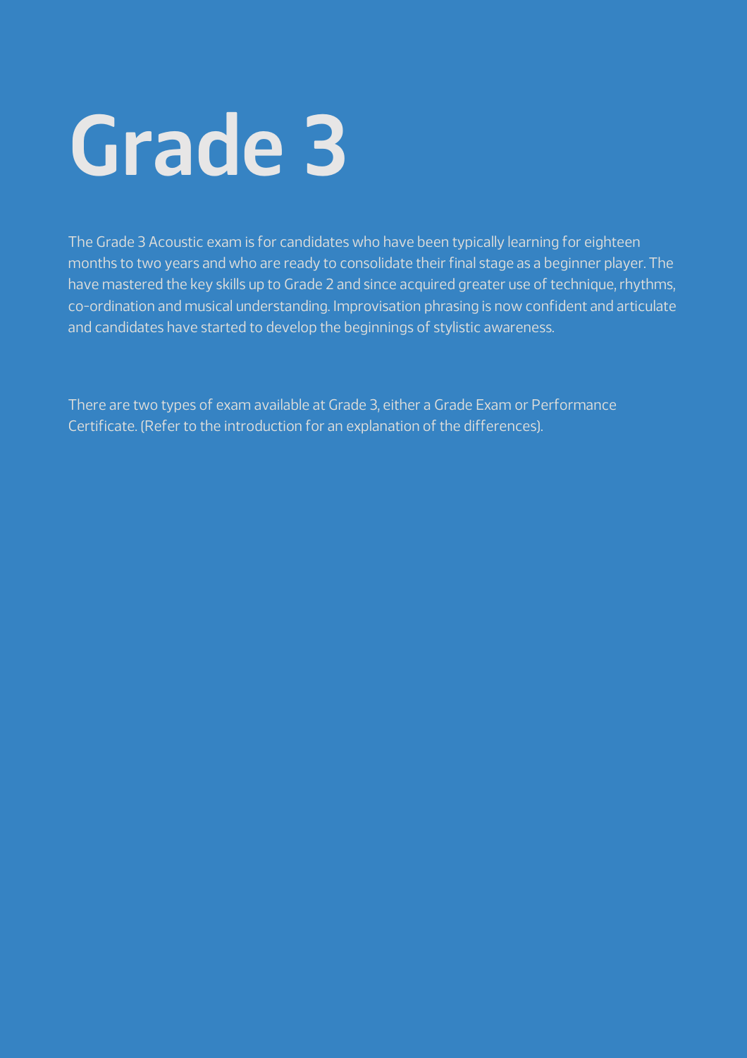# Grade 3

The Grade 3 Acoustic exam is for candidates who have been typically learning for eighteen months to two years and who are ready to consolidate their final stage as a beginner player. The have mastered the key skills up to Grade 2 and since acquired greater use of technique, rhythms, co-ordination and musical understanding. Improvisation phrasing is now confident and articulate and candidates have started to develop the beginnings of stylistic awareness.

There are two types of exam available at Grade 3, either a Grade Exam or Performance Certificate. (Refer to the introduction for an explanation of the differences).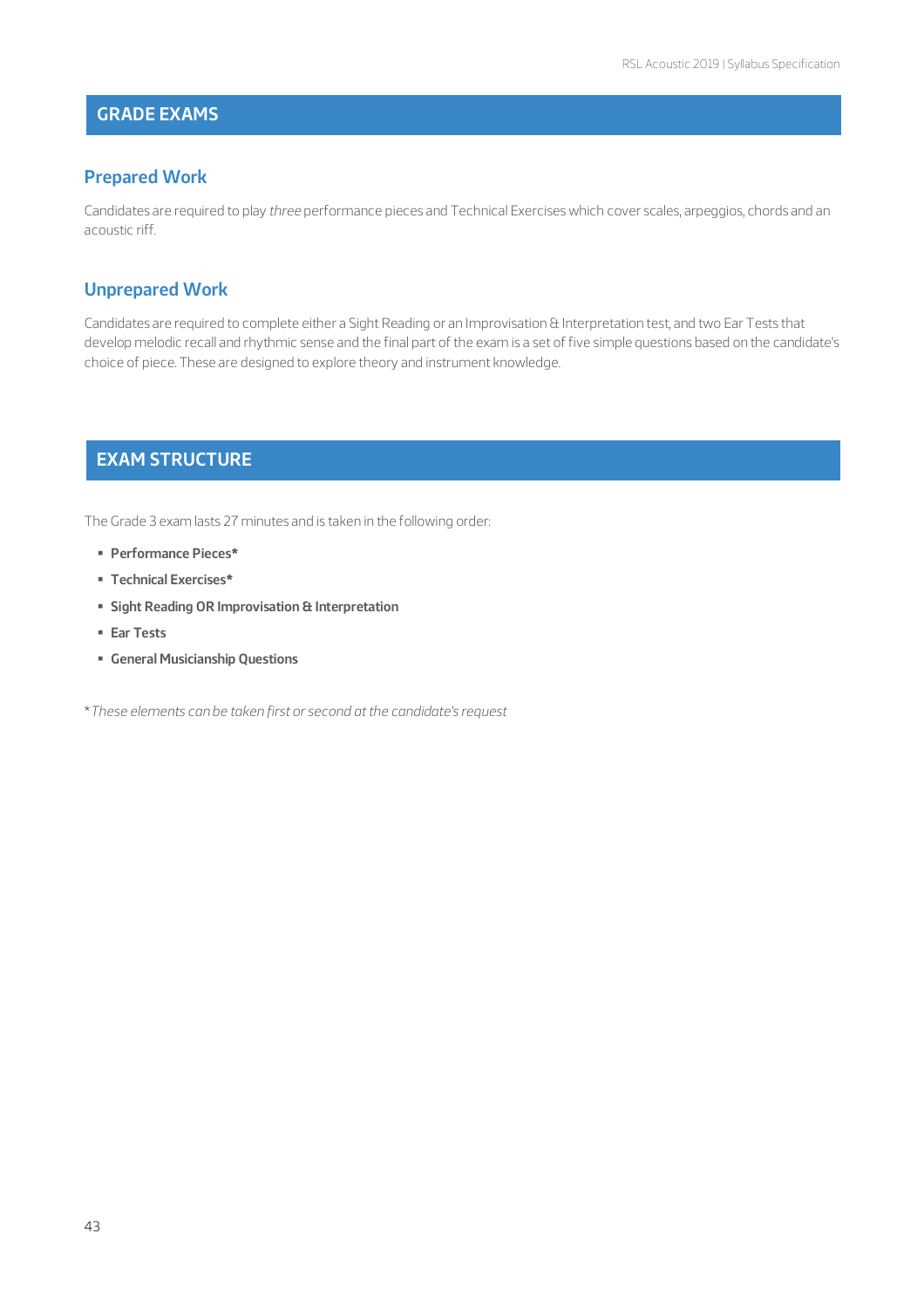## GRADE EXAMS

### Prepared Work

Candidates are required to play *three* performance pieces and Technical Exercises which cover scales, arpeggios, chords and an acoustic riff.

### Unprepared Work

Candidates are required to complete either a Sight Reading or an Improvisation & Interpretation test, and two Ear Tests that develop melodic recall and rhythmic sense and the final part of the exam is a set of five simple questions based on the candidate's choice of piece. These are designed to explore theory and instrument knowledge.

## EXAM STRUCTURE

The Grade 3 exam lasts 27 minutes and is taken in the following order:

- **Performance Pieces***
- **Technical Exercises***
- **Sight Reading OR Improvisation & Interpretation**
- **Ear Tests**
- **General Musicianship Questions**

*\*These elements can be taken first or second at the candidate's request*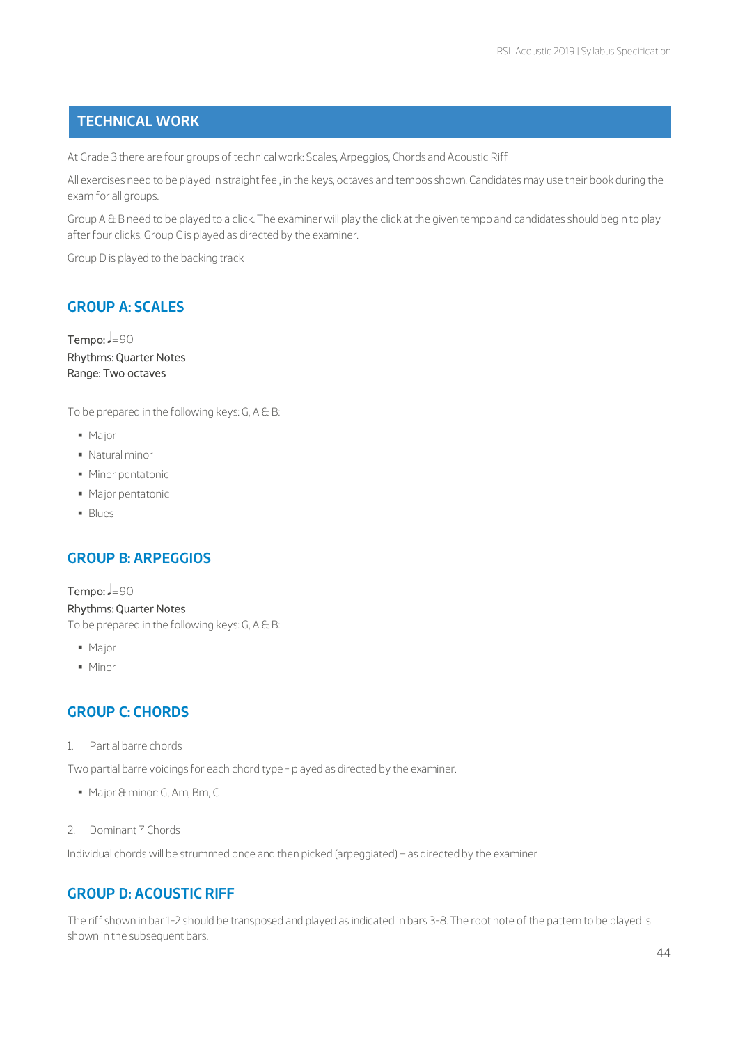## TECHNICAL WORK

At Grade 3 there are four groups of technical work: Scales, Arpeggios, Chords and Acoustic Riff

All exercises need to be played in straight feel, in the keys, octaves and tempos shown. Candidates may use their book during the exam for all groups.

Group A & B need to be played to a click. The examiner will play the click at the given tempo and candidates should begin to play after four clicks. Group C is played as directed by the examiner.

Group D is played to the backing track

### GROUP A: SCALES

Tempo: ♩= 90
Rhythms: Quarter Notes
Range: Two octaves

To be prepared in the following keys: G, A & B:

- Major
- Natural minor
- Minor pentatonic
- Major pentatonic
- Blues

### GROUP B: ARPEGGIOS

Tempo: ♩= 90
Rhythms: Quarter Notes
To be prepared in the following keys: G, A & B:

- Major
- Minor

### GROUP C: CHORDS

1. Partial barre chords

Two partial barre voicings for each chord type - played as directed by the examiner.

- Major & minor: G, Am, Bm, C

2. Dominant 7 Chords

Individual chords will be strummed once and then picked (arpeggiated) – as directed by the examiner

### GROUP D: ACOUSTIC RIFF

The riff shown in bar 1-2 should be transposed and played as indicated in bars 3-8. The root note of the pattern to be played is shown in the subsequent bars.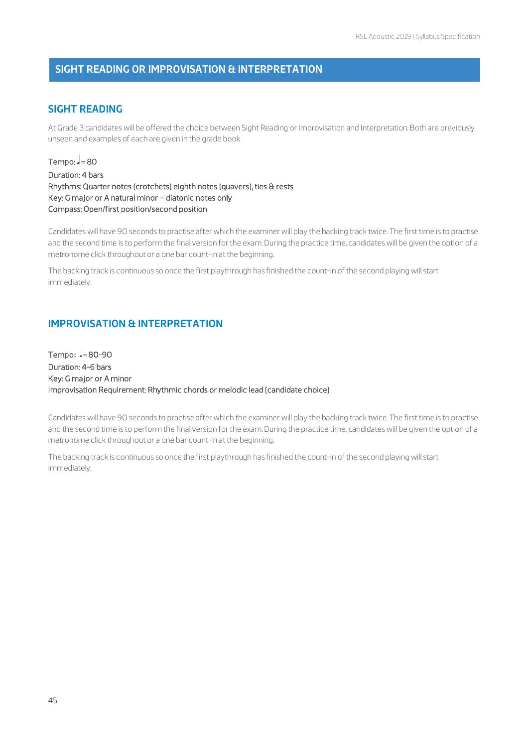## SIGHT READING OR IMPROVISATION & INTERPRETATION

### SIGHT READING

At Grade 3 candidates will be offered the choice between Sight Reading or Improvisation and Interpretation. Both are previously unseen and examples of each are given in the grade book

Tempo: ♩= 80
Duration: 4 bars
Rhythms: Quarter notes (crotchets) eighth notes (quavers), ties & rests
Key: G major or A natural minor – diatonic notes only
Compass: Open/first position/second position

Candidates will have 90 seconds to practise after which the examiner will play the backing track twice. The first time is to practise and the second time is to perform the final version for the exam. During the practice time, candidates will be given the option of a metronome click throughout or a one bar count-in at the beginning.

The backing track is continuous so once the first playthrough has finished the count-in of the second playing will start immediately.

### IMPROVISATION & INTERPRETATION

Tempo: ♩= 80-90
Duration: 4-6 bars
Key: G major or A minor
Improvisation Requirement: Rhythmic chords or melodic lead (candidate choice)

Candidates will have 90 seconds to practise after which the examiner will play the backing track twice. The first time is to practise and the second time is to perform the final version for the exam. During the practice time, candidates will be given the option of a metronome click throughout or a one bar count-in at the beginning.

The backing track is continuous so once the first playthrough has finished the count-in of the second playing will start immediately.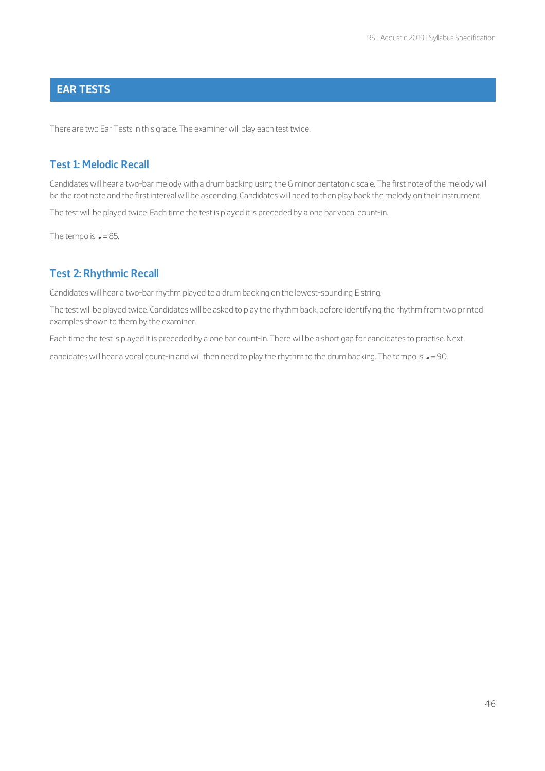## EAR TESTS

There are two Ear Tests in this grade. The examiner will play each test twice.

### Test 1: Melodic Recall

Candidates will hear a two-bar melody with a drum backing using the G minor pentatonic scale. The first note of the melody will be the root note and the first interval will be ascending. Candidates will need to then play back the melody on their instrument.

The test will be played twice. Each time the test is played it is preceded by a one bar vocal count-in.

The tempo is ♩= 85.

### Test 2: Rhythmic Recall

Candidates will hear a two-bar rhythm played to a drum backing on the lowest-sounding E string.

The test will be played twice. Candidates will be asked to play the rhythm back, before identifying the rhythm from two printed examples shown to them by the examiner.

Each time the test is played it is preceded by a one bar count-in. There will be a short gap for candidates to practise. Next candidates will hear a vocal count-in and will then need to play the rhythm to the drum backing. The tempo is ♩= 90.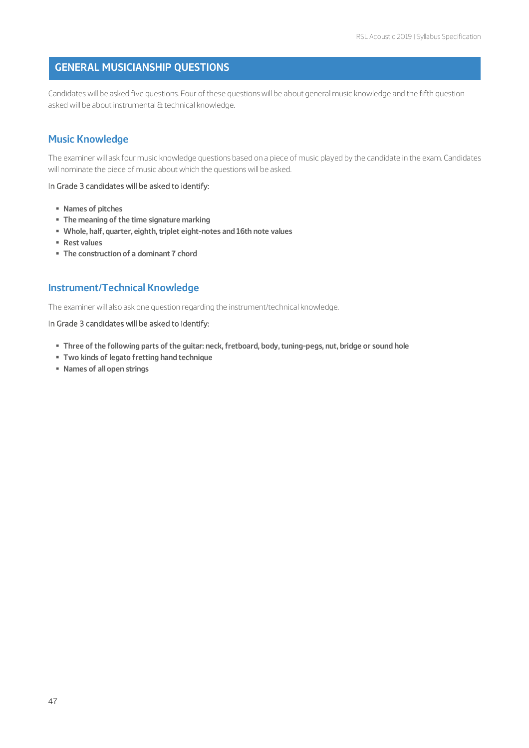## GENERAL MUSICIANSHIP QUESTIONS

Candidates will be asked five questions. Four of these questions will be about general music knowledge and the fifth question asked will be about instrumental & technical knowledge.

### Music Knowledge

The examiner will ask four music knowledge questions based on a piece of music played by the candidate in the exam. Candidates will nominate the piece of music about which the questions will be asked.

In Grade 3 candidates will be asked to identify:

- **Names of pitches**
- **The meaning of the time signature marking**
- **Whole, half, quarter, eighth, triplet eight-notes and 16th note values**
- **Rest values**
- **The construction of a dominant 7 chord**

### Instrument/Technical Knowledge

The examiner will also ask one question regarding the instrument/technical knowledge.

In Grade 3 candidates will be asked to identify:

- **Three of the following parts of the guitar: neck, fretboard, body, tuning-pegs, nut, bridge or sound hole**
- **Two kinds of legato fretting hand technique**
- **Names of all open strings**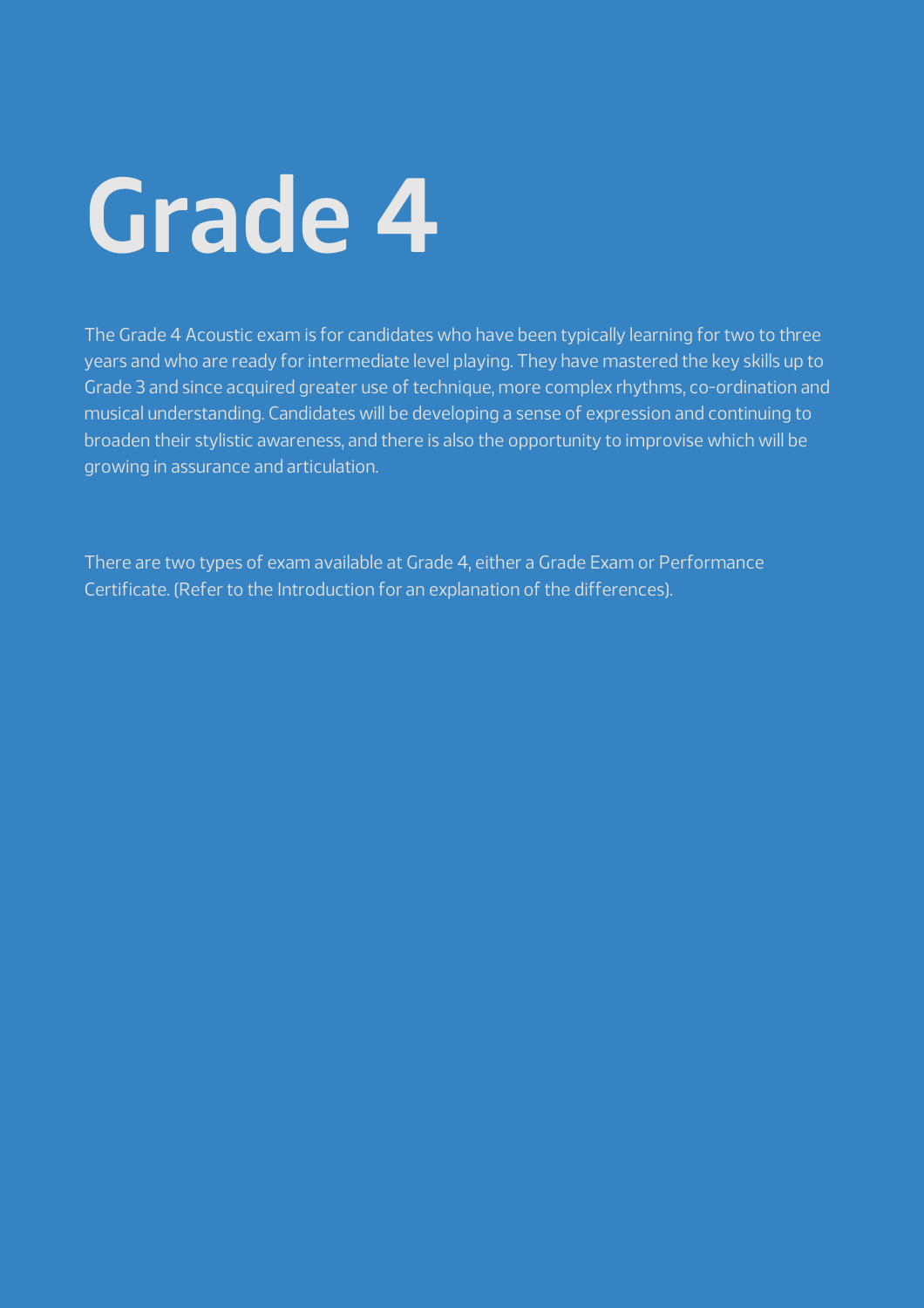# Grade 4

The Grade 4 Acoustic exam is for candidates who have been typically learning for two to three years and who are ready for intermediate level playing. They have mastered the key skills up to Grade 3 and since acquired greater use of technique, more complex rhythms, co-ordination and musical understanding. Candidates will be developing a sense of expression and continuing to broaden their stylistic awareness, and there is also the opportunity to improvise which will be growing in assurance and articulation.

There are two types of exam available at Grade 4, either a Grade Exam or Performance Certificate. (Refer to the Introduction for an explanation of the differences).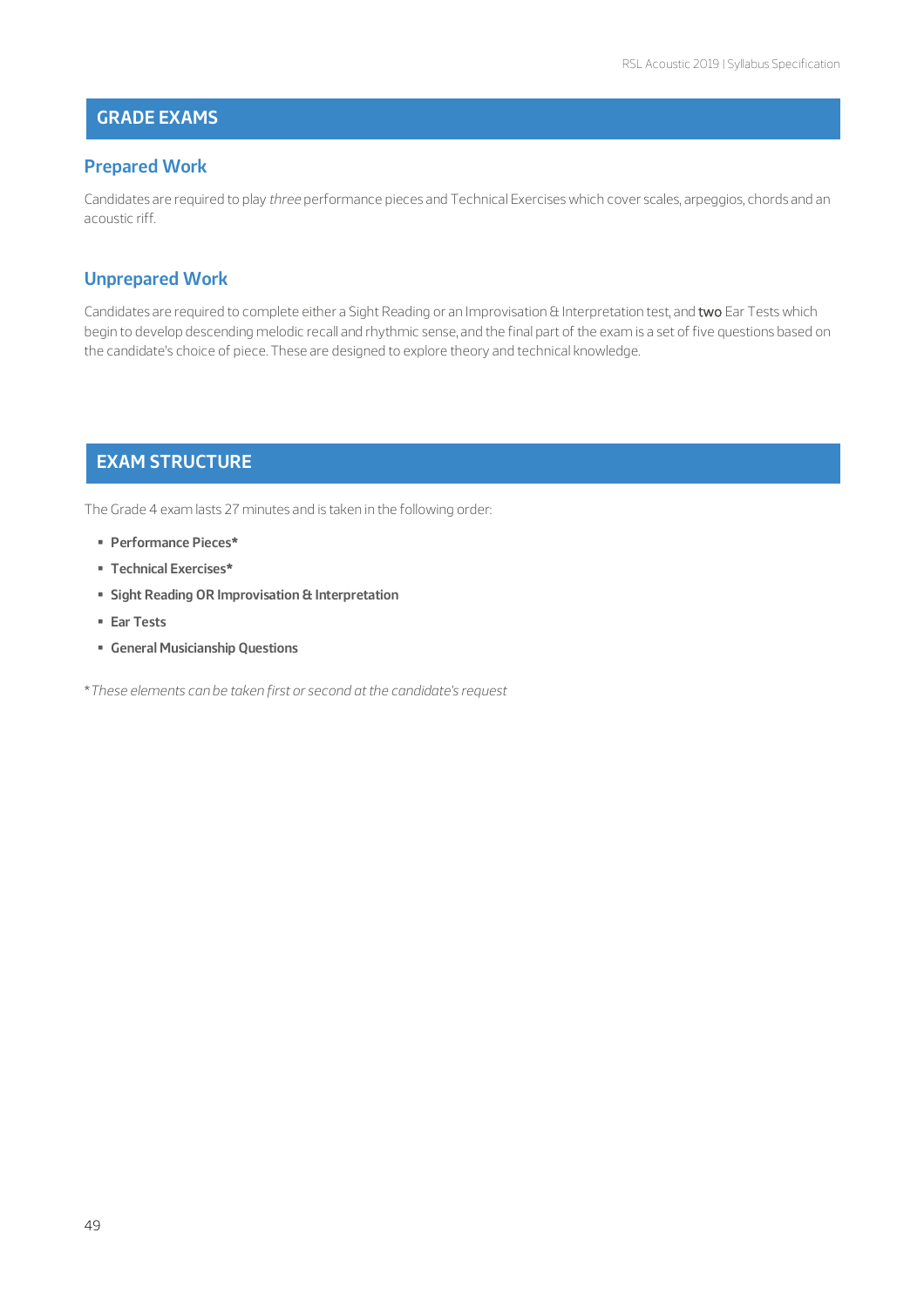## GRADE EXAMS

### Prepared Work

Candidates are required to play *three* performance pieces and Technical Exercises which cover scales, arpeggios, chords and an acoustic riff.

### Unprepared Work

Candidates are required to complete either a Sight Reading or an Improvisation & Interpretation test, and **two** Ear Tests which begin to develop descending melodic recall and rhythmic sense, and the final part of the exam is a set of five questions based on the candidate's choice of piece. These are designed to explore theory and technical knowledge.

## EXAM STRUCTURE

The Grade 4 exam lasts 27 minutes and is taken in the following order:

- **Performance Pieces***
- **Technical Exercises***
- **Sight Reading OR Improvisation & Interpretation**
- **Ear Tests**
- **General Musicianship Questions**

**These elements can be taken first or second at the candidate's request*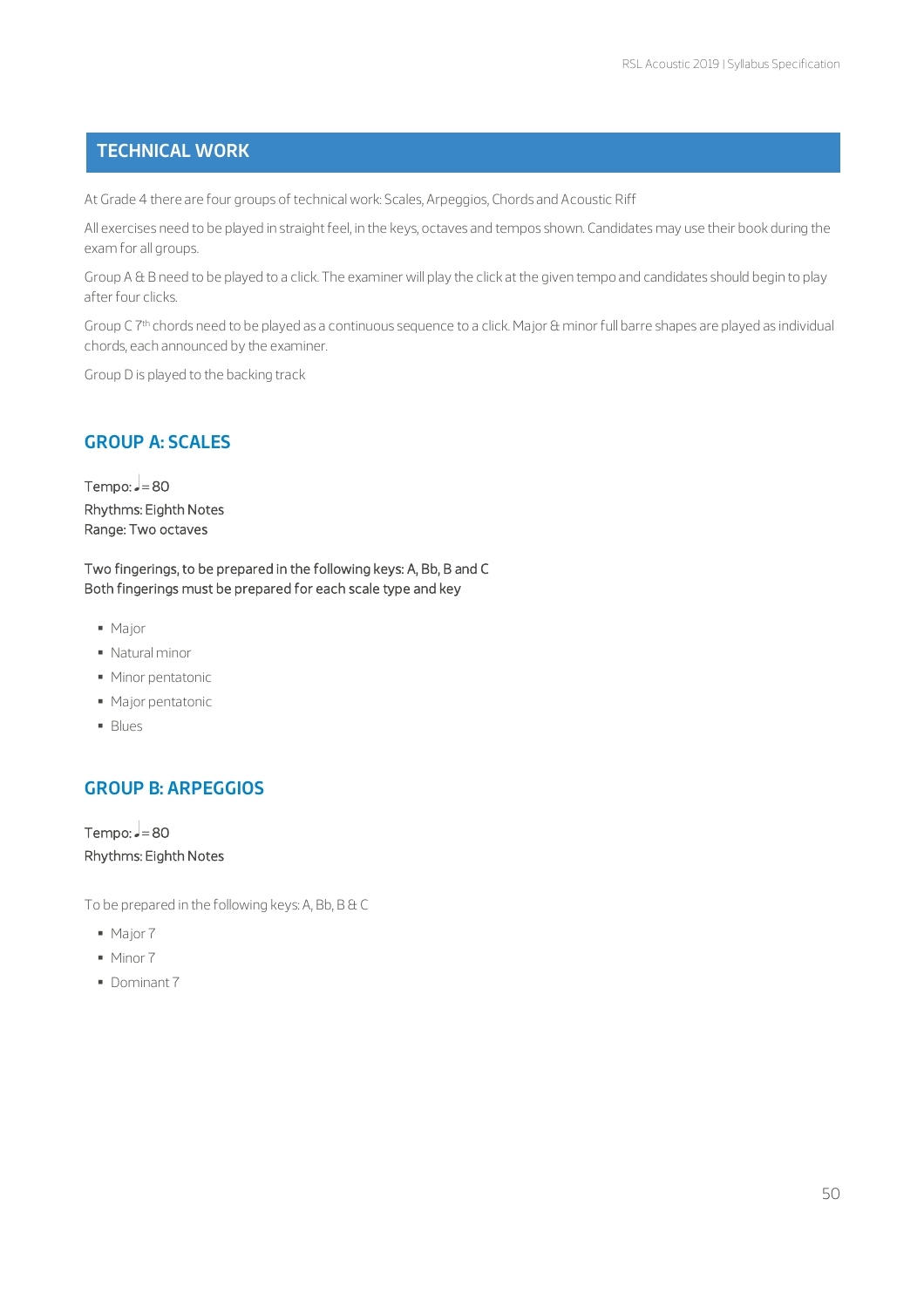## TECHNICAL WORK

At Grade 4 there are four groups of technical work: Scales, Arpeggios, Chords and Acoustic Riff

All exercises need to be played in straight feel, in the keys, octaves and tempos shown. Candidates may use their book during the exam for all groups.

Group A & B need to be played to a click. The examiner will play the click at the given tempo and candidates should begin to play after four clicks.

Group C 7th chords need to be played as a continuous sequence to a click. Major & minor full barre shapes are played as individual chords, each announced by the examiner.

Group D is played to the backing track

### GROUP A: SCALES

Tempo: ♩= 80
Rhythms: Eighth Notes
Range: Two octaves

Two fingerings, to be prepared in the following keys: A, Bb, B and C
Both fingerings must be prepared for each scale type and key

- Major
- Natural minor
- Minor pentatonic
- Major pentatonic
- Blues

### GROUP B: ARPEGGIOS

Tempo: ♩= 80
Rhythms: Eighth Notes

To be prepared in the following keys: A, Bb, B & C

- Major 7
- Minor 7
- Dominant 7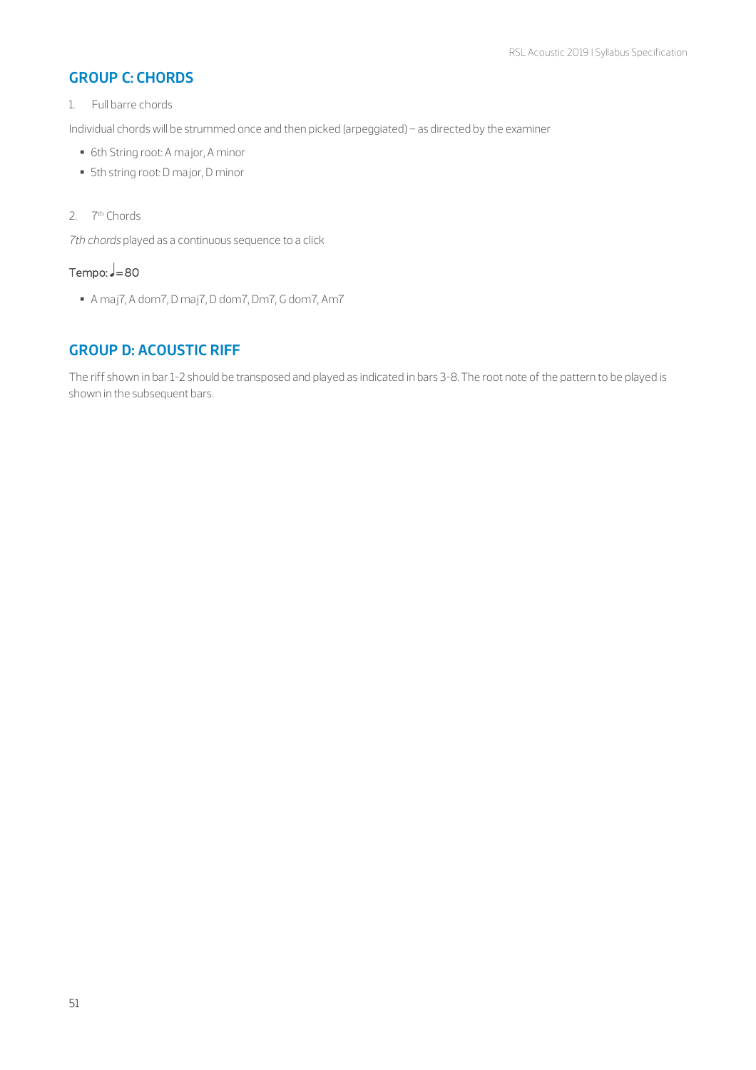## GROUP C: CHORDS

1. Full barre chords

Individual chords will be strummed once and then picked (arpeggiated) – as directed by the examiner

- 6th String root: A major, A minor
- 5th string root: D major, D minor

2. 7th Chords

*7th chords* played as a continuous sequence to a click

Tempo: ♩= 80

- A maj7, A dom7, D maj7, D dom7, Dm7, G dom7, Am7

## GROUP D: ACOUSTIC RIFF

The riff shown in bar 1-2 should be transposed and played as indicated in bars 3-8. The root note of the pattern to be played is shown in the subsequent bars.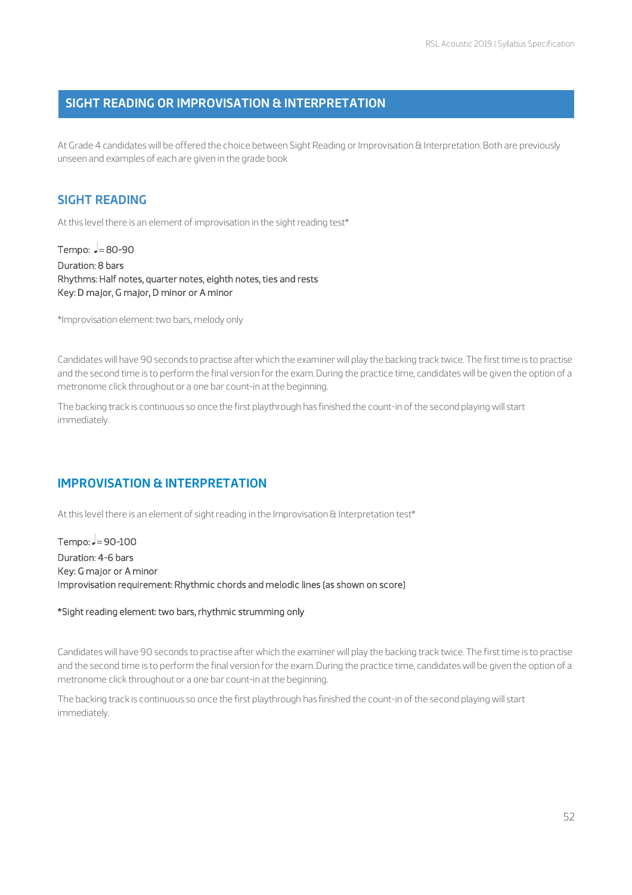## SIGHT READING OR IMPROVISATION & INTERPRETATION

At Grade 4 candidates will be offered the choice between Sight Reading or Improvisation & Interpretation. Both are previously unseen and examples of each are given in the grade book

### SIGHT READING

At this level there is an element of improvisation in the sight reading test*

Tempo: ♩= 80–90
Duration: 8 bars
Rhythms: Half notes, quarter notes, eighth notes, ties and rests
Key: D major, G major, D minor or A minor

*Improvisation element: two bars, melody only

Candidates will have 90 seconds to practise after which the examiner will play the backing track twice. The first time is to practise and the second time is to perform the final version for the exam. During the practice time, candidates will be given the option of a metronome click throughout or a one bar count-in at the beginning.

The backing track is continuous so once the first playthrough has finished the count-in of the second playing will start immediately.

### IMPROVISATION & INTERPRETATION

At this level there is an element of sight reading in the Improvisation & Interpretation test*

Tempo: ♩= 90–100
Duration: 4–6 bars
Key: G major or A minor
Improvisation requirement: Rhythmic chords and melodic lines (as shown on score)

*Sight reading element: two bars, rhythmic strumming only

Candidates will have 90 seconds to practise after which the examiner will play the backing track twice. The first time is to practise and the second time is to perform the final version for the exam. During the practice time, candidates will be given the option of a metronome click throughout or a one bar count-in at the beginning.

The backing track is continuous so once the first playthrough has finished the count-in of the second playing will start immediately.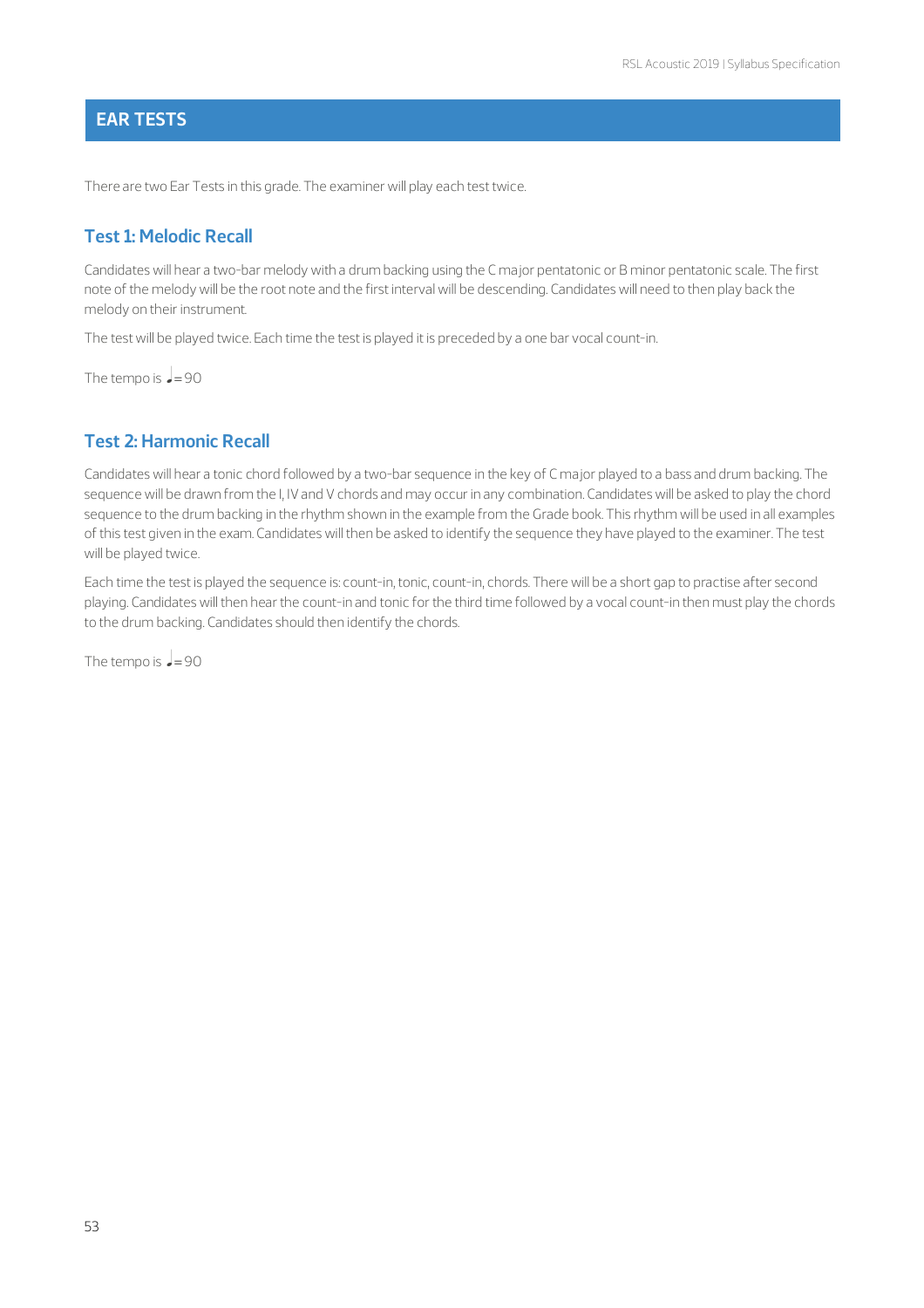# EAR TESTS

There are two Ear Tests in this grade. The examiner will play each test twice.

## Test 1: Melodic Recall

Candidates will hear a two-bar melody with a drum backing using the C major pentatonic or B minor pentatonic scale. The first note of the melody will be the root note and the first interval will be descending. Candidates will need to then play back the melody on their instrument.

The test will be played twice. Each time the test is played it is preceded by a one bar vocal count-in.

The tempo is ♩= 90

## Test 2: Harmonic Recall

Candidates will hear a tonic chord followed by a two-bar sequence in the key of C major played to a bass and drum backing. The sequence will be drawn from the I, IV and V chords and may occur in any combination. Candidates will be asked to play the chord sequence to the drum backing in the rhythm shown in the example from the Grade book. This rhythm will be used in all examples of this test given in the exam. Candidates will then be asked to identify the sequence they have played to the examiner. The test will be played twice.

Each time the test is played the sequence is: count-in, tonic, count-in, chords. There will be a short gap to practise after second playing. Candidates will then hear the count-in and tonic for the third time followed by a vocal count-in then must play the chords to the drum backing. Candidates should then identify the chords.

The tempo is ♩= 90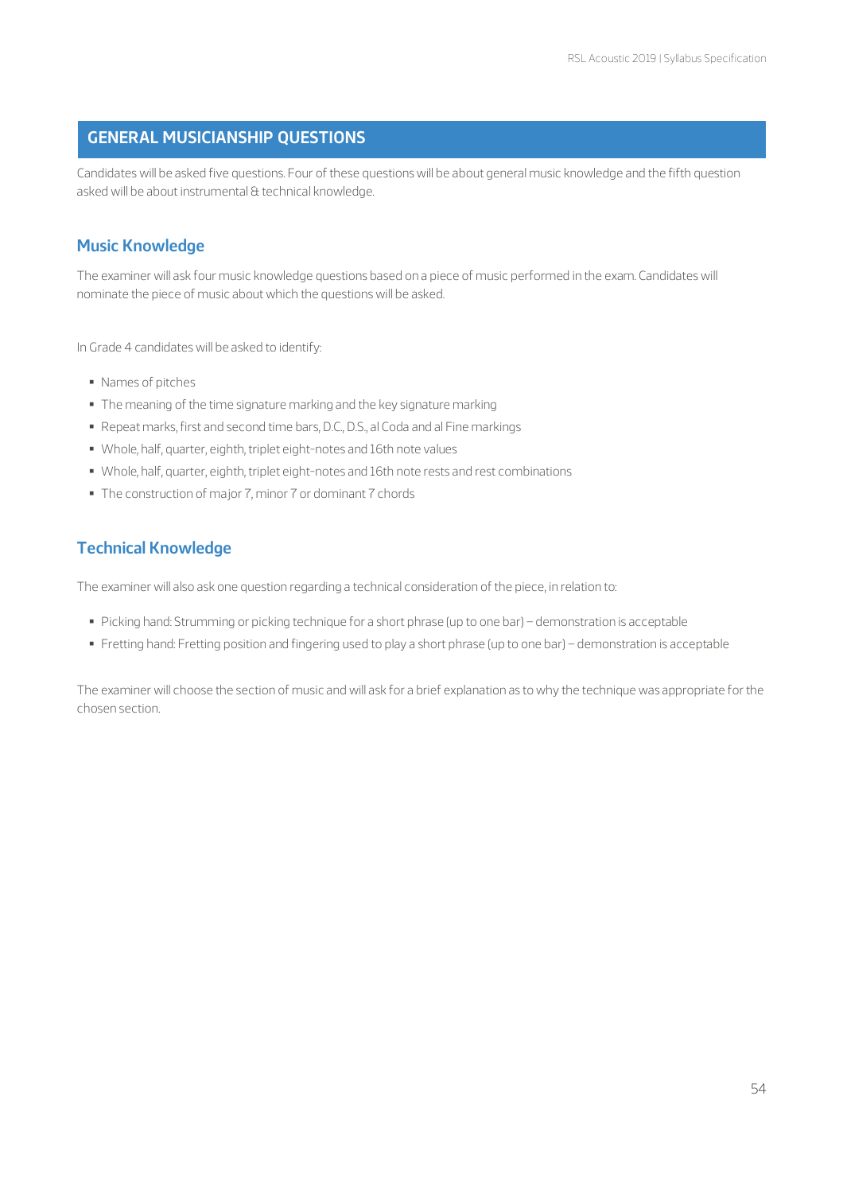## GENERAL MUSICIANSHIP QUESTIONS

Candidates will be asked five questions. Four of these questions will be about general music knowledge and the fifth question asked will be about instrumental & technical knowledge.

### Music Knowledge

The examiner will ask four music knowledge questions based on a piece of music performed in the exam. Candidates will nominate the piece of music about which the questions will be asked.

In Grade 4 candidates will be asked to identify:

- Names of pitches
- The meaning of the time signature marking and the key signature marking
- Repeat marks, first and second time bars, D.C., D.S., al Coda and al Fine markings
- Whole, half, quarter, eighth, triplet eight-notes and 16th note values
- Whole, half, quarter, eighth, triplet eight-notes and 16th note rests and rest combinations
- The construction of major 7, minor 7 or dominant 7 chords

### Technical Knowledge

The examiner will also ask one question regarding a technical consideration of the piece, in relation to:

- Picking hand: Strumming or picking technique for a short phrase (up to one bar) – demonstration is acceptable
- Fretting hand: Fretting position and fingering used to play a short phrase (up to one bar) – demonstration is acceptable

The examiner will choose the section of music and will ask for a brief explanation as to why the technique was appropriate for the chosen section.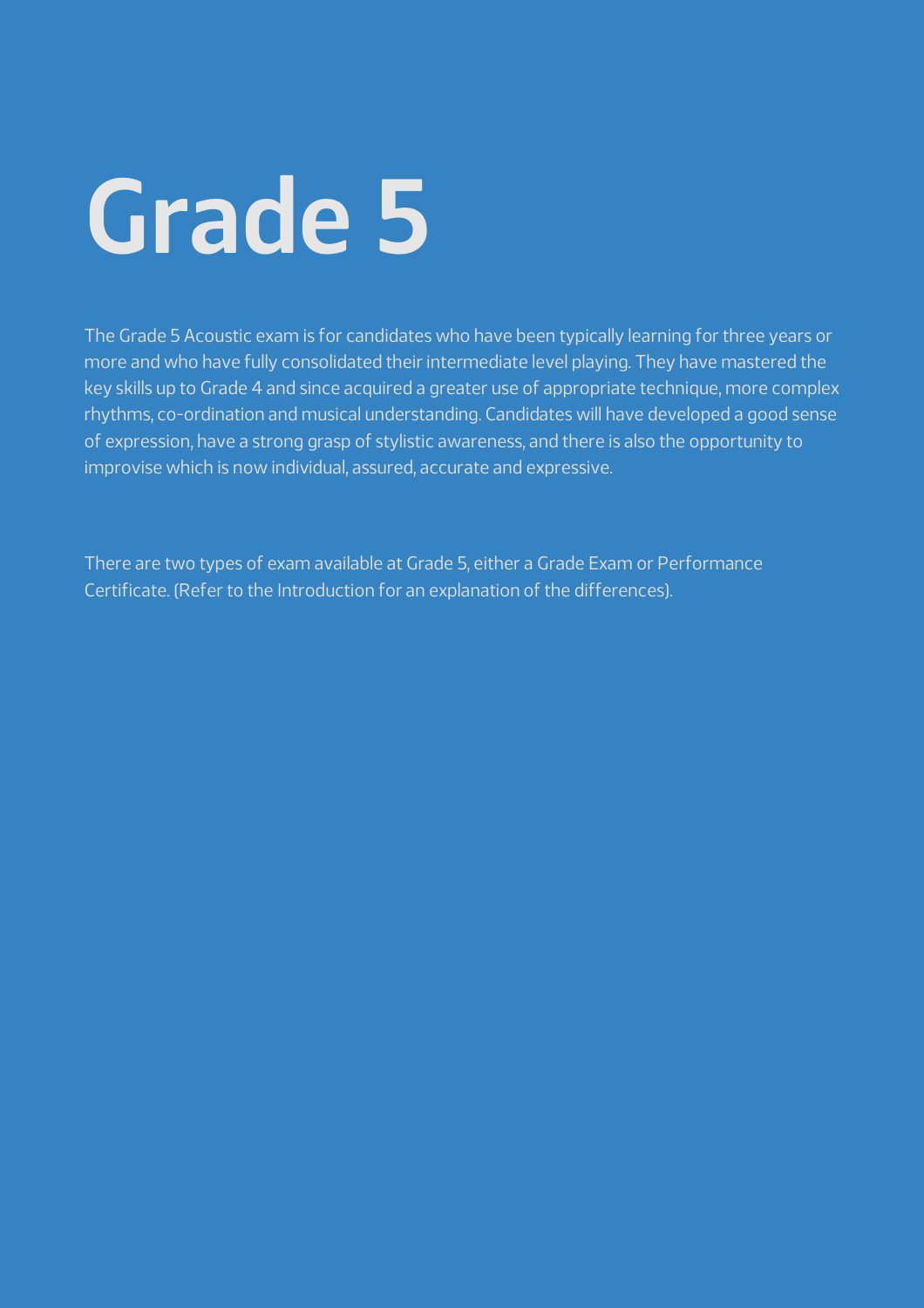# Grade 5

The Grade 5 Acoustic exam is for candidates who have been typically learning for three years or more and who have fully consolidated their intermediate level playing. They have mastered the key skills up to Grade 4 and since acquired a greater use of appropriate technique, more complex rhythms, co-ordination and musical understanding. Candidates will have developed a good sense of expression, have a strong grasp of stylistic awareness, and there is also the opportunity to improvise which is now individual, assured, accurate and expressive.

There are two types of exam available at Grade 5, either a Grade Exam or Performance Certificate. (Refer to the Introduction for an explanation of the differences).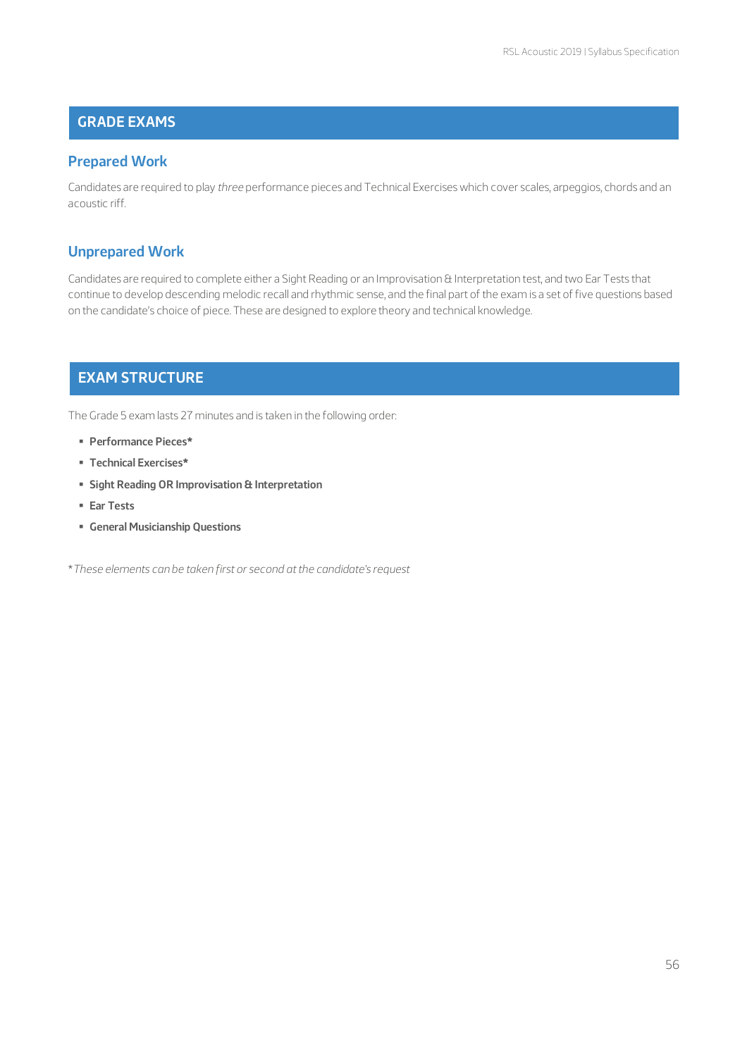## GRADE EXAMS

### Prepared Work

Candidates are required to play *three* performance pieces and Technical Exercises which cover scales, arpeggios, chords and an acoustic riff.

### Unprepared Work

Candidates are required to complete either a Sight Reading or an Improvisation & Interpretation test, and two Ear Tests that continue to develop descending melodic recall and rhythmic sense, and the final part of the exam is a set of five questions based on the candidate's choice of piece. These are designed to explore theory and technical knowledge.

## EXAM STRUCTURE

The Grade 5 exam lasts 27 minutes and is taken in the following order:

- **Performance Pieces***
- **Technical Exercises***
- **Sight Reading OR Improvisation & Interpretation**
- **Ear Tests**
- **General Musicianship Questions**

**These elements can be taken first or second at the candidate's request*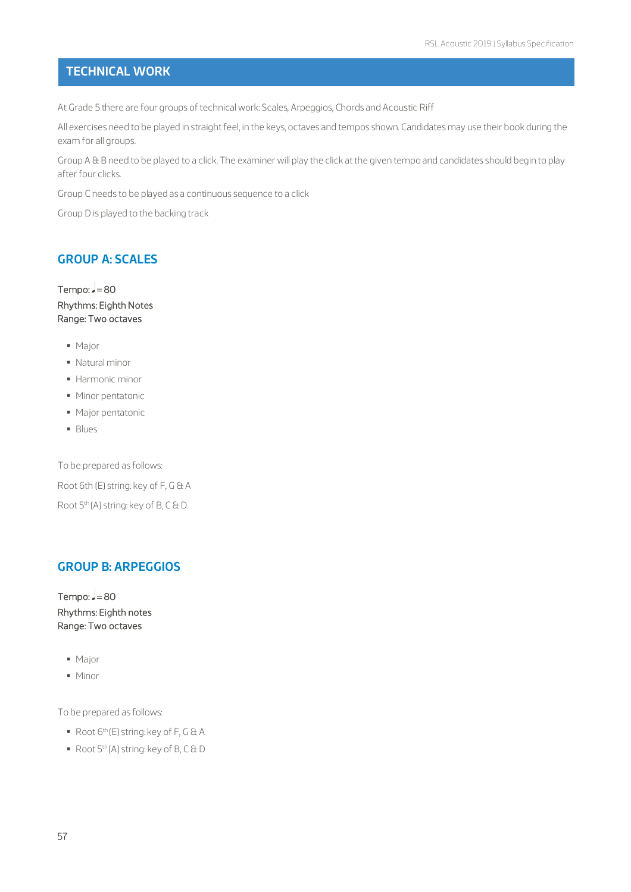## TECHNICAL WORK

At Grade 5 there are four groups of technical work: Scales, Arpeggios, Chords and Acoustic Riff

All exercises need to be played in straight feel, in the keys, octaves and tempos shown. Candidates may use their book during the exam for all groups.

Group A & B need to be played to a click. The examiner will play the click at the given tempo and candidates should begin to play after four clicks.

Group C needs to be played as a continuous sequence to a click

Group D is played to the backing track

### GROUP A: SCALES

Tempo: ♩= 80
Rhythms: Eighth Notes
Range: Two octaves

- Major
- Natural minor
- Harmonic minor
- Minor pentatonic
- Major pentatonic
- Blues

To be prepared as follows:

Root 6th (E) string: key of F, G & A

Root 5th (A) string: key of B, C & D

### GROUP B: ARPEGGIOS

Tempo: ♩= 80
Rhythms: Eighth notes
Range: Two octaves

- Major
- Minor

To be prepared as follows:

- Root 6th (E) string: key of F, G & A
- Root 5th (A) string: key of B, C & D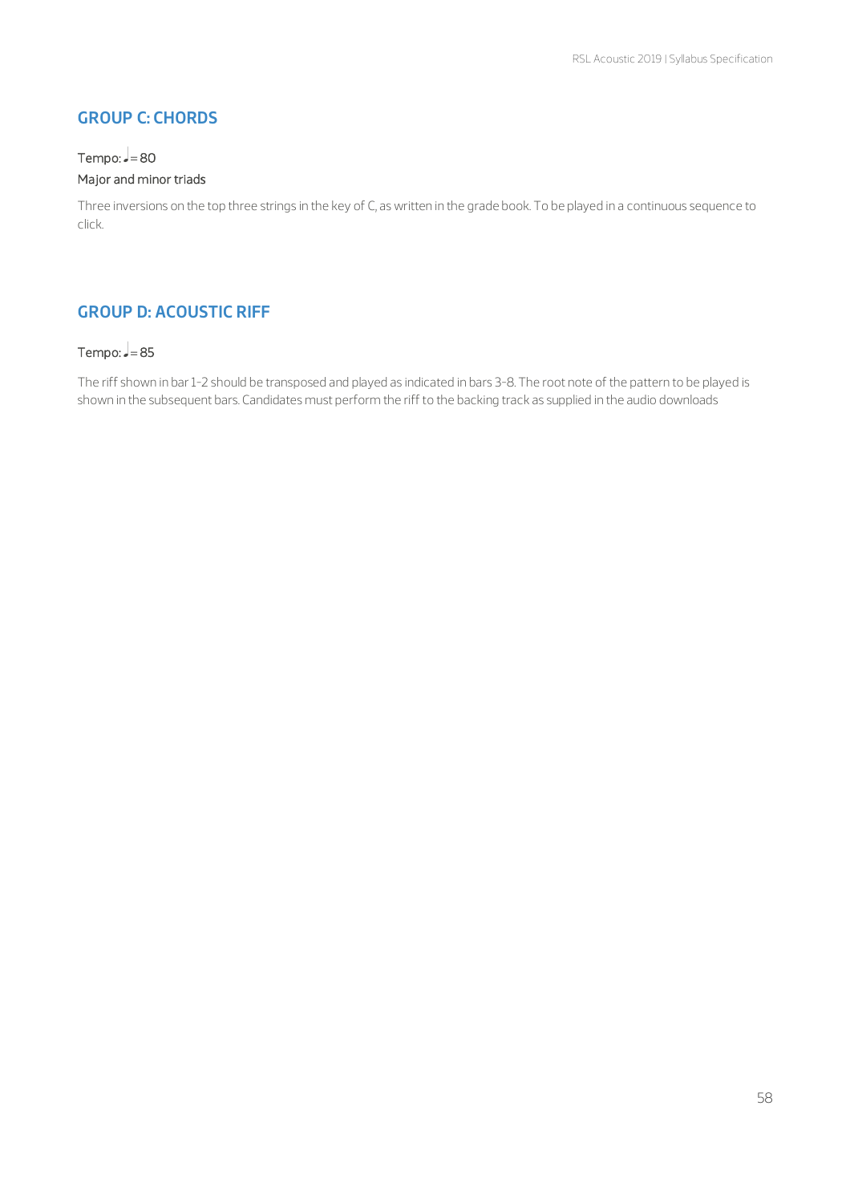## GROUP C: CHORDS

Tempo: ♩= 80

Major and minor triads

Three inversions on the top three strings in the key of C, as written in the grade book. To be played in a continuous sequence to click.

## GROUP D: ACOUSTIC RIFF

Tempo: ♩= 85

The riff shown in bar 1-2 should be transposed and played as indicated in bars 3-8. The root note of the pattern to be played is shown in the subsequent bars. Candidates must perform the riff to the backing track as supplied in the audio downloads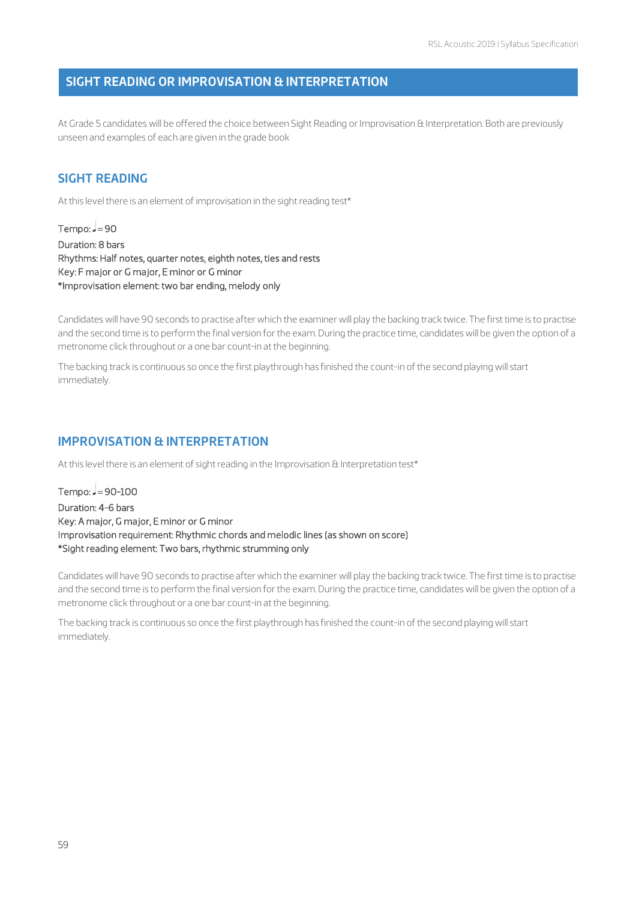## SIGHT READING OR IMPROVISATION & INTERPRETATION

At Grade 5 candidates will be offered the choice between Sight Reading or Improvisation & Interpretation. Both are previously unseen and examples of each are given in the grade book

### SIGHT READING

At this level there is an element of improvisation in the sight reading test*

Tempo: ♩= 90
Duration: 8 bars
Rhythms: Half notes, quarter notes, eighth notes, ties and rests
Key: F major or G major, E minor or G minor
*Improvisation element: two bar ending, melody only

Candidates will have 90 seconds to practise after which the examiner will play the backing track twice. The first time is to practise and the second time is to perform the final version for the exam. During the practice time, candidates will be given the option of a metronome click throughout or a one bar count-in at the beginning.

The backing track is continuous so once the first playthrough has finished the count-in of the second playing will start immediately.

### IMPROVISATION & INTERPRETATION

At this level there is an element of sight reading in the Improvisation & Interpretation test*

Tempo: ♩= 90-100
Duration: 4-6 bars
Key: A major, G major, E minor or G minor
Improvisation requirement: Rhythmic chords and melodic lines (as shown on score)
*Sight reading element: Two bars, rhythmic strumming only

Candidates will have 90 seconds to practise after which the examiner will play the backing track twice. The first time is to practise and the second time is to perform the final version for the exam. During the practice time, candidates will be given the option of a metronome click throughout or a one bar count-in at the beginning.

The backing track is continuous so once the first playthrough has finished the count-in of the second playing will start immediately.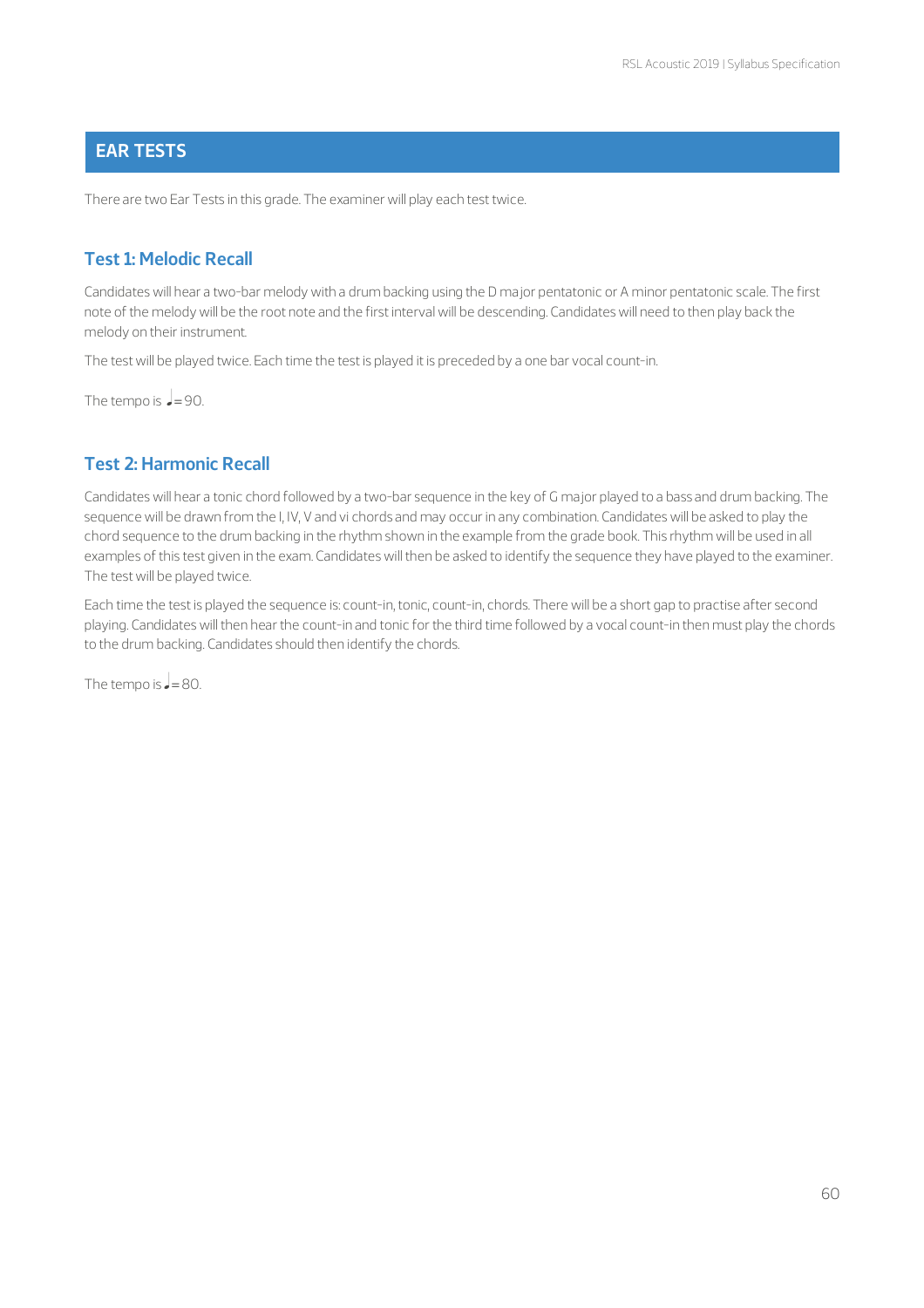## EAR TESTS

There are two Ear Tests in this grade. The examiner will play each test twice.

### Test 1: Melodic Recall

Candidates will hear a two-bar melody with a drum backing using the D major pentatonic or A minor pentatonic scale. The first note of the melody will be the root note and the first interval will be descending. Candidates will need to then play back the melody on their instrument.

The test will be played twice. Each time the test is played it is preceded by a one bar vocal count-in.

The tempo is ♩= 90.

### Test 2: Harmonic Recall

Candidates will hear a tonic chord followed by a two-bar sequence in the key of G major played to a bass and drum backing. The sequence will be drawn from the I, IV, V and vi chords and may occur in any combination. Candidates will be asked to play the chord sequence to the drum backing in the rhythm shown in the example from the grade book. This rhythm will be used in all examples of this test given in the exam. Candidates will then be asked to identify the sequence they have played to the examiner. The test will be played twice.

Each time the test is played the sequence is: count-in, tonic, count-in, chords. There will be a short gap to practise after second playing. Candidates will then hear the count-in and tonic for the third time followed by a vocal count-in then must play the chords to the drum backing. Candidates should then identify the chords.

The tempo is ♩= 80.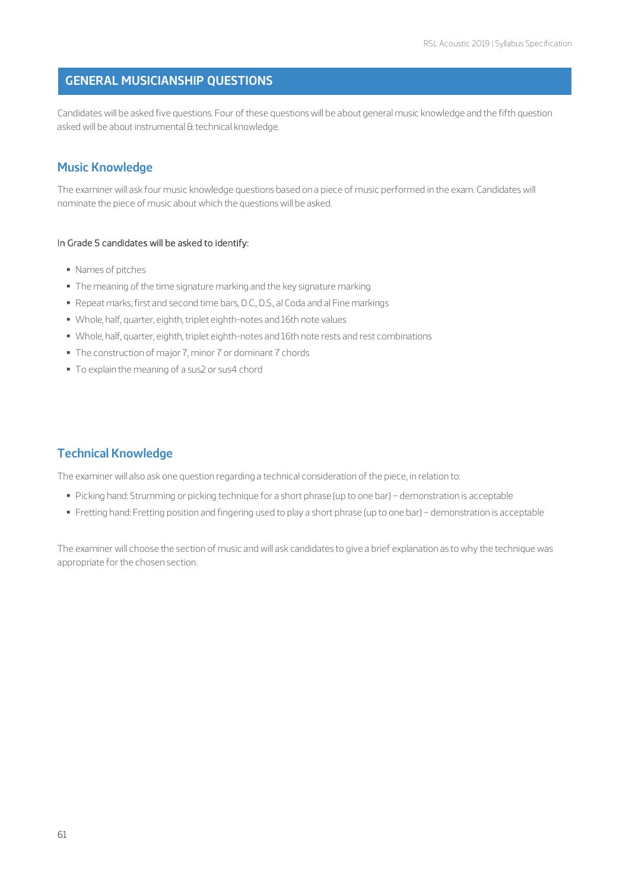## GENERAL MUSICIANSHIP QUESTIONS

Candidates will be asked five questions. Four of these questions will be about general music knowledge and the fifth question asked will be about instrumental & technical knowledge.

### Music Knowledge

The examiner will ask four music knowledge questions based on a piece of music performed in the exam. Candidates will nominate the piece of music about which the questions will be asked.

In Grade 5 candidates will be asked to identify:

- Names of pitches
- The meaning of the time signature marking and the key signature marking
- Repeat marks, first and second time bars, D.C., D.S., al Coda and al Fine markings
- Whole, half, quarter, eighth, triplet eighth-notes and 16th note values
- Whole, half, quarter, eighth, triplet eighth-notes and 16th note rests and rest combinations
- The construction of major 7, minor 7 or dominant 7 chords
- To explain the meaning of a sus2 or sus4 chord

### Technical Knowledge

The examiner will also ask one question regarding a technical consideration of the piece, in relation to:

- Picking hand: Strumming or picking technique for a short phrase (up to one bar) – demonstration is acceptable
- Fretting hand: Fretting position and fingering used to play a short phrase (up to one bar) – demonstration is acceptable

The examiner will choose the section of music and will ask candidates to give a brief explanation as to why the technique was appropriate for the chosen section.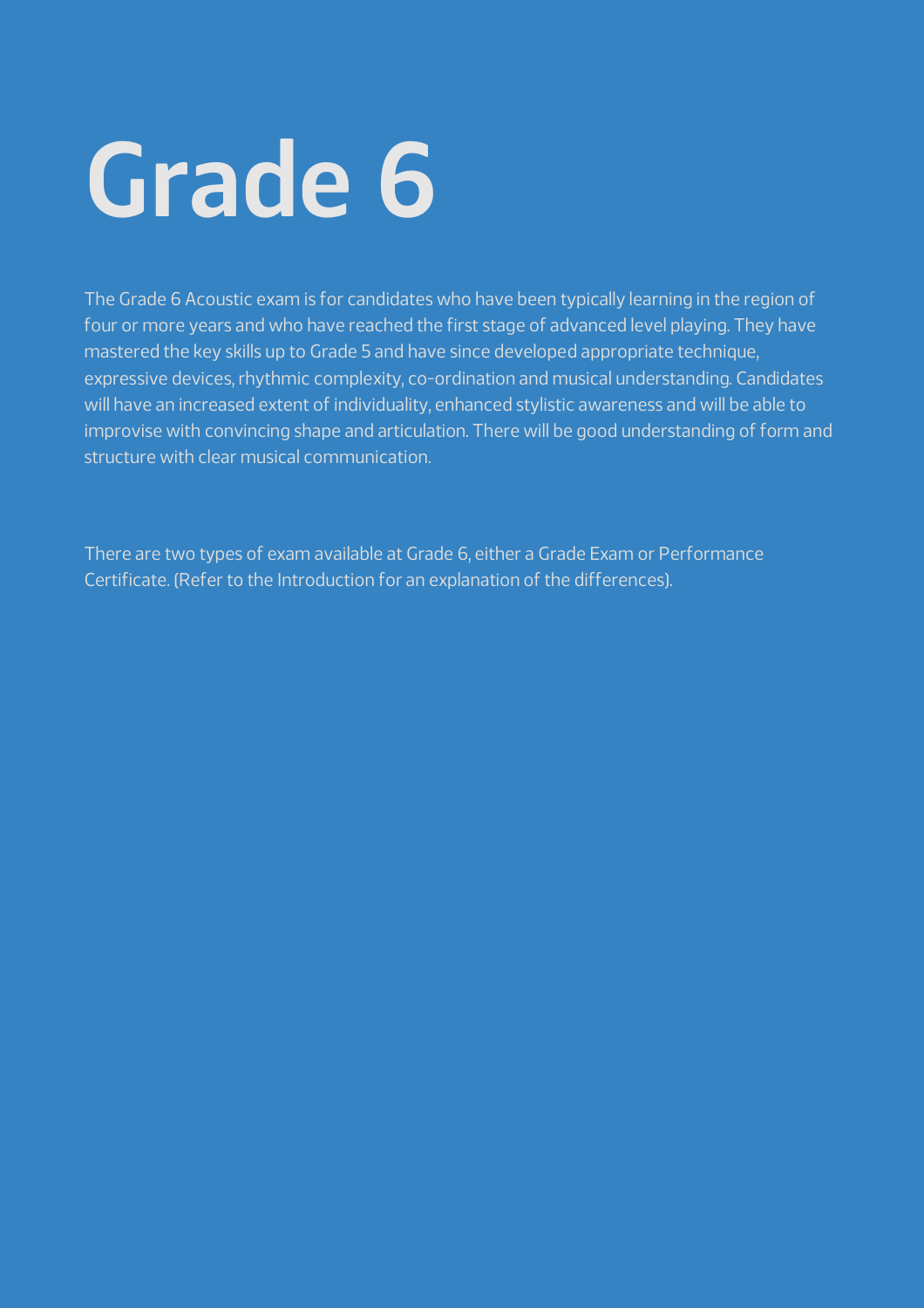# Grade 6

The Grade 6 Acoustic exam is for candidates who have been typically learning in the region of four or more years and who have reached the first stage of advanced level playing. They have mastered the key skills up to Grade 5 and have since developed appropriate technique, expressive devices, rhythmic complexity, co-ordination and musical understanding. Candidates will have an increased extent of individuality, enhanced stylistic awareness and will be able to improvise with convincing shape and articulation. There will be good understanding of form and structure with clear musical communication.

There are two types of exam available at Grade 6, either a Grade Exam or Performance Certificate. (Refer to the Introduction for an explanation of the differences).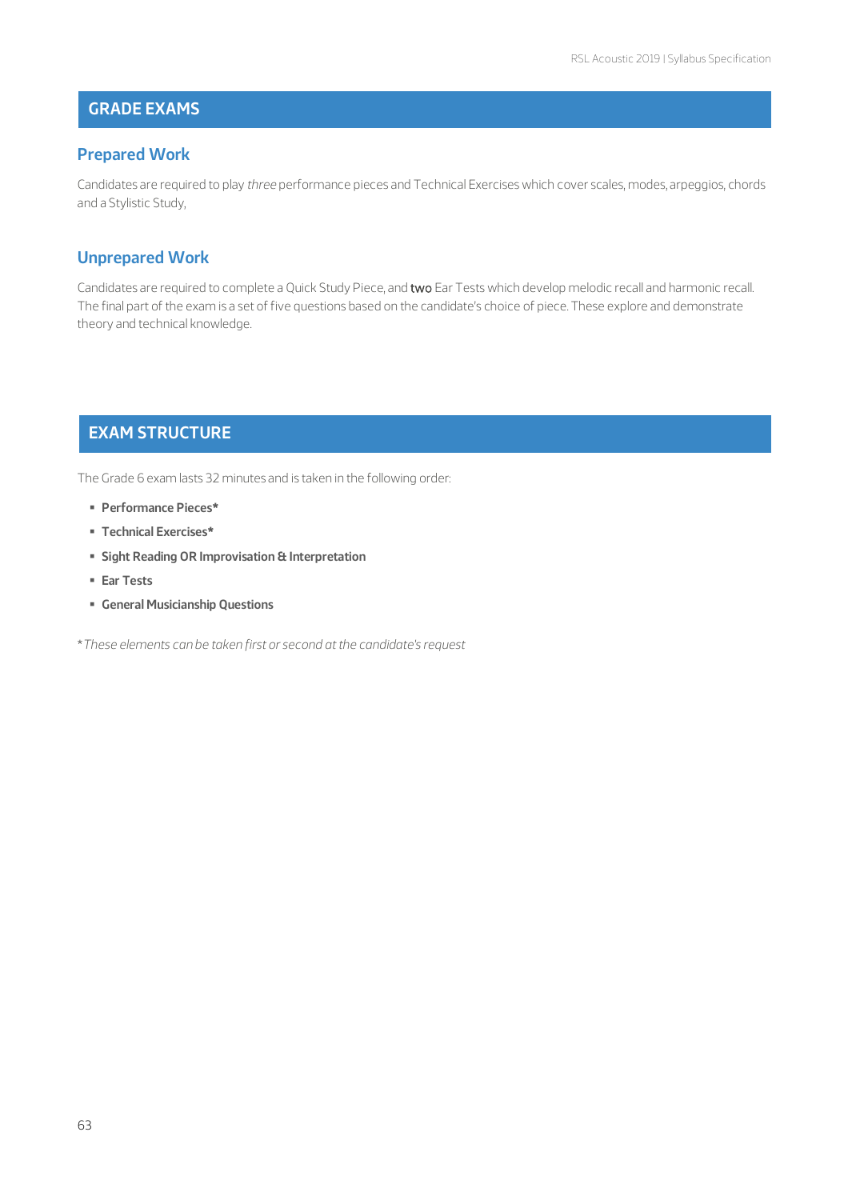## GRADE EXAMS

### Prepared Work

Candidates are required to play *three* performance pieces and Technical Exercises which cover scales, modes, arpeggios, chords and a Stylistic Study,

### Unprepared Work

Candidates are required to complete a Quick Study Piece, and two Ear Tests which develop melodic recall and harmonic recall. The final part of the exam is a set of five questions based on the candidate's choice of piece. These explore and demonstrate theory and technical knowledge.

## EXAM STRUCTURE

The Grade 6 exam lasts 32 minutes and is taken in the following order:

- **Performance Pieces***
- **Technical Exercises***
- **Sight Reading OR Improvisation & Interpretation**
- **Ear Tests**
- **General Musicianship Questions**

*\*These elements can be taken first or second at the candidate's request*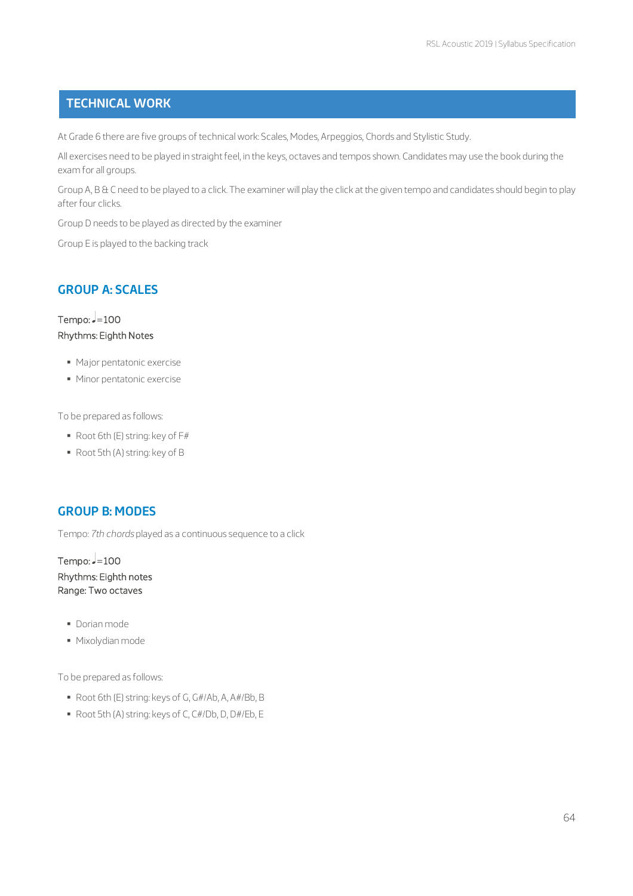## TECHNICAL WORK

At Grade 6 there are five groups of technical work: Scales, Modes, Arpeggios, Chords and Stylistic Study.

All exercises need to be played in straight feel, in the keys, octaves and tempos shown. Candidates may use the book during the exam for all groups.

Group A, B & C need to be played to a click. The examiner will play the click at the given tempo and candidates should begin to play after four clicks.

Group D needs to be played as directed by the examiner

Group E is played to the backing track

### GROUP A: SCALES

Tempo: ♩=100
Rhythms: Eighth Notes

- Major pentatonic exercise
- Minor pentatonic exercise

To be prepared as follows:

- Root 6th (E) string: key of F#
- Root 5th (A) string: key of B

### GROUP B: MODES

Tempo: *7th chords* played as a continuous sequence to a click

Tempo: ♩=100
Rhythms: Eighth notes
Range: Two octaves

- Dorian mode
- Mixolydian mode

To be prepared as follows:

- Root 6th (E) string: keys of G, G#/Ab, A, A#/Bb, B
- Root 5th (A) string: keys of C, C#/Db, D, D#/Eb, E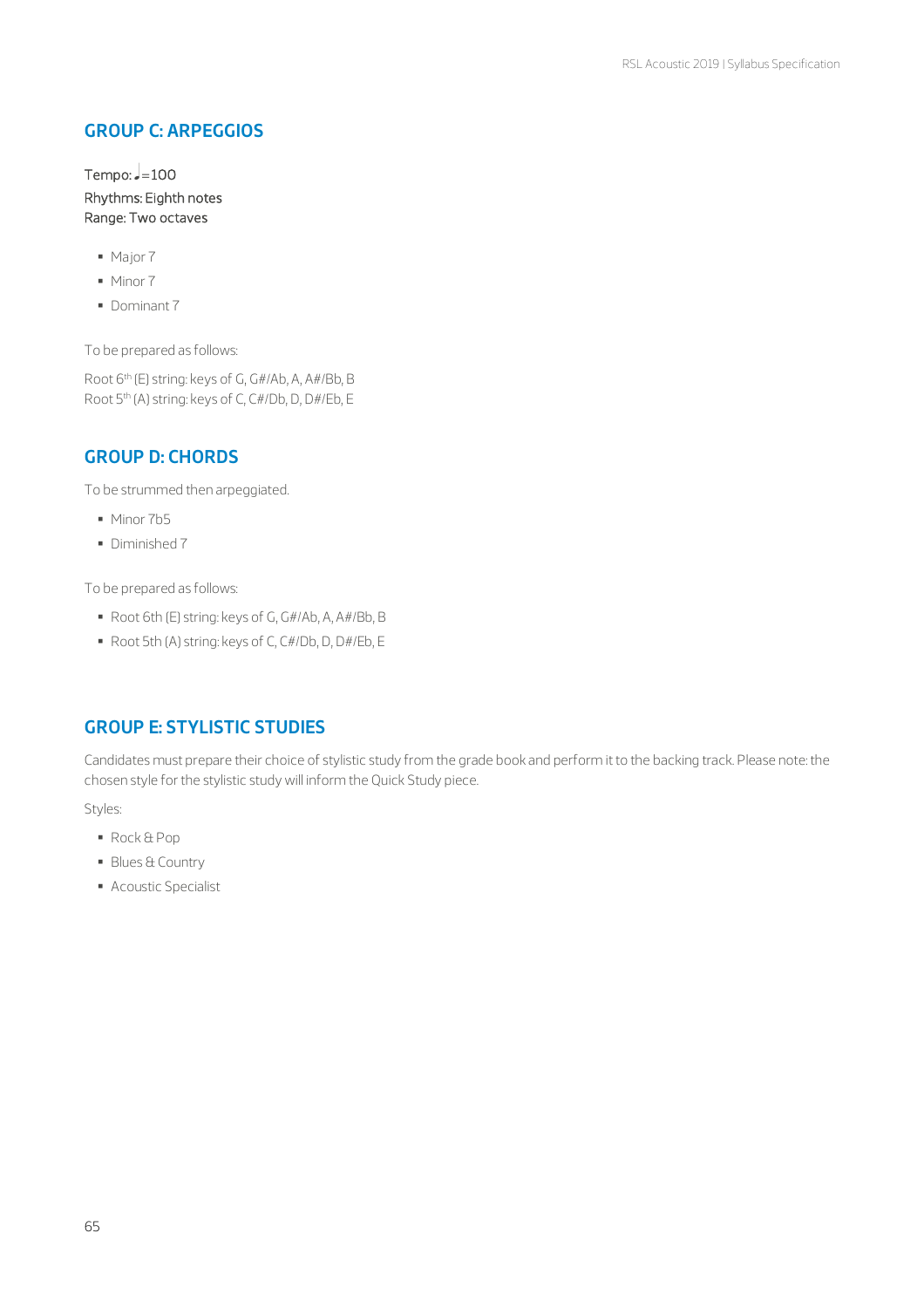## GROUP C: ARPEGGIOS

Tempo: ♩=100
Rhythms: Eighth notes
Range: Two octaves

- Major 7
- Minor 7
- Dominant 7

To be prepared as follows:

Root 6th (E) string: keys of G, G#/Ab, A, A#/Bb, B
Root 5th (A) string: keys of C, C#/Db, D, D#/Eb, E

## GROUP D: CHORDS

To be strummed then arpeggiated.

- Minor 7b5
- Diminished 7

To be prepared as follows:

- Root 6th (E) string: keys of G, G#/Ab, A, A#/Bb, B
- Root 5th (A) string: keys of C, C#/Db, D, D#/Eb, E

## GROUP E: STYLISTIC STUDIES

Candidates must prepare their choice of stylistic study from the grade book and perform it to the backing track. Please note: the chosen style for the stylistic study will inform the Quick Study piece.

Styles:

- Rock & Pop
- Blues & Country
- Acoustic Specialist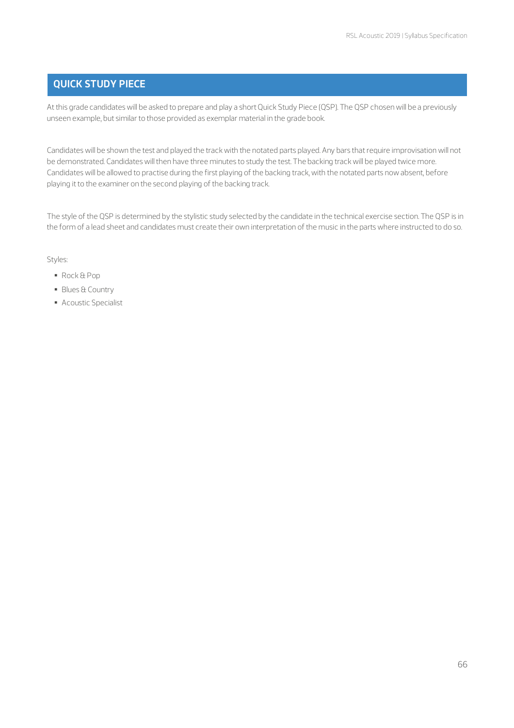## QUICK STUDY PIECE

At this grade candidates will be asked to prepare and play a short Quick Study Piece (QSP). The QSP chosen will be a previously unseen example, but similar to those provided as exemplar material in the grade book.

Candidates will be shown the test and played the track with the notated parts played. Any bars that require improvisation will not be demonstrated. Candidates will then have three minutes to study the test. The backing track will be played twice more. Candidates will be allowed to practise during the first playing of the backing track, with the notated parts now absent, before playing it to the examiner on the second playing of the backing track.

The style of the QSP is determined by the stylistic study selected by the candidate in the technical exercise section. The QSP is in the form of a lead sheet and candidates must create their own interpretation of the music in the parts where instructed to do so.

Styles:

- Rock & Pop
- Blues & Country
- Acoustic Specialist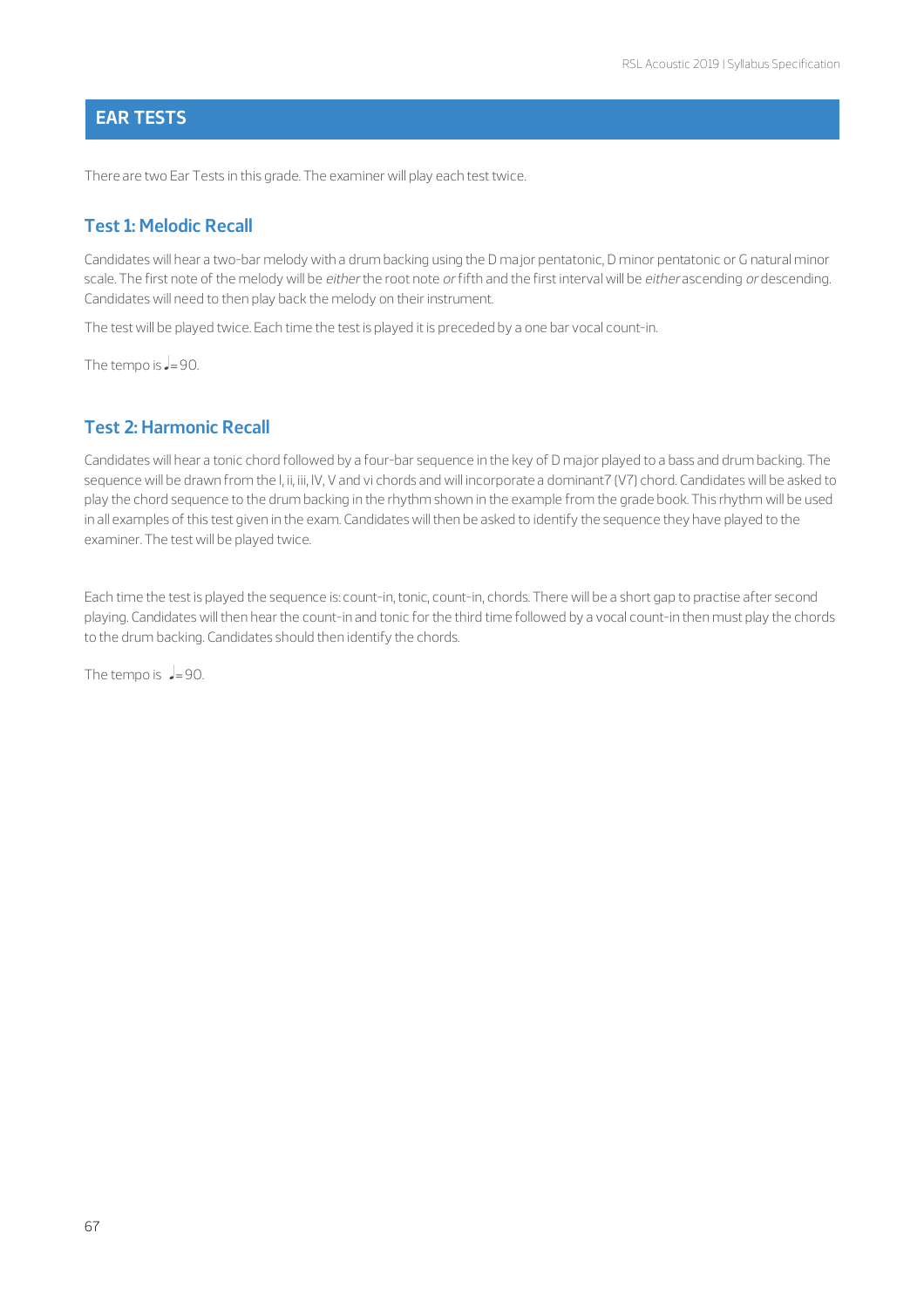## EAR TESTS

There are two Ear Tests in this grade. The examiner will play each test twice.

### Test 1: Melodic Recall

Candidates will hear a two-bar melody with a drum backing using the D major pentatonic, D minor pentatonic or G natural minor scale. The first note of the melody will be *either* the root note *or* fifth and the first interval will be *either* ascending *or* descending. Candidates will need to then play back the melody on their instrument.

The test will be played twice. Each time the test is played it is preceded by a one bar vocal count-in.

The tempo is ♩= 90.

### Test 2: Harmonic Recall

Candidates will hear a tonic chord followed by a four-bar sequence in the key of D major played to a bass and drum backing. The sequence will be drawn from the I, ii, iii, IV, V and vi chords and will incorporate a dominant7 (V7) chord. Candidates will be asked to play the chord sequence to the drum backing in the rhythm shown in the example from the grade book. This rhythm will be used in all examples of this test given in the exam. Candidates will then be asked to identify the sequence they have played to the examiner. The test will be played twice.

Each time the test is played the sequence is: count-in, tonic, count-in, chords. There will be a short gap to practise after second playing. Candidates will then hear the count-in and tonic for the third time followed by a vocal count-in then must play the chords to the drum backing. Candidates should then identify the chords.

The tempo is ♩= 90.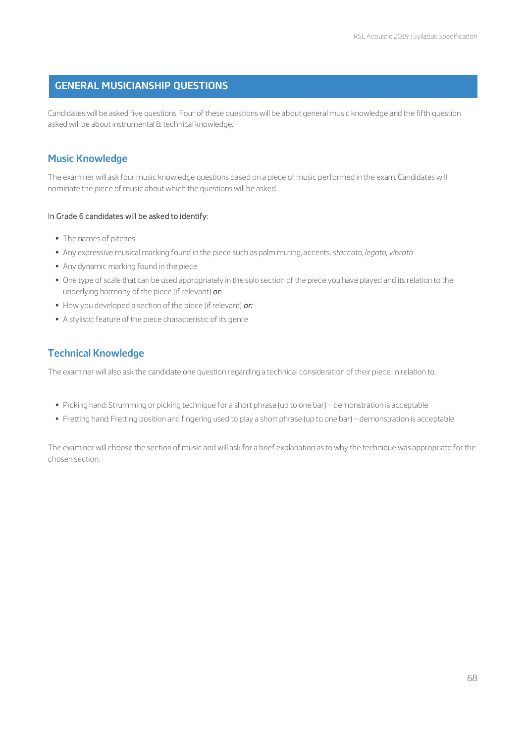## GENERAL MUSICIANSHIP QUESTIONS

Candidates will be asked five questions. Four of these questions will be about general music knowledge and the fifth question asked will be about instrumental & technical knowledge.

### Music Knowledge

The examiner will ask four music knowledge questions based on a piece of music performed in the exam. Candidates will nominate the piece of music about which the questions will be asked.

In Grade 6 candidates will be asked to identify:

- The names of pitches
- Any expressive musical marking found in the piece such as palm muting, accents, *staccato*, *legato*, *vibrato*
- Any dynamic marking found in the piece
- One type of scale that can be used appropriately in the solo section of the piece you have played and its relation to the underlying harmony of the piece (if relevant) ***or:***
- How you developed a section of the piece (if relevant) ***or:***
- A stylistic feature of the piece characteristic of its genre

### Technical Knowledge

The examiner will also ask the candidate one question regarding a technical consideration of their piece, in relation to:

- Picking hand: Strumming or picking technique for a short phrase (up to one bar) – demonstration is acceptable
- Fretting hand: Fretting position and fingering used to play a short phrase (up to one bar) – demonstration is acceptable

The examiner will choose the section of music and will ask for a brief explanation as to why the technique was appropriate for the chosen section.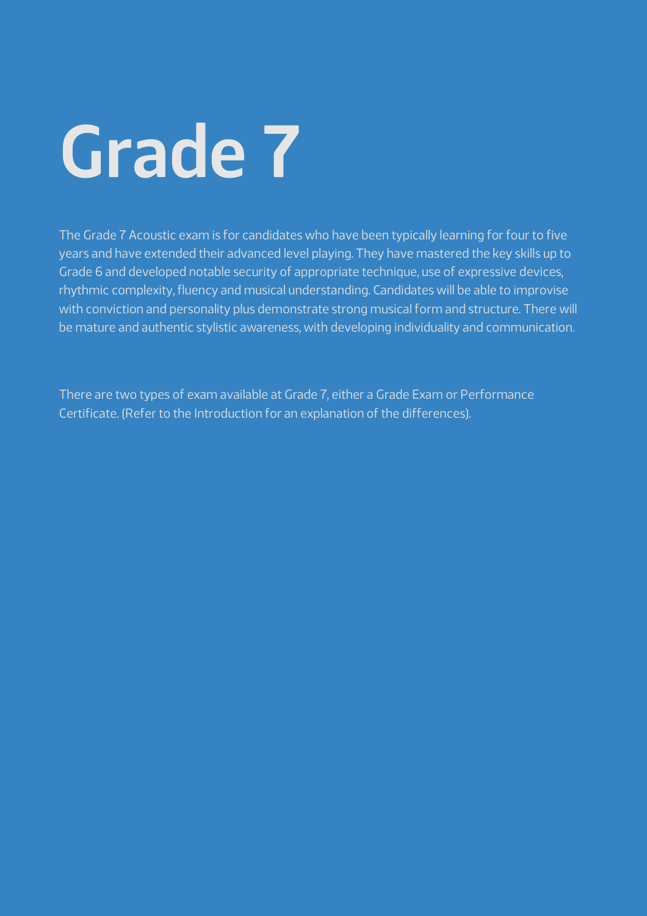# Grade 7

The Grade 7 Acoustic exam is for candidates who have been typically learning for four to five years and have extended their advanced level playing. They have mastered the key skills up to Grade 6 and developed notable security of appropriate technique, use of expressive devices, rhythmic complexity, fluency and musical understanding. Candidates will be able to improvise with conviction and personality plus demonstrate strong musical form and structure. There will be mature and authentic stylistic awareness, with developing individuality and communication.

There are two types of exam available at Grade 7, either a Grade Exam or Performance Certificate. (Refer to the Introduction for an explanation of the differences).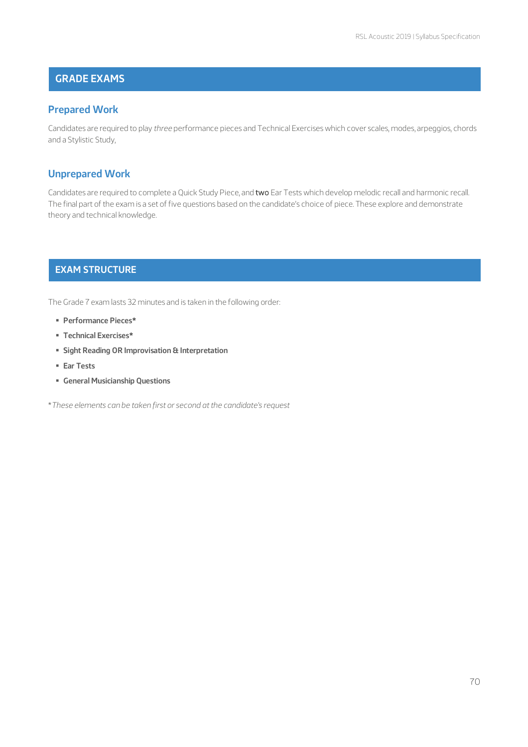## GRADE EXAMS

### Prepared Work

Candidates are required to play *three* performance pieces and Technical Exercises which cover scales, modes, arpeggios, chords and a Stylistic Study,

### Unprepared Work

Candidates are required to complete a Quick Study Piece, and **two** Ear Tests which develop melodic recall and harmonic recall. The final part of the exam is a set of five questions based on the candidate's choice of piece. These explore and demonstrate theory and technical knowledge.

## EXAM STRUCTURE

The Grade 7 exam lasts 32 minutes and is taken in the following order:

- **Performance Pieces***
- **Technical Exercises***
- **Sight Reading OR Improvisation & Interpretation**
- **Ear Tests**
- **General Musicianship Questions**

**These elements can be taken first or second at the candidate's request*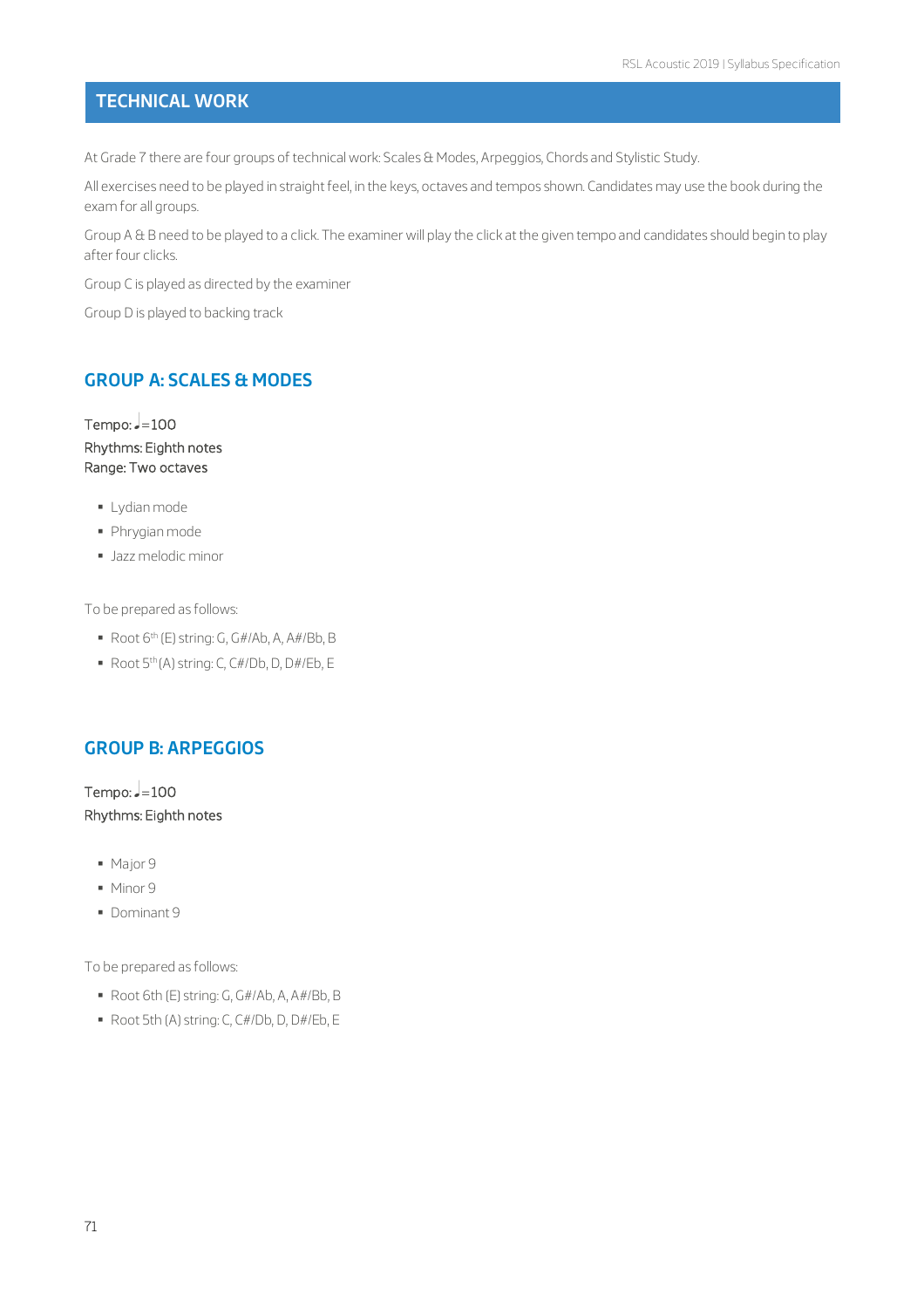## TECHNICAL WORK

At Grade 7 there are four groups of technical work: Scales & Modes, Arpeggios, Chords and Stylistic Study.

All exercises need to be played in straight feel, in the keys, octaves and tempos shown. Candidates may use the book during the exam for all groups.

Group A & B need to be played to a click. The examiner will play the click at the given tempo and candidates should begin to play after four clicks.

Group C is played as directed by the examiner

Group D is played to backing track

### GROUP A: SCALES & MODES

Tempo: ♩=100
Rhythms: Eighth notes
Range: Two octaves

- Lydian mode
- Phrygian mode
- Jazz melodic minor

To be prepared as follows:

- Root 6th (E) string: G, G#/Ab, A, A#/Bb, B
- Root 5th (A) string: C, C#/Db, D, D#/Eb, E

### GROUP B: ARPEGGIOS

Tempo: ♩=100
Rhythms: Eighth notes

- Major 9
- Minor 9
- Dominant 9

To be prepared as follows:

- Root 6th (E) string: G, G#/Ab, A, A#/Bb, B
- Root 5th (A) string: C, C#/Db, D, D#/Eb, E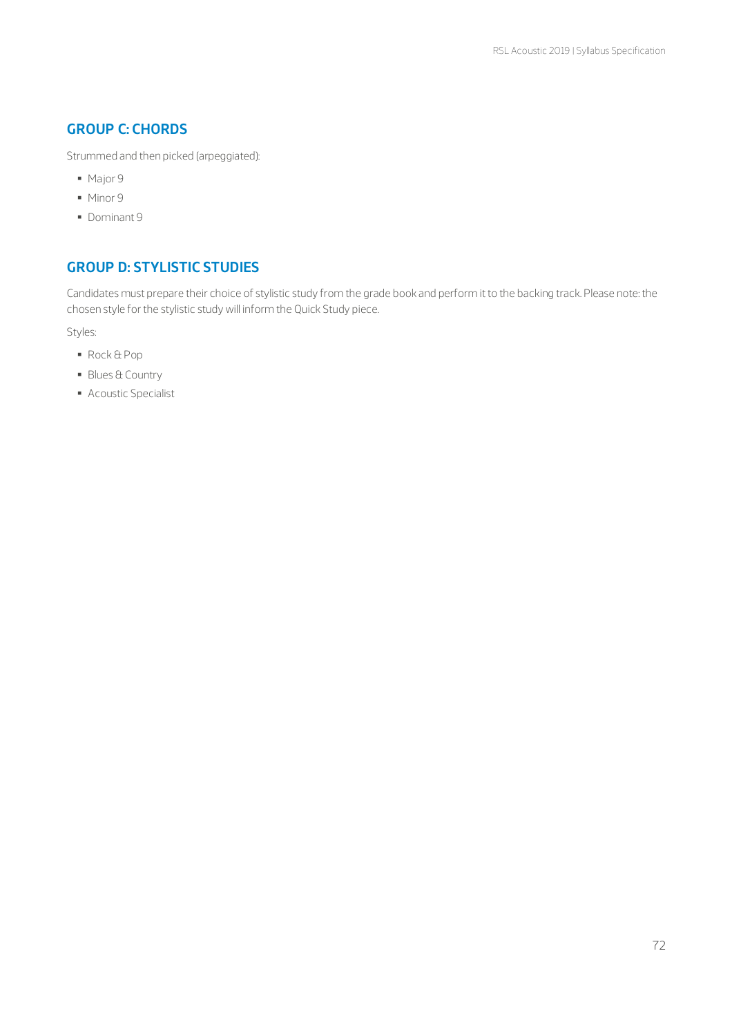## GROUP C: CHORDS

Strummed and then picked (arpeggiated):

- Major 9
- Minor 9
- Dominant 9

## GROUP D: STYLISTIC STUDIES

Candidates must prepare their choice of stylistic study from the grade book and perform it to the backing track. Please note: the chosen style for the stylistic study will inform the Quick Study piece.

Styles:

- Rock & Pop
- Blues & Country
- Acoustic Specialist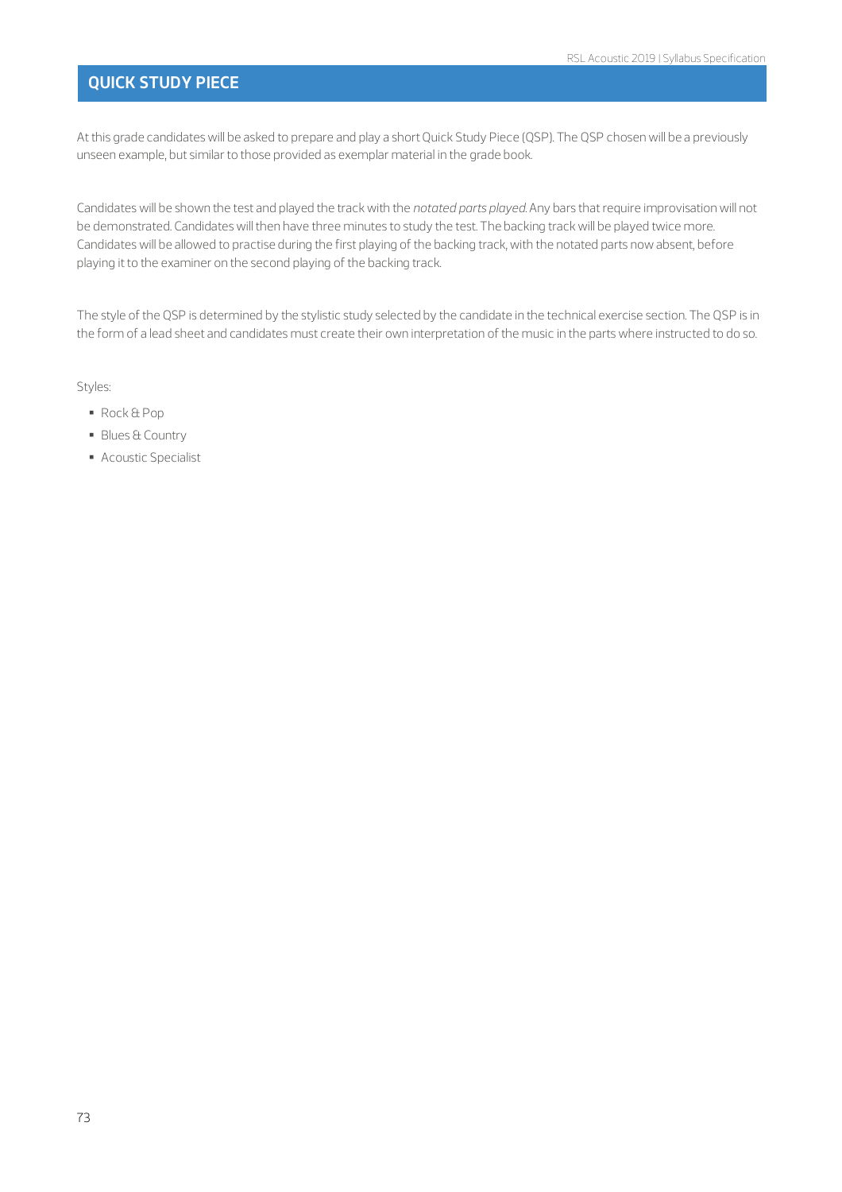## QUICK STUDY PIECE

At this grade candidates will be asked to prepare and play a short Quick Study Piece (QSP). The QSP chosen will be a previously unseen example, but similar to those provided as exemplar material in the grade book.

Candidates will be shown the test and played the track with the *notated parts played*. Any bars that require improvisation will not be demonstrated. Candidates will then have three minutes to study the test. The backing track will be played twice more. Candidates will be allowed to practise during the first playing of the backing track, with the notated parts now absent, before playing it to the examiner on the second playing of the backing track.

The style of the QSP is determined by the stylistic study selected by the candidate in the technical exercise section. The QSP is in the form of a lead sheet and candidates must create their own interpretation of the music in the parts where instructed to do so.

Styles:

- Rock & Pop
- Blues & Country
- Acoustic Specialist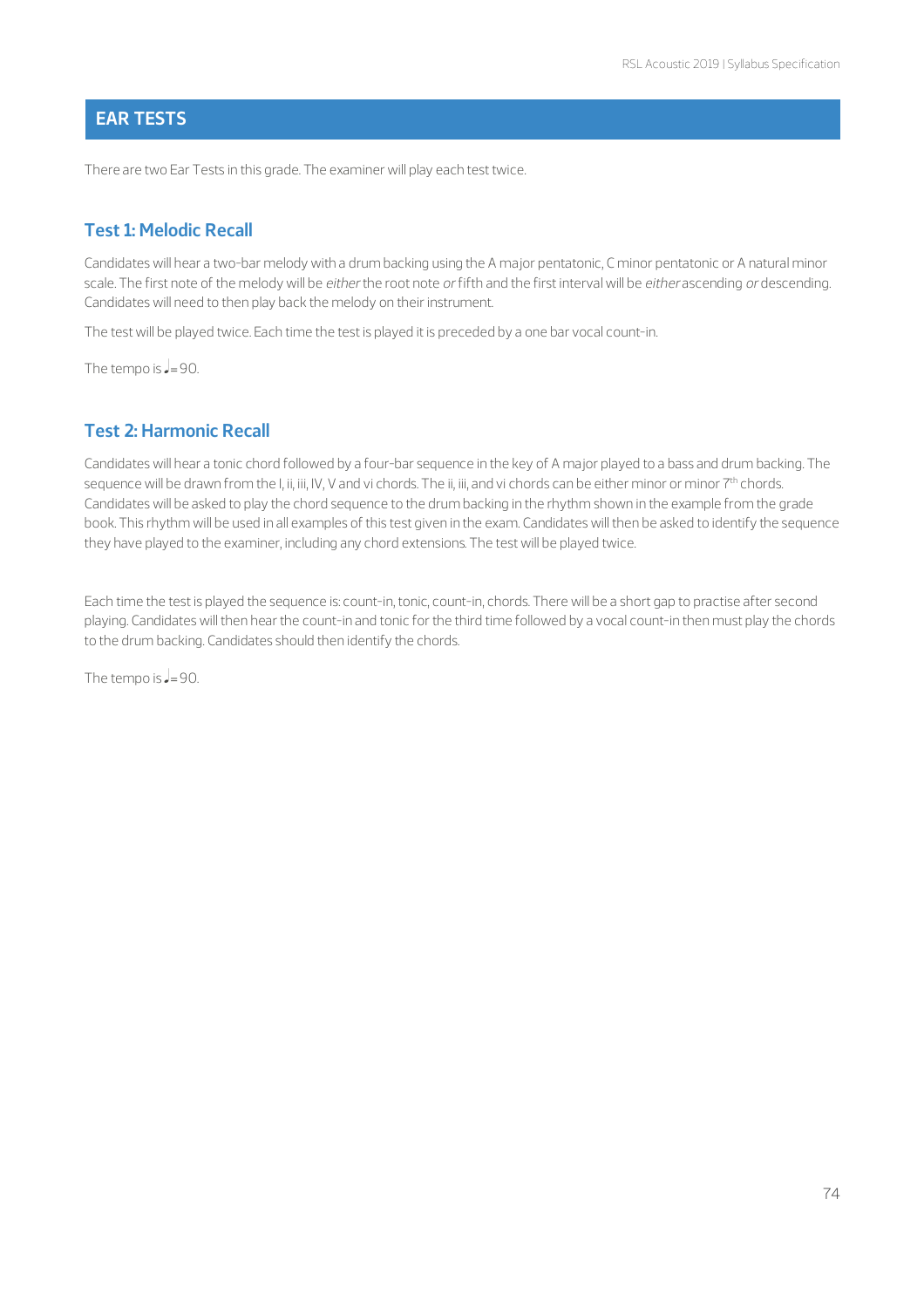## EAR TESTS

There are two Ear Tests in this grade. The examiner will play each test twice.

### Test 1: Melodic Recall

Candidates will hear a two-bar melody with a drum backing using the A major pentatonic, C minor pentatonic or A natural minor scale. The first note of the melody will be *either* the root note *or* fifth and the first interval will be *either* ascending *or* descending. Candidates will need to then play back the melody on their instrument.

The test will be played twice. Each time the test is played it is preceded by a one bar vocal count-in.

The tempo is ♩= 90.

### Test 2: Harmonic Recall

Candidates will hear a tonic chord followed by a four-bar sequence in the key of A major played to a bass and drum backing. The sequence will be drawn from the I, ii, iii, IV, V and vi chords. The ii, iii, and vi chords can be either minor or minor 7th chords. Candidates will be asked to play the chord sequence to the drum backing in the rhythm shown in the example from the grade book. This rhythm will be used in all examples of this test given in the exam. Candidates will then be asked to identify the sequence they have played to the examiner, including any chord extensions. The test will be played twice.

Each time the test is played the sequence is: count-in, tonic, count-in, chords. There will be a short gap to practise after second playing. Candidates will then hear the count-in and tonic for the third time followed by a vocal count-in then must play the chords to the drum backing. Candidates should then identify the chords.

The tempo is ♩= 90.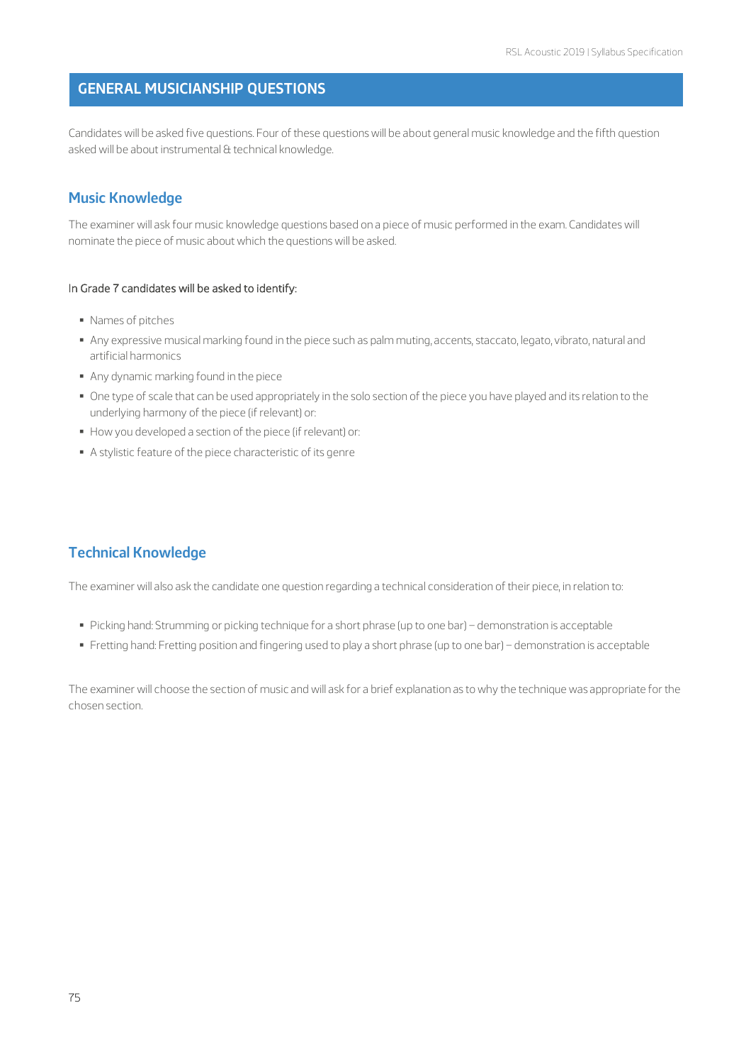## GENERAL MUSICIANSHIP QUESTIONS

Candidates will be asked five questions. Four of these questions will be about general music knowledge and the fifth question asked will be about instrumental & technical knowledge.

### Music Knowledge

The examiner will ask four music knowledge questions based on a piece of music performed in the exam. Candidates will nominate the piece of music about which the questions will be asked.

In Grade 7 candidates will be asked to identify:

- Names of pitches
- Any expressive musical marking found in the piece such as palm muting, accents, staccato, legato, vibrato, natural and artificial harmonics
- Any dynamic marking found in the piece
- One type of scale that can be used appropriately in the solo section of the piece you have played and its relation to the underlying harmony of the piece (if relevant) or:
- How you developed a section of the piece (if relevant) or:
- A stylistic feature of the piece characteristic of its genre

### Technical Knowledge

The examiner will also ask the candidate one question regarding a technical consideration of their piece, in relation to:

- Picking hand: Strumming or picking technique for a short phrase (up to one bar) – demonstration is acceptable
- Fretting hand: Fretting position and fingering used to play a short phrase (up to one bar) – demonstration is acceptable

The examiner will choose the section of music and will ask for a brief explanation as to why the technique was appropriate for the chosen section.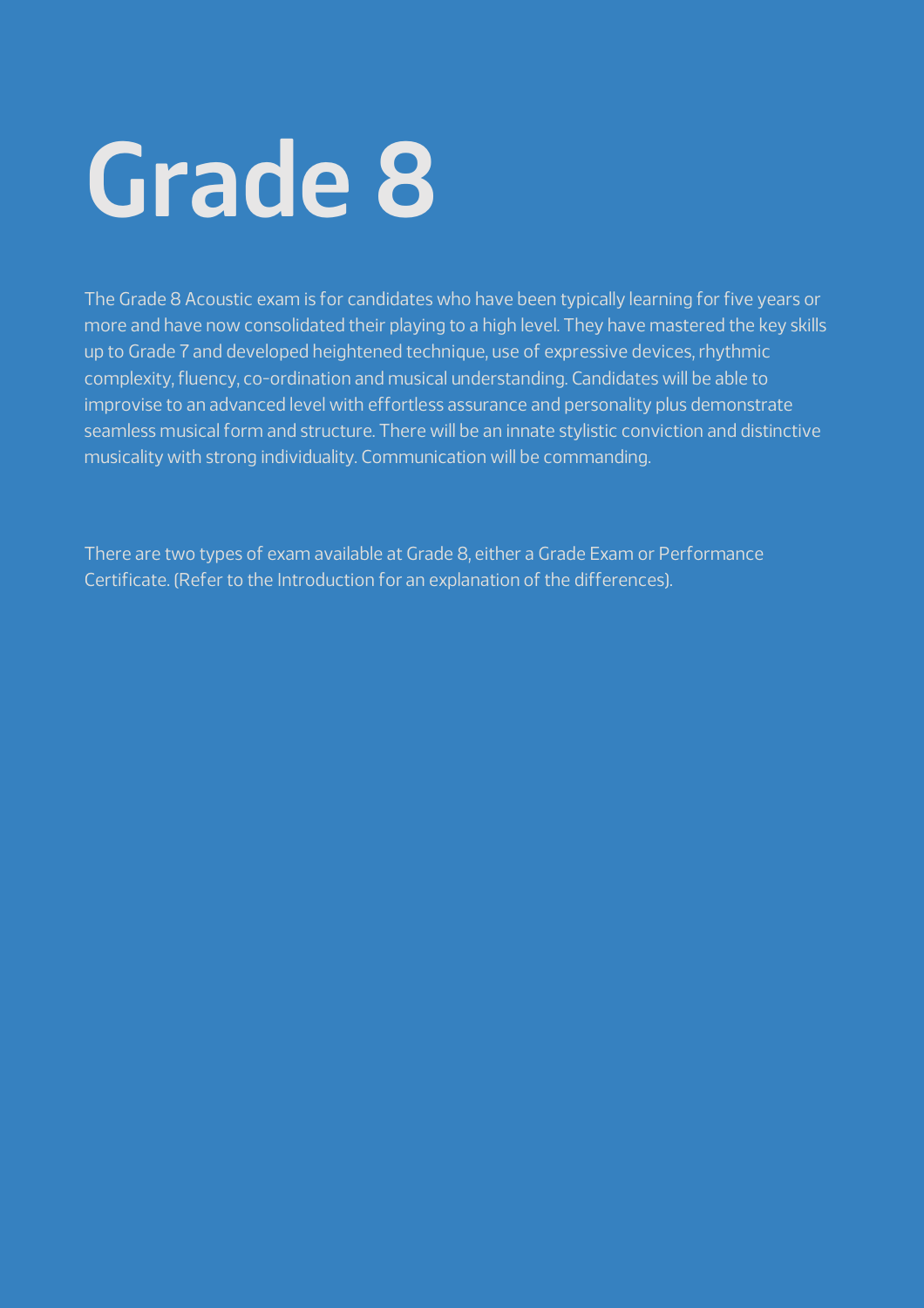# Grade 8

The Grade 8 Acoustic exam is for candidates who have been typically learning for five years or more and have now consolidated their playing to a high level. They have mastered the key skills up to Grade 7 and developed heightened technique, use of expressive devices, rhythmic complexity, fluency, co-ordination and musical understanding. Candidates will be able to improvise to an advanced level with effortless assurance and personality plus demonstrate seamless musical form and structure. There will be an innate stylistic conviction and distinctive musicality with strong individuality. Communication will be commanding.

There are two types of exam available at Grade 8, either a Grade Exam or Performance Certificate. (Refer to the Introduction for an explanation of the differences).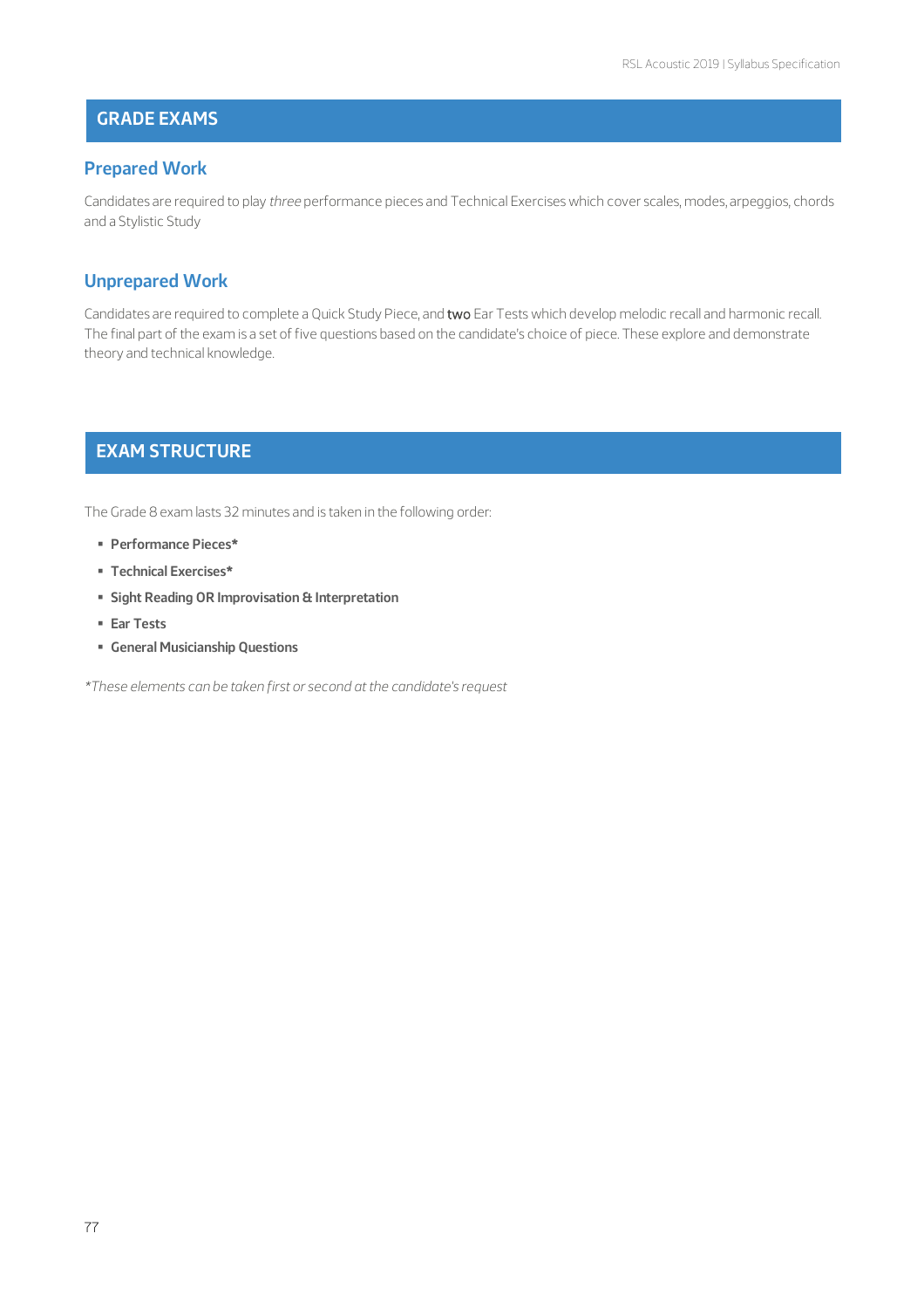## GRADE EXAMS

### Prepared Work

Candidates are required to play *three* performance pieces and Technical Exercises which cover scales, modes, arpeggios, chords and a Stylistic Study

### Unprepared Work

Candidates are required to complete a Quick Study Piece, and two Ear Tests which develop melodic recall and harmonic recall. The final part of the exam is a set of five questions based on the candidate's choice of piece. These explore and demonstrate theory and technical knowledge.

## EXAM STRUCTURE

The Grade 8 exam lasts 32 minutes and is taken in the following order:

- **Performance Pieces***
- **Technical Exercises***
- **Sight Reading OR Improvisation & Interpretation**
- **Ear Tests**
- **General Musicianship Questions**

**These elements can be taken first or second at the candidate's request*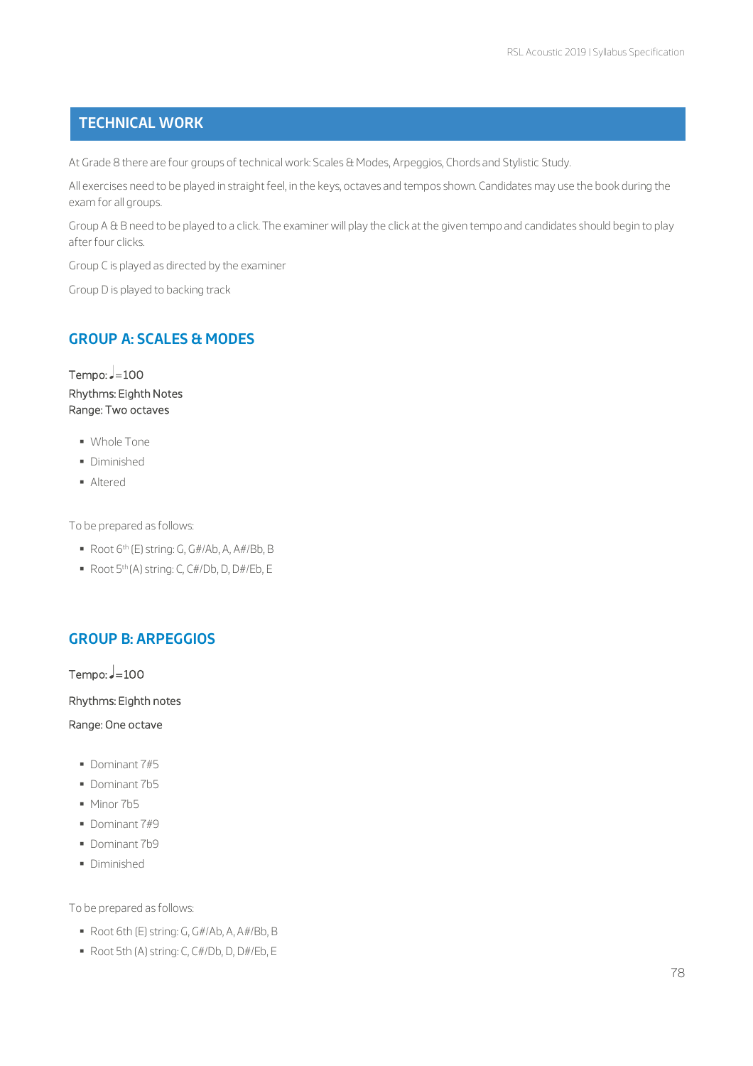## TECHNICAL WORK

At Grade 8 there are four groups of technical work: Scales & Modes, Arpeggios, Chords and Stylistic Study.

All exercises need to be played in straight feel, in the keys, octaves and tempos shown. Candidates may use the book during the exam for all groups.

Group A & B need to be played to a click. The examiner will play the click at the given tempo and candidates should begin to play after four clicks.

Group C is played as directed by the examiner

Group D is played to backing track

### GROUP A: SCALES & MODES

Tempo: ♩=100
Rhythms: Eighth Notes
Range: Two octaves

- Whole Tone
- Diminished
- Altered

To be prepared as follows:

- Root 6th (E) string: G, G#/Ab, A, A#/Bb, B
- Root 5th (A) string: C, C#/Db, D, D#/Eb, E

### GROUP B: ARPEGGIOS

Tempo: ♩=100

Rhythms: Eighth notes

Range: One octave

- Dominant 7#5
- Dominant 7b5
- Minor 7b5
- Dominant 7#9
- Dominant 7b9
- Diminished

To be prepared as follows:

- Root 6th (E) string: G, G#/Ab, A, A#/Bb, B
- Root 5th (A) string: C, C#/Db, D, D#/Eb, E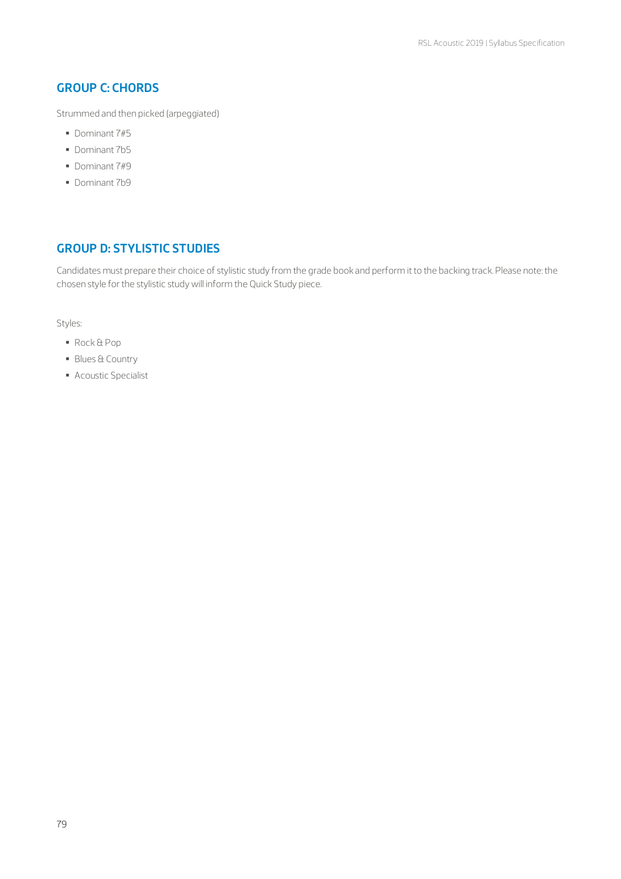## GROUP C: CHORDS

Strummed and then picked (arpeggiated)

- Dominant 7#5
- Dominant 7b5
- Dominant 7#9
- Dominant 7b9

## GROUP D: STYLISTIC STUDIES

Candidates must prepare their choice of stylistic study from the grade book and perform it to the backing track. Please note: the chosen style for the stylistic study will inform the Quick Study piece.

Styles:

- Rock & Pop
- Blues & Country
- Acoustic Specialist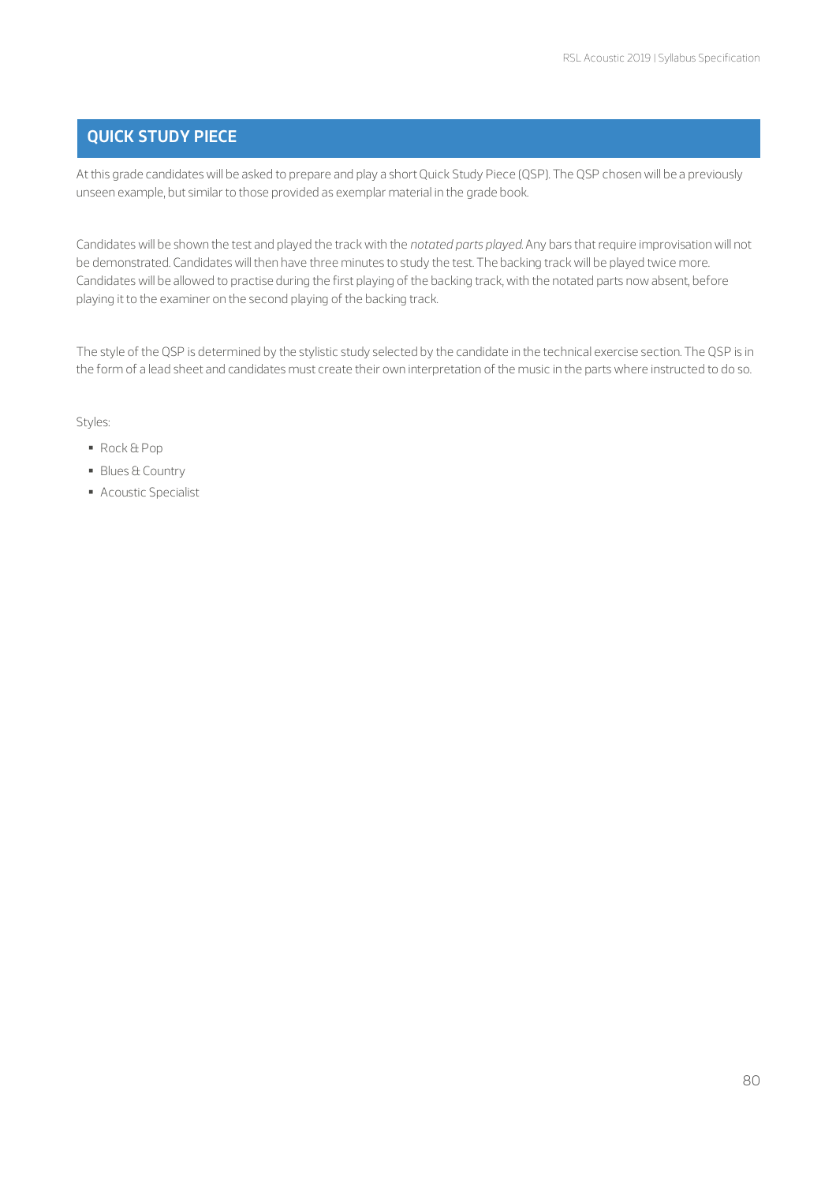## QUICK STUDY PIECE

At this grade candidates will be asked to prepare and play a short Quick Study Piece (QSP). The QSP chosen will be a previously unseen example, but similar to those provided as exemplar material in the grade book.

Candidates will be shown the test and played the track with the *notated parts played*. Any bars that require improvisation will not be demonstrated. Candidates will then have three minutes to study the test. The backing track will be played twice more. Candidates will be allowed to practise during the first playing of the backing track, with the notated parts now absent, before playing it to the examiner on the second playing of the backing track.

The style of the QSP is determined by the stylistic study selected by the candidate in the technical exercise section. The QSP is in the form of a lead sheet and candidates must create their own interpretation of the music in the parts where instructed to do so.

Styles:

- Rock & Pop
- Blues & Country
- Acoustic Specialist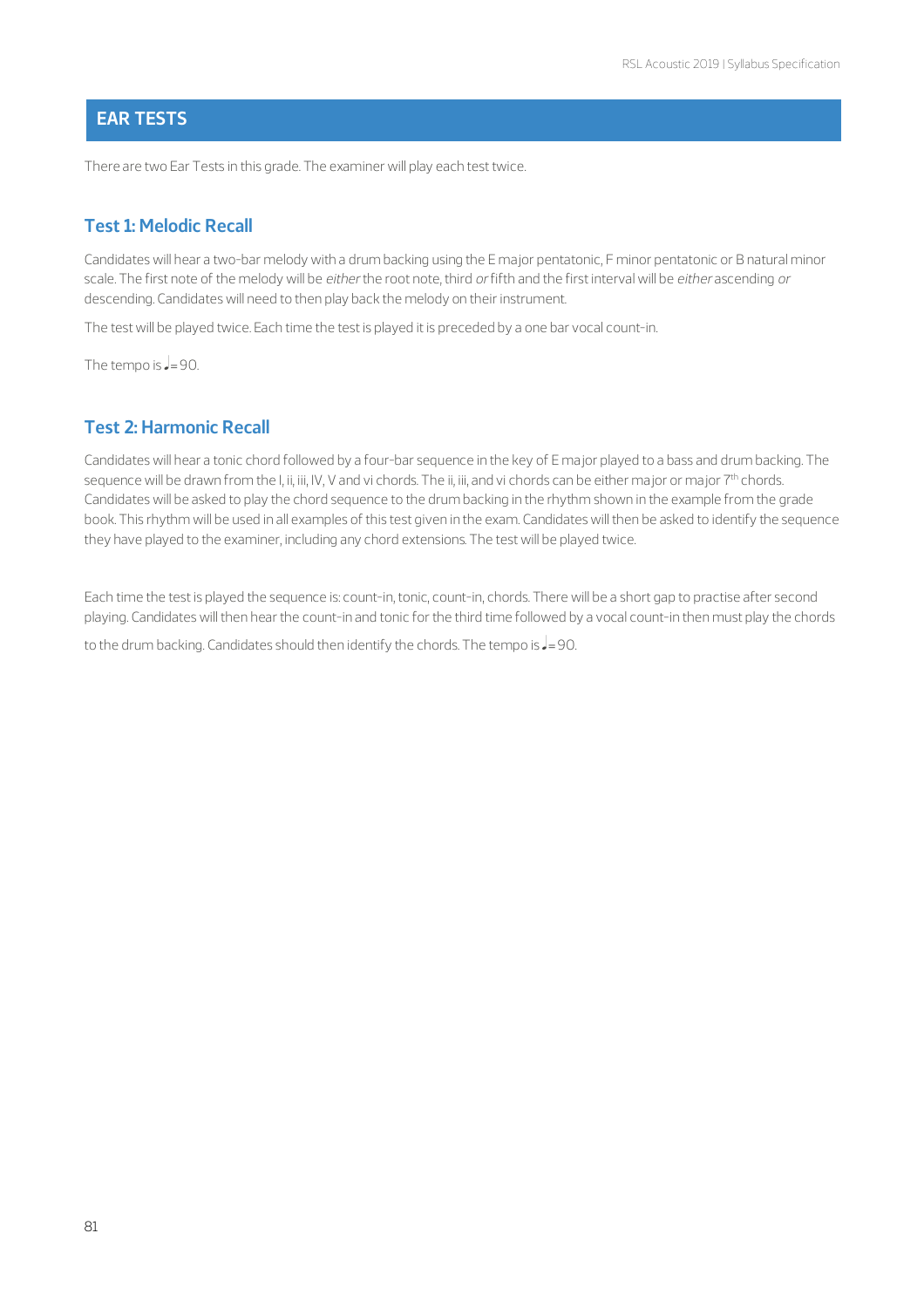## EAR TESTS

There are two Ear Tests in this grade. The examiner will play each test twice.

### Test 1: Melodic Recall

Candidates will hear a two-bar melody with a drum backing using the E major pentatonic, F minor pentatonic or B natural minor scale. The first note of the melody will be *either* the root note, third *or* fifth and the first interval will be *either* ascending *or* descending. Candidates will need to then play back the melody on their instrument.

The test will be played twice. Each time the test is played it is preceded by a one bar vocal count-in.

The tempo is ♩= 90.

### Test 2: Harmonic Recall

Candidates will hear a tonic chord followed by a four-bar sequence in the key of E major played to a bass and drum backing. The sequence will be drawn from the I, ii, iii, IV, V and vi chords. The ii, iii, and vi chords can be either major or major 7th chords. Candidates will be asked to play the chord sequence to the drum backing in the rhythm shown in the example from the grade book. This rhythm will be used in all examples of this test given in the exam. Candidates will then be asked to identify the sequence they have played to the examiner, including any chord extensions. The test will be played twice.

Each time the test is played the sequence is: count-in, tonic, count-in, chords. There will be a short gap to practise after second playing. Candidates will then hear the count-in and tonic for the third time followed by a vocal count-in then must play the chords to the drum backing. Candidates should then identify the chords. The tempo is ♩= 90.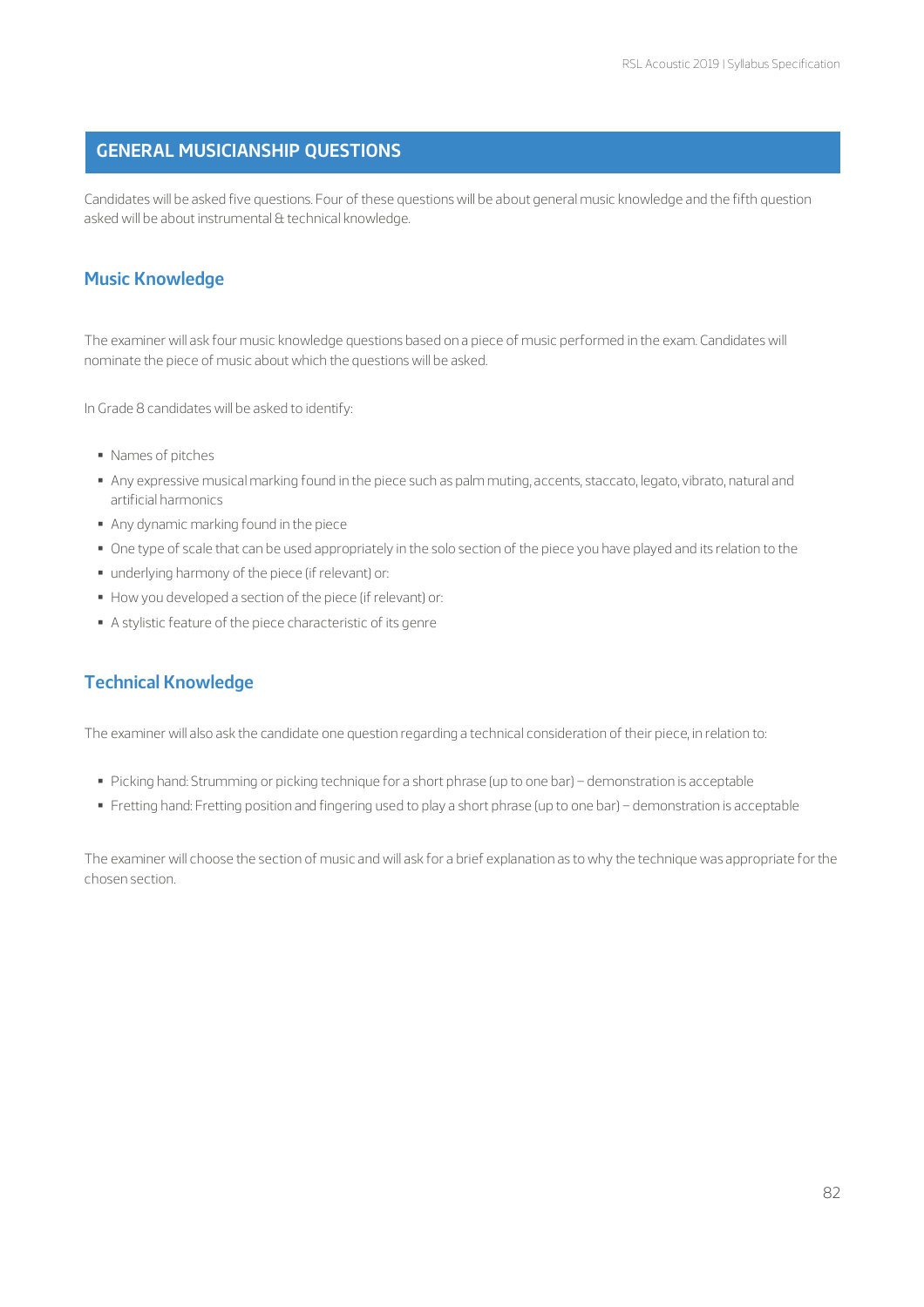## GENERAL MUSICIANSHIP QUESTIONS

Candidates will be asked five questions. Four of these questions will be about general music knowledge and the fifth question asked will be about instrumental & technical knowledge.

### Music Knowledge

The examiner will ask four music knowledge questions based on a piece of music performed in the exam. Candidates will nominate the piece of music about which the questions will be asked.

In Grade 8 candidates will be asked to identify:

- Names of pitches
- Any expressive musical marking found in the piece such as palm muting, accents, staccato, legato, vibrato, natural and artificial harmonics
- Any dynamic marking found in the piece
- One type of scale that can be used appropriately in the solo section of the piece you have played and its relation to the
- underlying harmony of the piece (if relevant) or:
- How you developed a section of the piece (if relevant) or:
- A stylistic feature of the piece characteristic of its genre

### Technical Knowledge

The examiner will also ask the candidate one question regarding a technical consideration of their piece, in relation to:

- Picking hand: Strumming or picking technique for a short phrase (up to one bar) – demonstration is acceptable
- Fretting hand: Fretting position and fingering used to play a short phrase (up to one bar) – demonstration is acceptable

The examiner will choose the section of music and will ask for a brief explanation as to why the technique was appropriate for the chosen section.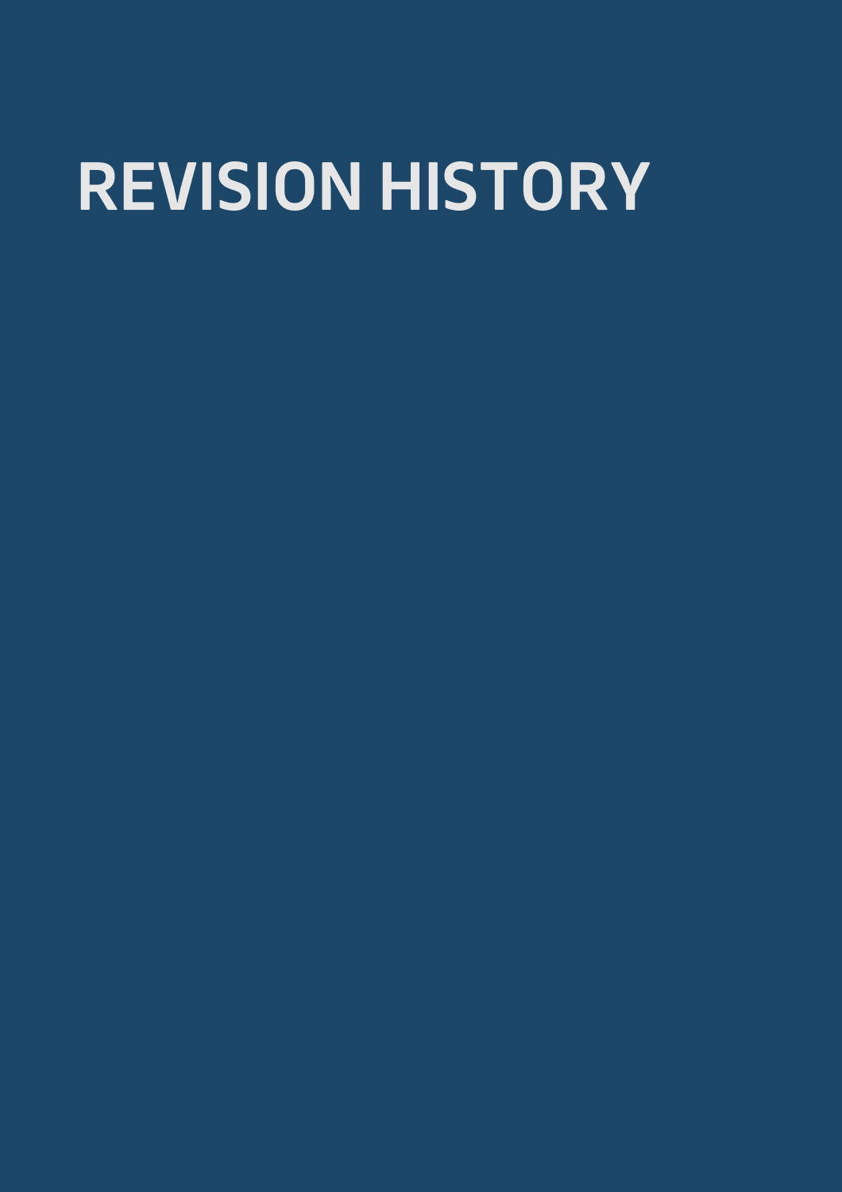# REVISION HISTORY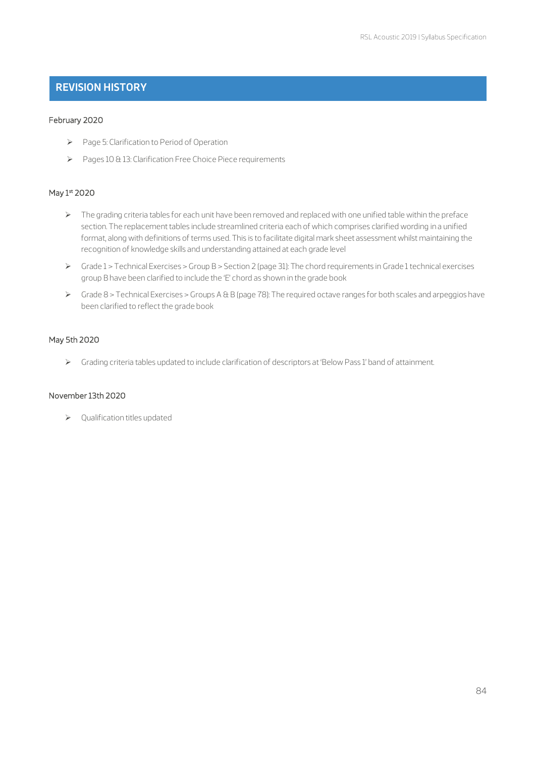## REVISION HISTORY

February 2020

- Page 5: Clarification to Period of Operation
- Pages 10 & 13: Clarification Free Choice Piece requirements

May 1st 2020

- The grading criteria tables for each unit have been removed and replaced with one unified table within the preface section. The replacement tables include streamlined criteria each of which comprises clarified wording in a unified format, along with definitions of terms used. This is to facilitate digital mark sheet assessment whilst maintaining the recognition of knowledge skills and understanding attained at each grade level
- Grade 1 > Technical Exercises > Group B > Section 2 (page 31): The chord requirements in Grade 1 technical exercises group B have been clarified to include the 'E' chord as shown in the grade book
- Grade 8 > Technical Exercises > Groups A & B (page 78): The required octave ranges for both scales and arpeggios have been clarified to reflect the grade book

May 5th 2020

- Grading criteria tables updated to include clarification of descriptors at 'Below Pass 1' band of attainment.

November 13th 2020

- Qualification titles updated